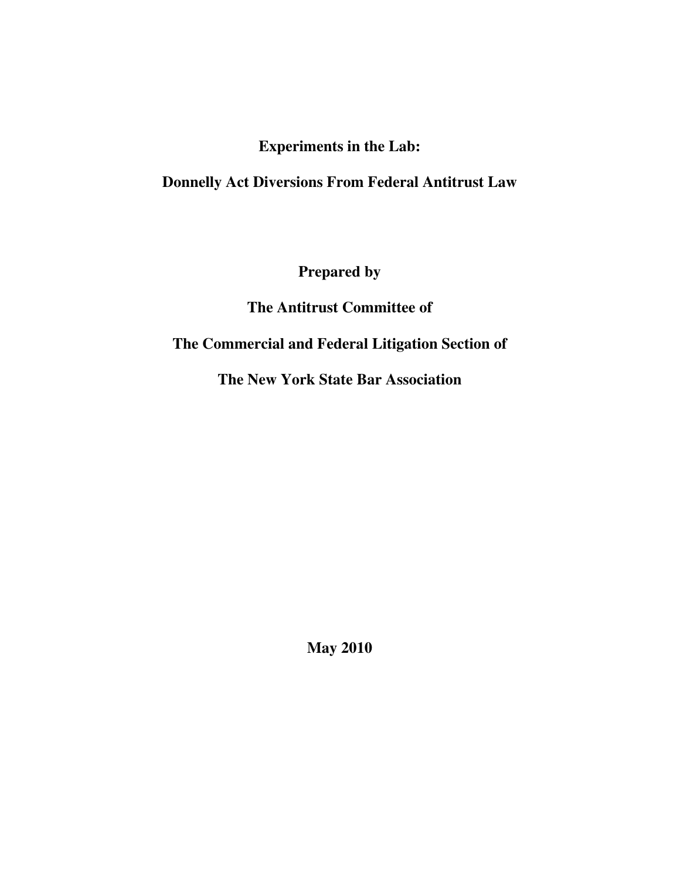# Experiments in the Lab:

# Donnelly Act Diversions From Federal Antitrust Law

**Prepared by**

**The Antitrust Committee of**

**The Commercial and Federal Litigation Section of**

**The New York State Bar Association**

**May 2010**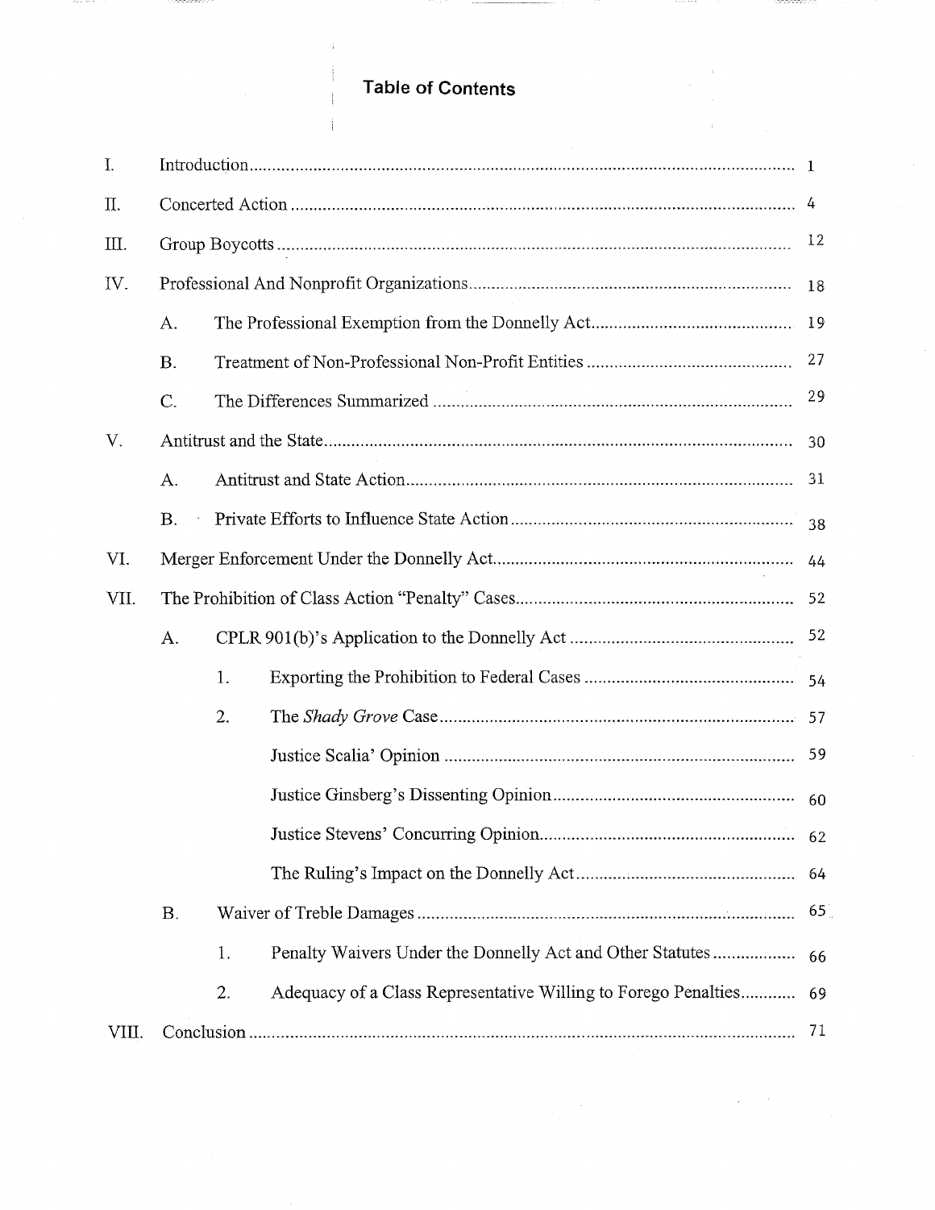# Table of Contents

| | | | | |
|---|---|---|---|---|
| I. | Introduction | | | 1 |
| II. | Concerted Action | | | 4 |
| III. | Group Boycotts | | | 12 |
| IV. | Professional And Nonprofit Organizations | | | 18 |
| | A. | The Professional Exemption from the Donnelly Act | | 19 |
| | B. | Treatment of Non-Professional Non-Profit Entities | | 27 |
| | C. | The Differences Summarized | | 29 |
| V. | Antitrust and the State | | | 30 |
| | A. | Antitrust and State Action | | 31 |
| | B. | Private Efforts to Influence State Action | | 38 |
| VI. | Merger Enforcement Under the Donnelly Act | | | 44 |
| VII. | The Prohibition of Class Action "Penalty" Cases | | | 52 |
| | A. | CPLR 901(b)'s Application to the Donnelly Act | | 52 |
| | | 1. | Exporting the Prohibition to Federal Cases | 54 |
| | | 2. | The *Shady Grove* Case | 57 |
| | | | Justice Scalia' Opinion | 59 |
| | | | Justice Ginsberg's Dissenting Opinion | 60 |
| | | | Justice Stevens' Concurring Opinion | 62 |
| | | | The Ruling's Impact on the Donnelly Act | 64 |
| | B. | Waiver of Treble Damages | | 65 |
| | | 1. | Penalty Waivers Under the Donnelly Act and Other Statutes | 66 |
| | | 2. | Adequacy of a Class Representative Willing to Forego Penalties | 69 |
| VIII. | Conclusion | | | 71 |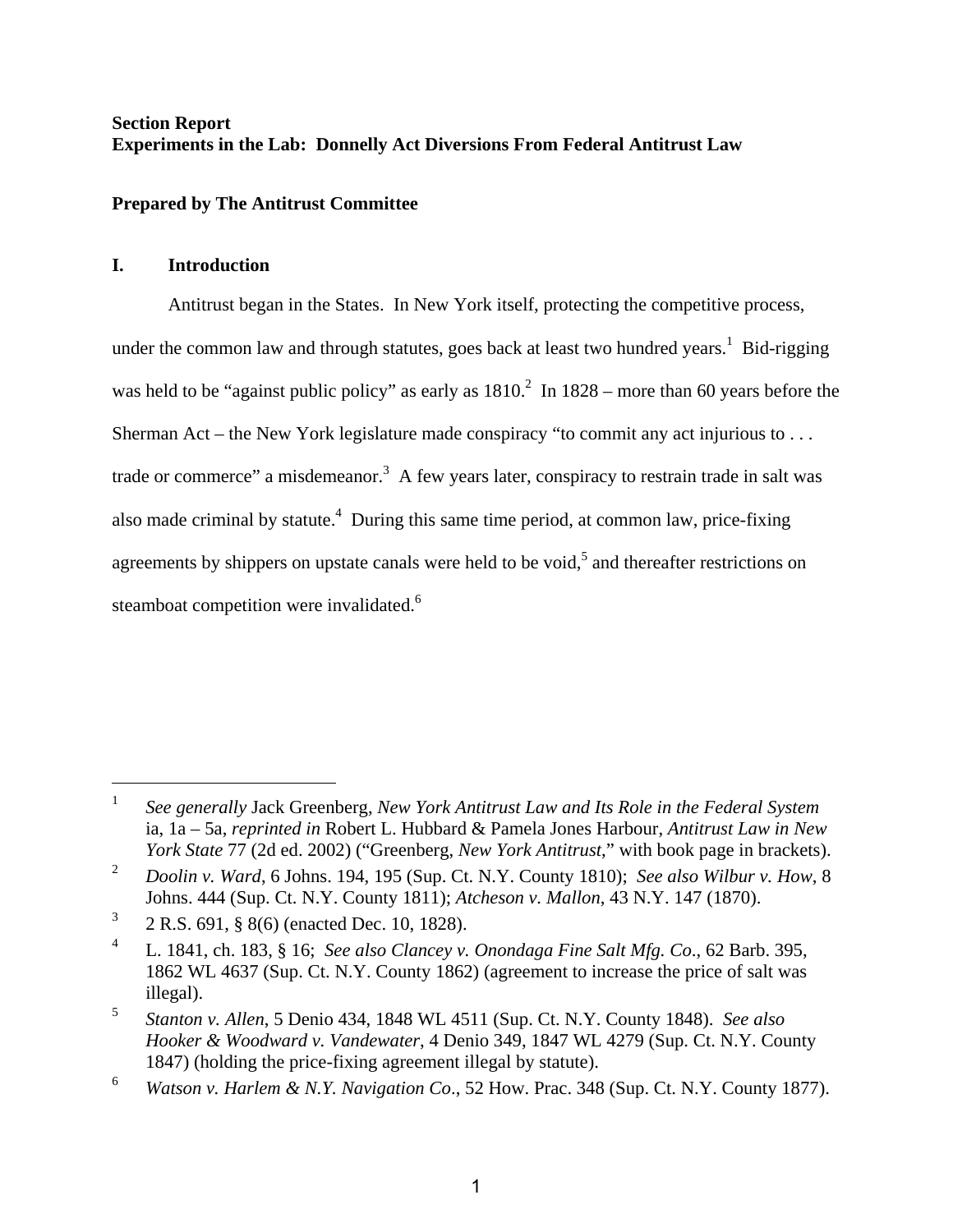**Section Report**
**Experiments in the Lab: Donnelly Act Diversions From Federal Antitrust Law**

**Prepared by The Antitrust Committee**

## I. Introduction

Antitrust began in the States. In New York itself, protecting the competitive process, under the common law and through statutes, goes back at least two hundred years.[1] Bid-rigging was held to be "against public policy" as early as 1810.[2] In 1828 – more than 60 years before the Sherman Act – the New York legislature made conspiracy "to commit any act injurious to . . . trade or commerce" a misdemeanor.[3] A few years later, conspiracy to restrain trade in salt was also made criminal by statute.[4] During this same time period, at common law, price-fixing agreements by shippers on upstate canals were held to be void,[5] and thereafter restrictions on steamboat competition were invalidated.[6]

---

[1] *See generally* Jack Greenberg, *New York Antitrust Law and Its Role in the Federal System* ia, 1a – 5a, *reprinted in* Robert L. Hubbard & Pamela Jones Harbour, *Antitrust Law in New York State* 77 (2d ed. 2002) ("Greenberg, *New York Antitrust*," with book page in brackets).

[2] *Doolin v. Ward*, 6 Johns. 194, 195 (Sup. Ct. N.Y. County 1810); *See also Wilbur v. How*, 8 Johns. 444 (Sup. Ct. N.Y. County 1811); *Atcheson v. Mallon*, 43 N.Y. 147 (1870).

[3] 2 R.S. 691, § 8(6) (enacted Dec. 10, 1828).

[4] L. 1841, ch. 183, § 16; *See also Clancey v. Onondaga Fine Salt Mfg. Co*., 62 Barb. 395, 1862 WL 4637 (Sup. Ct. N.Y. County 1862) (agreement to increase the price of salt was illegal).

[5] *Stanton v. Allen*, 5 Denio 434, 1848 WL 4511 (Sup. Ct. N.Y. County 1848). *See also Hooker & Woodward v. Vandewater*, 4 Denio 349, 1847 WL 4279 (Sup. Ct. N.Y. County 1847) (holding the price-fixing agreement illegal by statute).

[6] *Watson v. Harlem & N.Y. Navigation Co*., 52 How. Prac. 348 (Sup. Ct. N.Y. County 1877).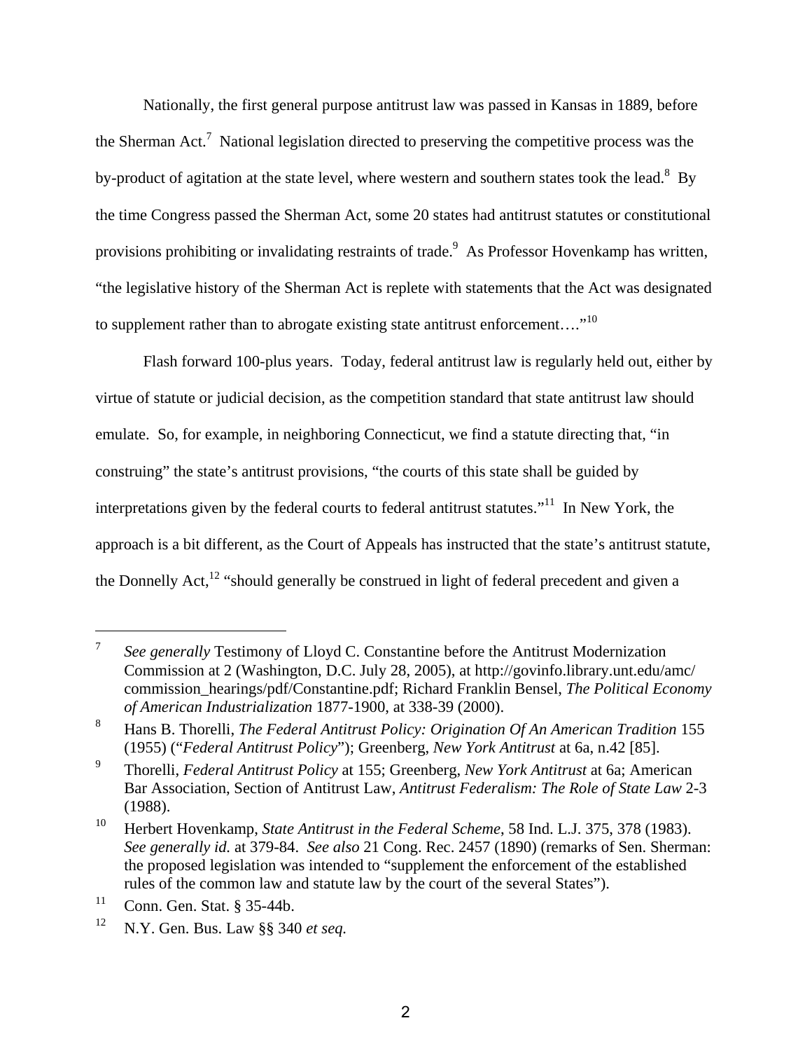Nationally, the first general purpose antitrust law was passed in Kansas in 1889, before the Sherman Act.[7] National legislation directed to preserving the competitive process was the by-product of agitation at the state level, where western and southern states took the lead.[8] By the time Congress passed the Sherman Act, some 20 states had antitrust statutes or constitutional provisions prohibiting or invalidating restraints of trade.[9] As Professor Hovenkamp has written, "the legislative history of the Sherman Act is replete with statements that the Act was designated to supplement rather than to abrogate existing state antitrust enforcement…."[10]

Flash forward 100-plus years. Today, federal antitrust law is regularly held out, either by virtue of statute or judicial decision, as the competition standard that state antitrust law should emulate. So, for example, in neighboring Connecticut, we find a statute directing that, "in construing" the state's antitrust provisions, "the courts of this state shall be guided by interpretations given by the federal courts to federal antitrust statutes."[11] In New York, the approach is a bit different, as the Court of Appeals has instructed that the state's antitrust statute, the Donnelly Act,[12] "should generally be construed in light of federal precedent and given a

---

[7] *See generally* Testimony of Lloyd C. Constantine before the Antitrust Modernization Commission at 2 (Washington, D.C. July 28, 2005), at http://govinfo.library.unt.edu/amc/commission_hearings/pdf/Constantine.pdf; Richard Franklin Bensel, *The Political Economy of American Industrialization* 1877-1900, at 338-39 (2000).

[8] Hans B. Thorelli, *The Federal Antitrust Policy: Origination Of An American Tradition* 155 (1955) ("*Federal Antitrust Policy*"); Greenberg, *New York Antitrust* at 6a, n.42 [85].

[9] Thorelli, *Federal Antitrust Policy* at 155; Greenberg, *New York Antitrust* at 6a; American Bar Association, Section of Antitrust Law, *Antitrust Federalism: The Role of State Law* 2-3 (1988).

[10] Herbert Hovenkamp, *State Antitrust in the Federal Scheme*, 58 Ind. L.J. 375, 378 (1983). *See generally id.* at 379-84. *See also* 21 Cong. Rec. 2457 (1890) (remarks of Sen. Sherman: the proposed legislation was intended to "supplement the enforcement of the established rules of the common law and statute law by the court of the several States").

[11] Conn. Gen. Stat. § 35-44b.

[12] N.Y. Gen. Bus. Law §§ 340 *et seq.*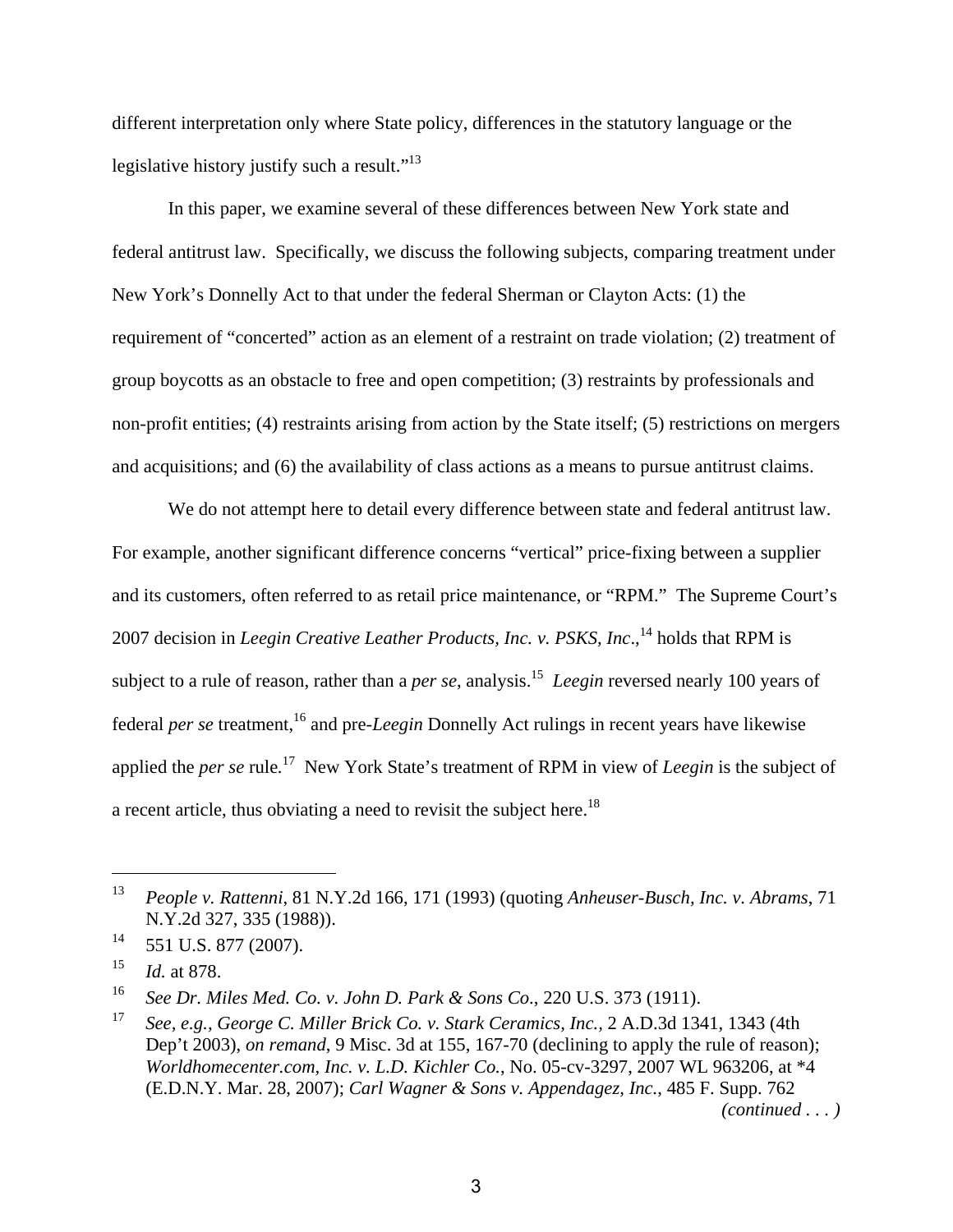different interpretation only where State policy, differences in the statutory language or the legislative history justify such a result."[13]

In this paper, we examine several of these differences between New York state and federal antitrust law. Specifically, we discuss the following subjects, comparing treatment under New York's Donnelly Act to that under the federal Sherman or Clayton Acts: (1) the requirement of "concerted" action as an element of a restraint on trade violation; (2) treatment of group boycotts as an obstacle to free and open competition; (3) restraints by professionals and non-profit entities; (4) restraints arising from action by the State itself; (5) restrictions on mergers and acquisitions; and (6) the availability of class actions as a means to pursue antitrust claims.

We do not attempt here to detail every difference between state and federal antitrust law. For example, another significant difference concerns "vertical" price-fixing between a supplier and its customers, often referred to as retail price maintenance, or "RPM." The Supreme Court's 2007 decision in *Leegin Creative Leather Products, Inc. v. PSKS, Inc*.,[14] holds that RPM is subject to a rule of reason, rather than a *per se*, analysis.[15] *Leegin* reversed nearly 100 years of federal *per se* treatment,[16] and pre-*Leegin* Donnelly Act rulings in recent years have likewise applied the *per se* rule.[17] New York State's treatment of RPM in view of *Leegin* is the subject of a recent article, thus obviating a need to revisit the subject here.[18]

---

[13] *People v. Rattenni*, 81 N.Y.2d 166, 171 (1993) (quoting *Anheuser-Busch, Inc. v. Abrams*, 71 N.Y.2d 327, 335 (1988)).

[14] 551 U.S. 877 (2007).

[15] *Id.* at 878.

[16] *See Dr. Miles Med. Co. v. John D. Park & Sons Co*., 220 U.S. 373 (1911).

[17] *See, e.g., George C. Miller Brick Co. v. Stark Ceramics, Inc.,* 2 A.D.3d 1341, 1343 (4th Dep't 2003), *on remand*, 9 Misc. 3d at 155, 167-70 (declining to apply the rule of reason); *Worldhomecenter.com, Inc. v. L.D. Kichler Co.*, No. 05-cv-3297, 2007 WL 963206, at *4 (E.D.N.Y. Mar. 28, 2007); *Carl Wagner & Sons v. Appendagez, Inc.*, 485 F. Supp. 762 *(continued . . . )*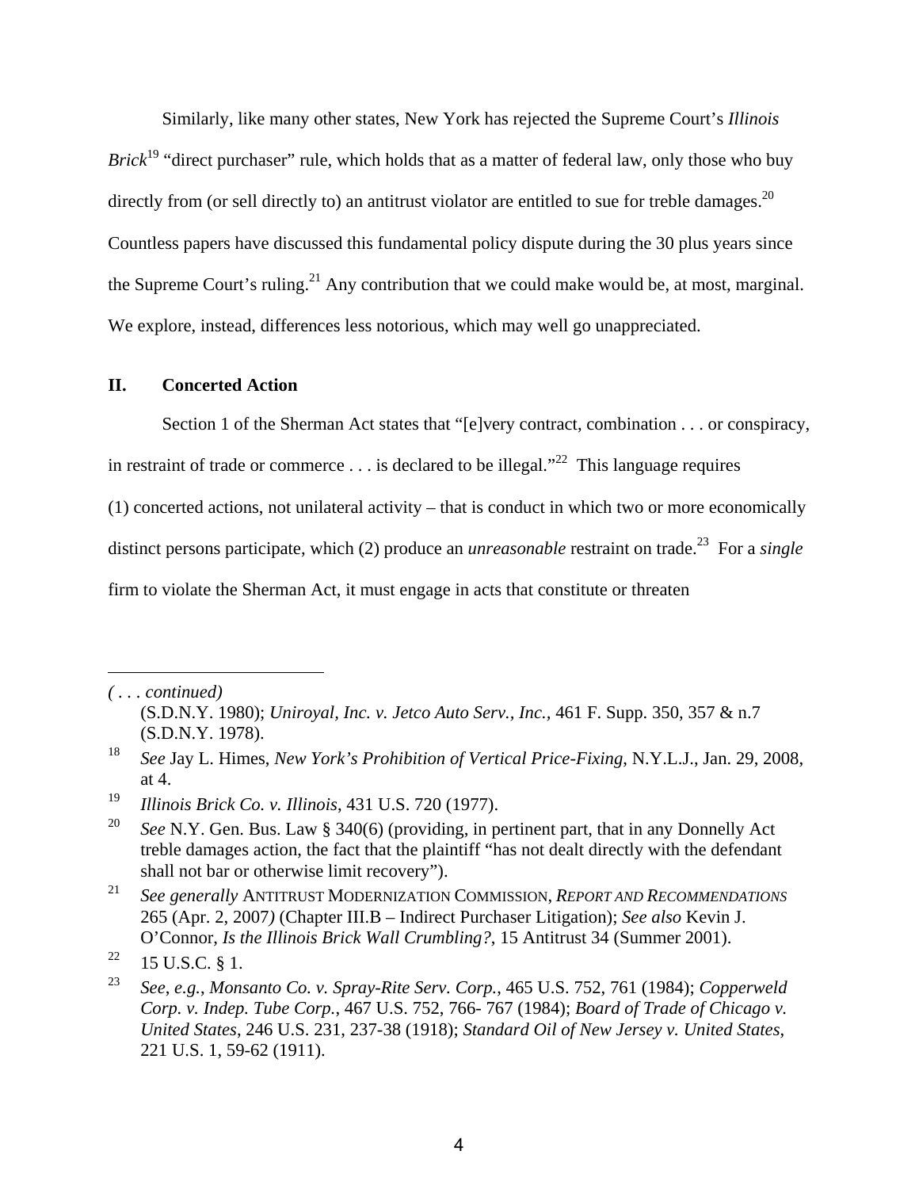Similarly, like many other states, New York has rejected the Supreme Court's *Illinois Brick*[19] "direct purchaser" rule, which holds that as a matter of federal law, only those who buy directly from (or sell directly to) an antitrust violator are entitled to sue for treble damages.[20] Countless papers have discussed this fundamental policy dispute during the 30 plus years since the Supreme Court's ruling.[21] Any contribution that we could make would be, at most, marginal. We explore, instead, differences less notorious, which may well go unappreciated.

## II. Concerted Action

Section 1 of the Sherman Act states that "[e]very contract, combination . . . or conspiracy, in restraint of trade or commerce . . . is declared to be illegal."[22] This language requires (1) concerted actions, not unilateral activity – that is conduct in which two or more economically distinct persons participate, which (2) produce an *unreasonable* restraint on trade.[23] For a *single* firm to violate the Sherman Act, it must engage in acts that constitute or threaten

---

*( . . . continued)*
(S.D.N.Y. 1980); *Uniroyal, Inc. v. Jetco Auto Serv., Inc.*, 461 F. Supp. 350, 357 & n.7 (S.D.N.Y. 1978).

[18] *See* Jay L. Himes, *New York's Prohibition of Vertical Price-Fixing*, N.Y.L.J., Jan. 29, 2008, at 4.

[19] *Illinois Brick Co. v. Illinois*, 431 U.S. 720 (1977).

[20] *See* N.Y. Gen. Bus. Law § 340(6) (providing, in pertinent part, that in any Donnelly Act treble damages action, the fact that the plaintiff "has not dealt directly with the defendant shall not bar or otherwise limit recovery").

[21] *See generally* ANTITRUST MODERNIZATION COMMISSION, *REPORT AND RECOMMENDATIONS* 265 (Apr. 2, 2007) (Chapter III.B – Indirect Purchaser Litigation); *See also* Kevin J. O'Connor, *Is the Illinois Brick Wall Crumbling?*, 15 Antitrust 34 (Summer 2001).

[22] 15 U.S.C. § 1.

[23] *See, e.g.*, *Monsanto Co. v. Spray-Rite Serv. Corp.*, 465 U.S. 752, 761 (1984); *Copperweld Corp. v. Indep. Tube Corp.*, 467 U.S. 752, 766- 767 (1984); *Board of Trade of Chicago v. United States*, 246 U.S. 231, 237-38 (1918); *Standard Oil of New Jersey v. United States*, 221 U.S. 1, 59-62 (1911).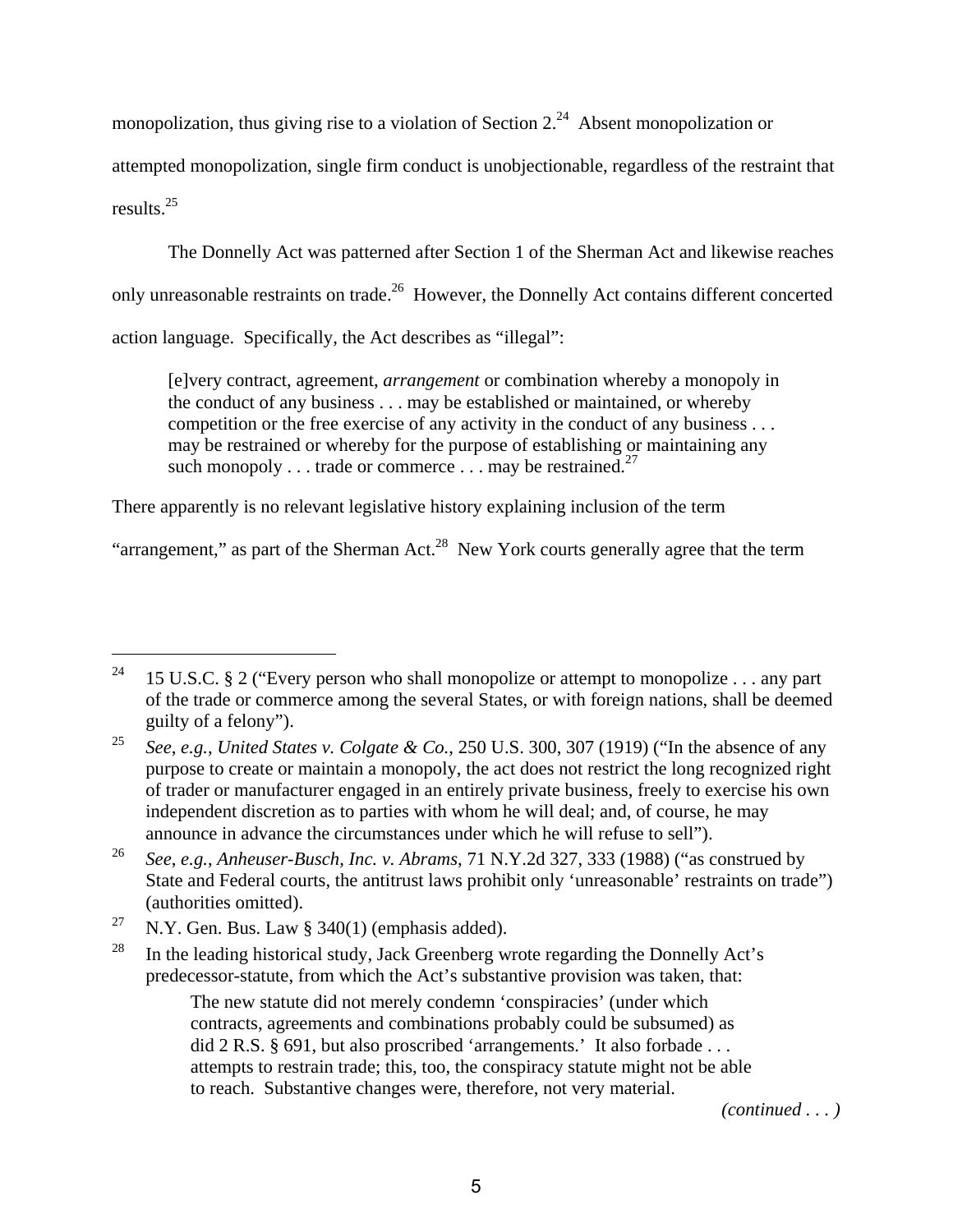monopolization, thus giving rise to a violation of Section 2.[24] Absent monopolization or attempted monopolization, single firm conduct is unobjectionable, regardless of the restraint that results.[25]

The Donnelly Act was patterned after Section 1 of the Sherman Act and likewise reaches only unreasonable restraints on trade.[26] However, the Donnelly Act contains different concerted action language. Specifically, the Act describes as "illegal":

> [e]very contract, agreement, *arrangement* or combination whereby a monopoly in the conduct of any business . . . may be established or maintained, or whereby competition or the free exercise of any activity in the conduct of any business . . . may be restrained or whereby for the purpose of establishing or maintaining any such monopoly . . . trade or commerce . . . may be restrained.[27]

There apparently is no relevant legislative history explaining inclusion of the term "arrangement," as part of the Sherman Act.[28] New York courts generally agree that the term

---

[24] 15 U.S.C. § 2 ("Every person who shall monopolize or attempt to monopolize . . . any part of the trade or commerce among the several States, or with foreign nations, shall be deemed guilty of a felony").

[25] *See, e.g.*, *United States v. Colgate & Co.*, 250 U.S. 300, 307 (1919) ("In the absence of any purpose to create or maintain a monopoly, the act does not restrict the long recognized right of trader or manufacturer engaged in an entirely private business, freely to exercise his own independent discretion as to parties with whom he will deal; and, of course, he may announce in advance the circumstances under which he will refuse to sell").

[26] *See, e.g.*, *Anheuser-Busch, Inc. v. Abrams*, 71 N.Y.2d 327, 333 (1988) ("as construed by State and Federal courts, the antitrust laws prohibit only 'unreasonable' restraints on trade") (authorities omitted).

[27] N.Y. Gen. Bus. Law § 340(1) (emphasis added).

[28] In the leading historical study, Jack Greenberg wrote regarding the Donnelly Act's predecessor-statute, from which the Act's substantive provision was taken, that:

> The new statute did not merely condemn 'conspiracies' (under which contracts, agreements and combinations probably could be subsumed) as did 2 R.S. § 691, but also proscribed 'arrangements.' It also forbade . . . attempts to restrain trade; this, too, the conspiracy statute might not be able to reach. Substantive changes were, therefore, not very material.

*(continued . . . )*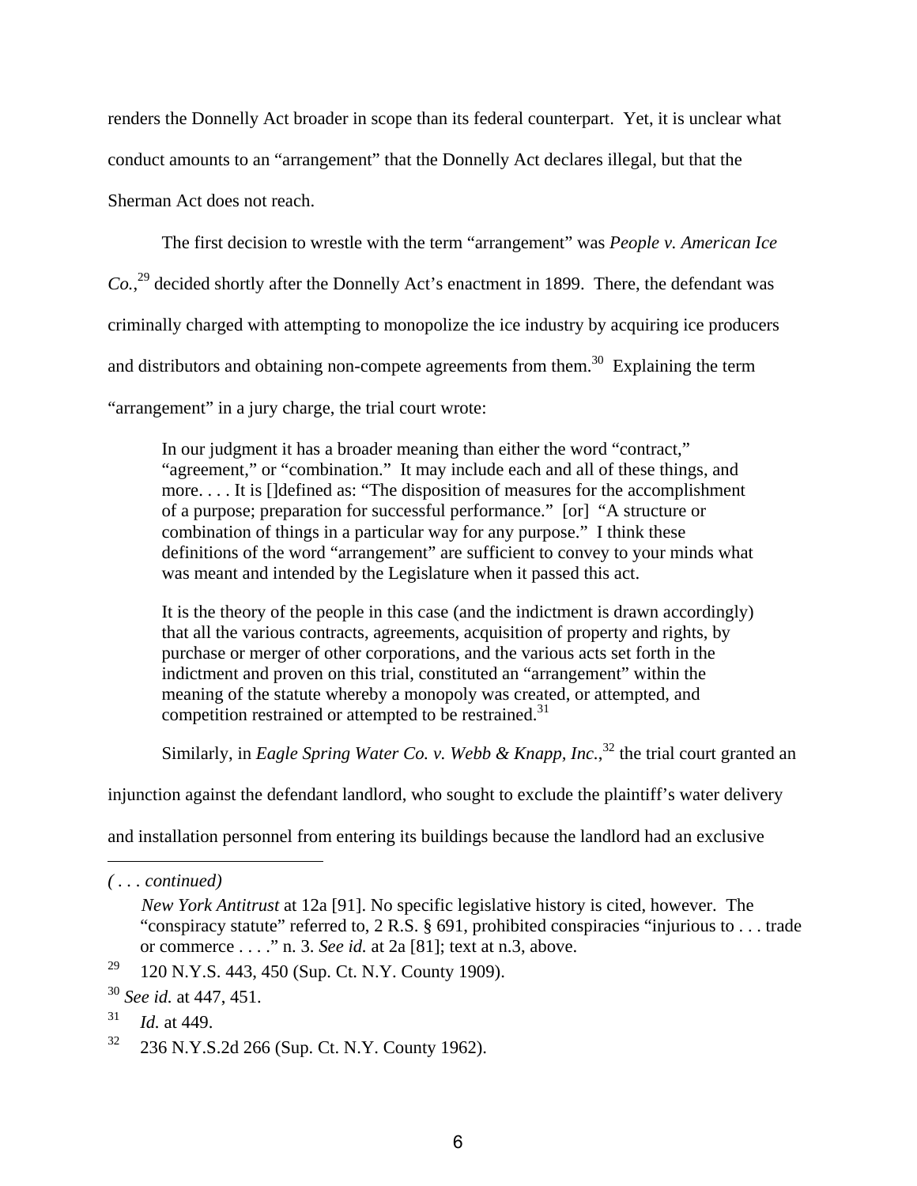renders the Donnelly Act broader in scope than its federal counterpart. Yet, it is unclear what conduct amounts to an "arrangement" that the Donnelly Act declares illegal, but that the Sherman Act does not reach.

The first decision to wrestle with the term "arrangement" was *People v. American Ice Co.*,[29] decided shortly after the Donnelly Act's enactment in 1899. There, the defendant was criminally charged with attempting to monopolize the ice industry by acquiring ice producers and distributors and obtaining non-compete agreements from them.[30] Explaining the term "arrangement" in a jury charge, the trial court wrote:

> In our judgment it has a broader meaning than either the word "contract," "agreement," or "combination." It may include each and all of these things, and more. . . . It is []defined as: "The disposition of measures for the accomplishment of a purpose; preparation for successful performance." [or] "A structure or combination of things in a particular way for any purpose." I think these definitions of the word "arrangement" are sufficient to convey to your minds what was meant and intended by the Legislature when it passed this act.
>
> It is the theory of the people in this case (and the indictment is drawn accordingly) that all the various contracts, agreements, acquisition of property and rights, by purchase or merger of other corporations, and the various acts set forth in the indictment and proven on this trial, constituted an "arrangement" within the meaning of the statute whereby a monopoly was created, or attempted, and competition restrained or attempted to be restrained.[31]

Similarly, in *Eagle Spring Water Co. v. Webb & Knapp, Inc.*,[32] the trial court granted an injunction against the defendant landlord, who sought to exclude the plaintiff's water delivery and installation personnel from entering its buildings because the landlord had an exclusive

---

*( . . . continued)*

*New York Antitrust* at 12a [91]. No specific legislative history is cited, however. The "conspiracy statute" referred to, 2 R.S. § 691, prohibited conspiracies "injurious to . . . trade or commerce . . . ." n. 3. *See id.* at 2a [81]; text at n.3, above.

[29] 120 N.Y.S. 443, 450 (Sup. Ct. N.Y. County 1909).

[30] *See id.* at 447, 451.

[31] *Id.* at 449.

[32] 236 N.Y.S.2d 266 (Sup. Ct. N.Y. County 1962).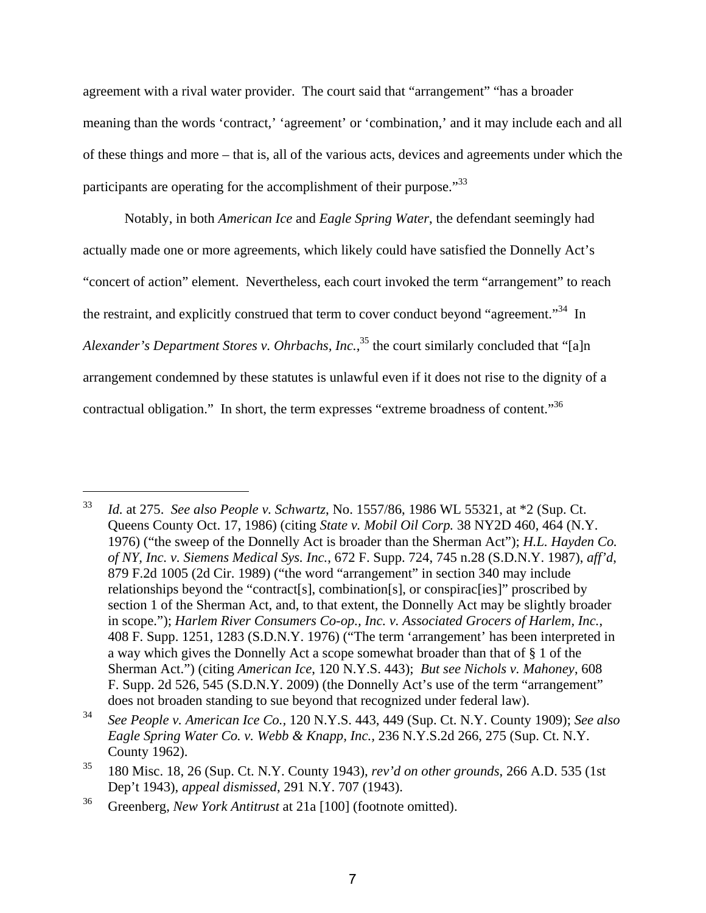agreement with a rival water provider. The court said that "arrangement" "has a broader meaning than the words 'contract,' 'agreement' or 'combination,' and it may include each and all of these things and more – that is, all of the various acts, devices and agreements under which the participants are operating for the accomplishment of their purpose."[33]

Notably, in both *American Ice* and *Eagle Spring Water*, the defendant seemingly had actually made one or more agreements, which likely could have satisfied the Donnelly Act's "concert of action" element. Nevertheless, each court invoked the term "arrangement" to reach the restraint, and explicitly construed that term to cover conduct beyond "agreement."[34] In *Alexander's Department Stores v. Ohrbachs, Inc.*,[35] the court similarly concluded that "[a]n arrangement condemned by these statutes is unlawful even if it does not rise to the dignity of a contractual obligation." In short, the term expresses "extreme broadness of content."[36]

---

[33] *Id.* at 275. *See also People v. Schwartz*, No. 1557/86, 1986 WL 55321, at *2 (Sup. Ct. Queens County Oct. 17, 1986) (citing *State v. Mobil Oil Corp.* 38 NY2D 460, 464 (N.Y. 1976) ("the sweep of the Donnelly Act is broader than the Sherman Act"); *H.L. Hayden Co. of NY, Inc. v. Siemens Medical Sys. Inc.*, 672 F. Supp. 724, 745 n.28 (S.D.N.Y. 1987), *aff'd*, 879 F.2d 1005 (2d Cir. 1989) ("the word "arrangement" in section 340 may include relationships beyond the "contract[s], combination[s], or conspirac[ies]" proscribed by section 1 of the Sherman Act, and, to that extent, the Donnelly Act may be slightly broader in scope."); *Harlem River Consumers Co-op., Inc. v. Associated Grocers of Harlem, Inc.*, 408 F. Supp. 1251, 1283 (S.D.N.Y. 1976) ("The term 'arrangement' has been interpreted in a way which gives the Donnelly Act a scope somewhat broader than that of § 1 of the Sherman Act.") (citing *American Ice*, 120 N.Y.S. 443); *But see Nichols v. Mahoney*, 608 F. Supp. 2d 526, 545 (S.D.N.Y. 2009) (the Donnelly Act's use of the term "arrangement" does not broaden standing to sue beyond that recognized under federal law).

[34] *See People v. American Ice Co.*, 120 N.Y.S. 443, 449 (Sup. Ct. N.Y. County 1909); *See also Eagle Spring Water Co. v. Webb & Knapp, Inc.*, 236 N.Y.S.2d 266, 275 (Sup. Ct. N.Y. County 1962).

[35] 180 Misc. 18, 26 (Sup. Ct. N.Y. County 1943), *rev'd on other grounds*, 266 A.D. 535 (1st Dep't 1943), *appeal dismissed*, 291 N.Y. 707 (1943).

[36] Greenberg, *New York Antitrust* at 21a [100] (footnote omitted).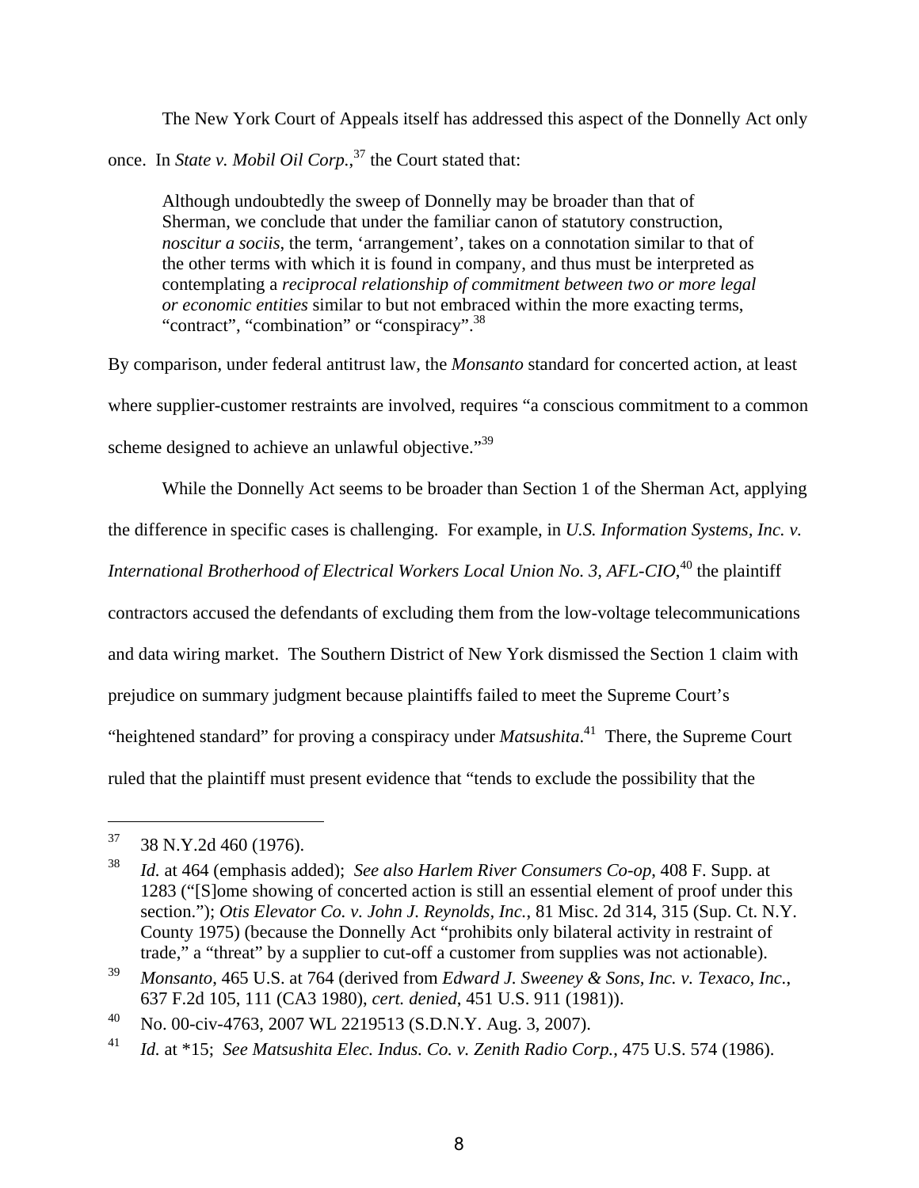The New York Court of Appeals itself has addressed this aspect of the Donnelly Act only once. In *State v. Mobil Oil Corp.*,[37] the Court stated that:

> Although undoubtedly the sweep of Donnelly may be broader than that of Sherman, we conclude that under the familiar canon of statutory construction, *noscitur a sociis*, the term, 'arrangement', takes on a connotation similar to that of the other terms with which it is found in company, and thus must be interpreted as contemplating a *reciprocal relationship of commitment between two or more legal or economic entities* similar to but not embraced within the more exacting terms, "contract", "combination" or "conspiracy".[38]

By comparison, under federal antitrust law, the *Monsanto* standard for concerted action, at least where supplier-customer restraints are involved, requires "a conscious commitment to a common scheme designed to achieve an unlawful objective."[39]

While the Donnelly Act seems to be broader than Section 1 of the Sherman Act, applying the difference in specific cases is challenging. For example, in *U.S. Information Systems, Inc. v. International Brotherhood of Electrical Workers Local Union No. 3, AFL-CIO*,[40] the plaintiff contractors accused the defendants of excluding them from the low-voltage telecommunications and data wiring market. The Southern District of New York dismissed the Section 1 claim with prejudice on summary judgment because plaintiffs failed to meet the Supreme Court's "heightened standard" for proving a conspiracy under *Matsushita*.[41] There, the Supreme Court ruled that the plaintiff must present evidence that "tends to exclude the possibility that the

---

[37] 38 N.Y.2d 460 (1976).

[38] *Id.* at 464 (emphasis added); *See also Harlem River Consumers Co-op*, 408 F. Supp. at 1283 ("[S]ome showing of concerted action is still an essential element of proof under this section."); *Otis Elevator Co. v. John J. Reynolds, Inc.*, 81 Misc. 2d 314, 315 (Sup. Ct. N.Y. County 1975) (because the Donnelly Act "prohibits only bilateral activity in restraint of trade," a "threat" by a supplier to cut-off a customer from supplies was not actionable).

[39] *Monsanto*, 465 U.S. at 764 (derived from *Edward J. Sweeney & Sons, Inc. v. Texaco, Inc.*, 637 F.2d 105, 111 (CA3 1980), *cert. denied*, 451 U.S. 911 (1981)).

[40] No. 00-civ-4763, 2007 WL 2219513 (S.D.N.Y. Aug. 3, 2007).

[41] *Id.* at *15; *See Matsushita Elec. Indus. Co. v. Zenith Radio Corp.*, 475 U.S. 574 (1986).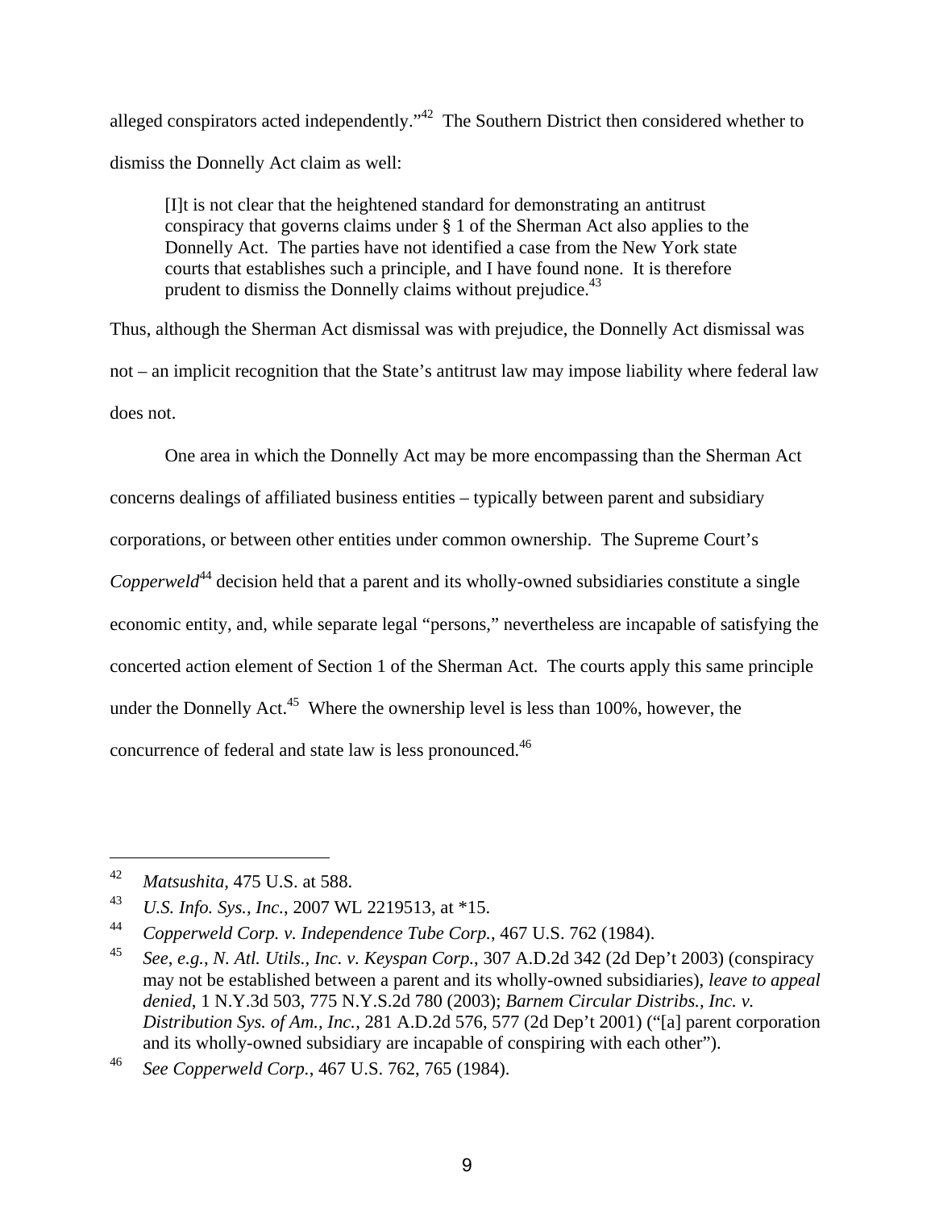alleged conspirators acted independently."[42] The Southern District then considered whether to dismiss the Donnelly Act claim as well:

> [I]t is not clear that the heightened standard for demonstrating an antitrust conspiracy that governs claims under § 1 of the Sherman Act also applies to the Donnelly Act. The parties have not identified a case from the New York state courts that establishes such a principle, and I have found none. It is therefore prudent to dismiss the Donnelly claims without prejudice.[43]

Thus, although the Sherman Act dismissal was with prejudice, the Donnelly Act dismissal was not – an implicit recognition that the State's antitrust law may impose liability where federal law does not.

One area in which the Donnelly Act may be more encompassing than the Sherman Act concerns dealings of affiliated business entities – typically between parent and subsidiary corporations, or between other entities under common ownership. The Supreme Court's *Copperweld*[44] decision held that a parent and its wholly-owned subsidiaries constitute a single economic entity, and, while separate legal "persons," nevertheless are incapable of satisfying the concerted action element of Section 1 of the Sherman Act. The courts apply this same principle under the Donnelly Act.[45] Where the ownership level is less than 100%, however, the concurrence of federal and state law is less pronounced.[46]

---

[42] *Matsushita*, 475 U.S. at 588.

[43] *U.S. Info. Sys., Inc.*, 2007 WL 2219513, at *15.

[44] *Copperweld Corp. v. Independence Tube Corp.*, 467 U.S. 762 (1984).

[45] *See, e.g.*, *N. Atl. Utils., Inc. v. Keyspan Corp.*, 307 A.D.2d 342 (2d Dep't 2003) (conspiracy may not be established between a parent and its wholly-owned subsidiaries), *leave to appeal denied*, 1 N.Y.3d 503, 775 N.Y.S.2d 780 (2003); *Barnem Circular Distribs., Inc. v. Distribution Sys. of Am., Inc.*, 281 A.D.2d 576, 577 (2d Dep't 2001) ("[a] parent corporation and its wholly-owned subsidiary are incapable of conspiring with each other").

[46] *See Copperweld Corp.*, 467 U.S. 762, 765 (1984).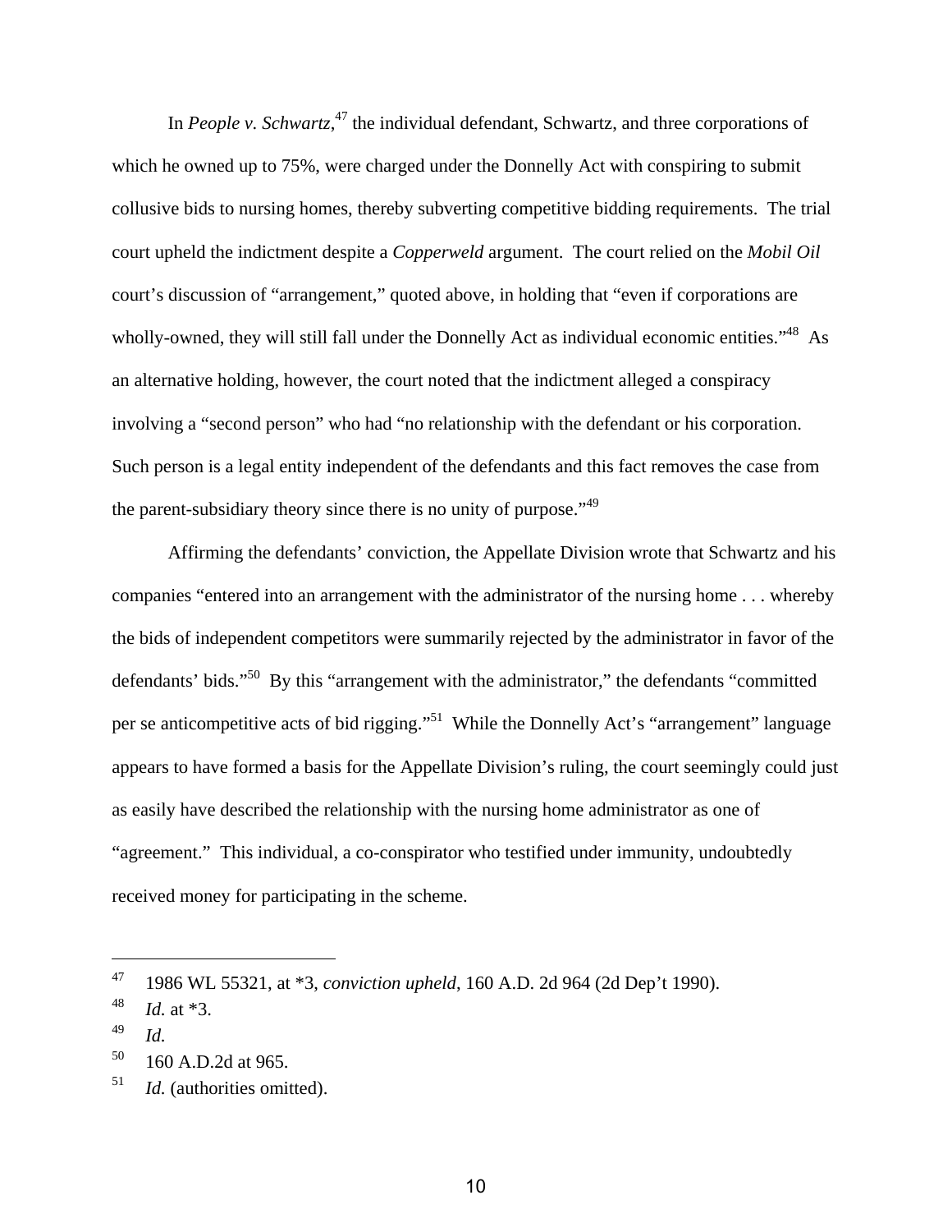In *People v. Schwartz*,[47] the individual defendant, Schwartz, and three corporations of which he owned up to 75%, were charged under the Donnelly Act with conspiring to submit collusive bids to nursing homes, thereby subverting competitive bidding requirements. The trial court upheld the indictment despite a *Copperweld* argument. The court relied on the *Mobil Oil* court's discussion of "arrangement," quoted above, in holding that "even if corporations are wholly-owned, they will still fall under the Donnelly Act as individual economic entities."[48] As an alternative holding, however, the court noted that the indictment alleged a conspiracy involving a "second person" who had "no relationship with the defendant or his corporation. Such person is a legal entity independent of the defendants and this fact removes the case from the parent-subsidiary theory since there is no unity of purpose."[49]

Affirming the defendants' conviction, the Appellate Division wrote that Schwartz and his companies "entered into an arrangement with the administrator of the nursing home . . . whereby the bids of independent competitors were summarily rejected by the administrator in favor of the defendants' bids."[50] By this "arrangement with the administrator," the defendants "committed per se anticompetitive acts of bid rigging."[51] While the Donnelly Act's "arrangement" language appears to have formed a basis for the Appellate Division's ruling, the court seemingly could just as easily have described the relationship with the nursing home administrator as one of "agreement." This individual, a co-conspirator who testified under immunity, undoubtedly received money for participating in the scheme.

---

[47] 1986 WL 55321, at *3, *conviction upheld*, 160 A.D. 2d 964 (2d Dep't 1990).

[48] *Id.* at *3.

[49] *Id.*

[50] 160 A.D.2d at 965.

[51] *Id.* (authorities omitted).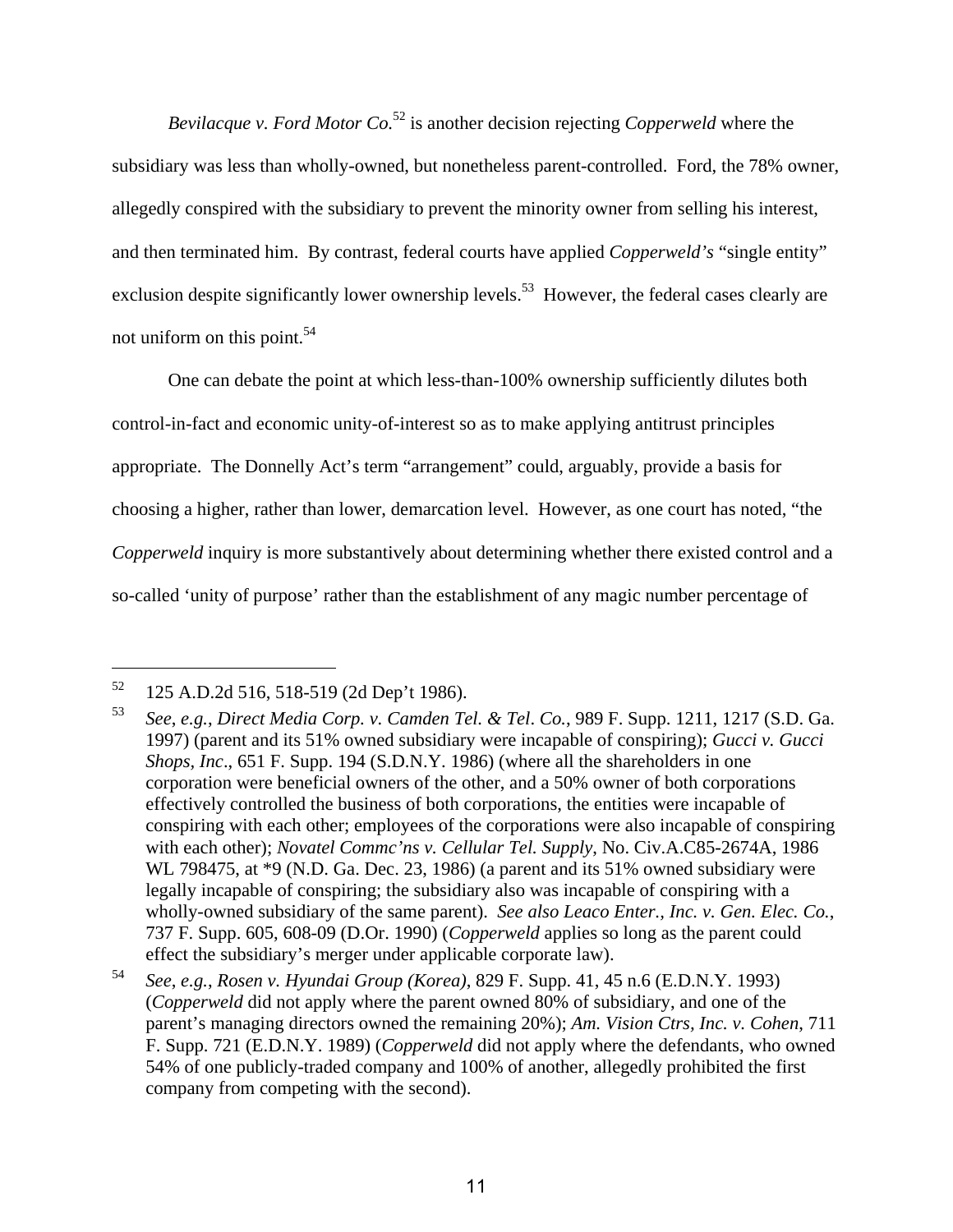*Bevilacque v. Ford Motor Co.*[52] is another decision rejecting *Copperweld* where the subsidiary was less than wholly-owned, but nonetheless parent-controlled. Ford, the 78% owner, allegedly conspired with the subsidiary to prevent the minority owner from selling his interest, and then terminated him. By contrast, federal courts have applied *Copperweld's* "single entity" exclusion despite significantly lower ownership levels.[53] However, the federal cases clearly are not uniform on this point.[54]

One can debate the point at which less-than-100% ownership sufficiently dilutes both control-in-fact and economic unity-of-interest so as to make applying antitrust principles appropriate. The Donnelly Act's term "arrangement" could, arguably, provide a basis for choosing a higher, rather than lower, demarcation level. However, as one court has noted, "the *Copperweld* inquiry is more substantively about determining whether there existed control and a so-called 'unity of purpose' rather than the establishment of any magic number percentage of

---

[52] 125 A.D.2d 516, 518-519 (2d Dep't 1986).

[53] *See, e.g.*, *Direct Media Corp. v. Camden Tel. & Tel. Co.*, 989 F. Supp. 1211, 1217 (S.D. Ga. 1997) (parent and its 51% owned subsidiary were incapable of conspiring); *Gucci v. Gucci Shops, Inc*., 651 F. Supp. 194 (S.D.N.Y. 1986) (where all the shareholders in one corporation were beneficial owners of the other, and a 50% owner of both corporations effectively controlled the business of both corporations, the entities were incapable of conspiring with each other; employees of the corporations were also incapable of conspiring with each other); *Novatel Commc'ns v. Cellular Tel. Supply*, No. Civ.A.C85-2674A, 1986 WL 798475, at *9 (N.D. Ga. Dec. 23, 1986) (a parent and its 51% owned subsidiary were legally incapable of conspiring; the subsidiary also was incapable of conspiring with a wholly-owned subsidiary of the same parent). *See also Leaco Enter., Inc. v. Gen. Elec. Co.*, 737 F. Supp. 605, 608-09 (D.Or. 1990) (*Copperweld* applies so long as the parent could effect the subsidiary's merger under applicable corporate law).

[54] *See, e.g.*, *Rosen v. Hyundai Group (Korea)*, 829 F. Supp. 41, 45 n.6 (E.D.N.Y. 1993) (*Copperweld* did not apply where the parent owned 80% of subsidiary, and one of the parent's managing directors owned the remaining 20%); *Am. Vision Ctrs, Inc. v. Cohen*, 711 F. Supp. 721 (E.D.N.Y. 1989) (*Copperweld* did not apply where the defendants, who owned 54% of one publicly-traded company and 100% of another, allegedly prohibited the first company from competing with the second).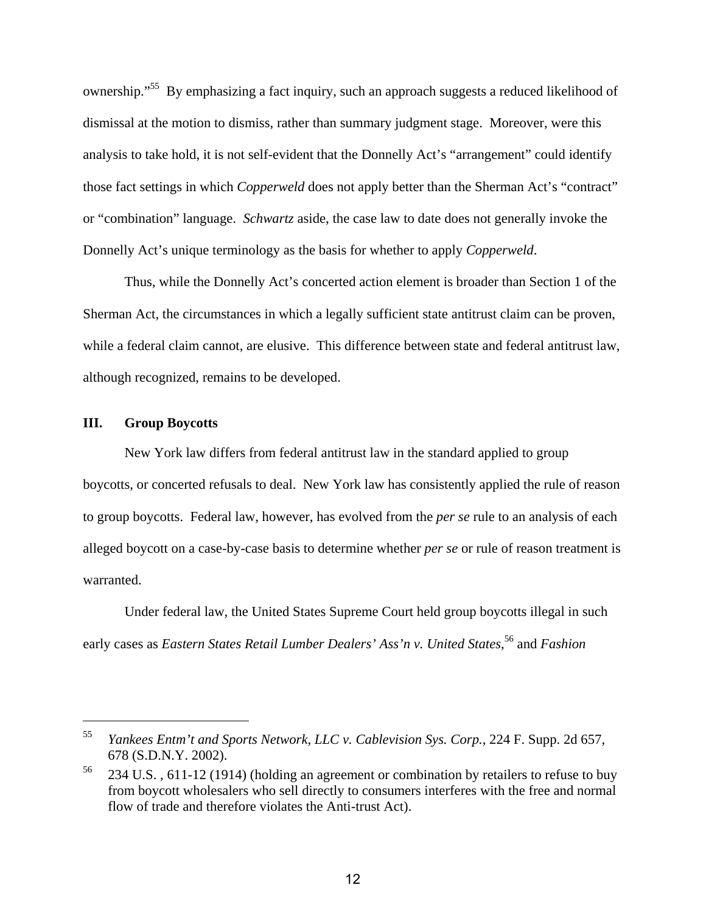ownership."[55] By emphasizing a fact inquiry, such an approach suggests a reduced likelihood of dismissal at the motion to dismiss, rather than summary judgment stage. Moreover, were this analysis to take hold, it is not self-evident that the Donnelly Act's "arrangement" could identify those fact settings in which *Copperweld* does not apply better than the Sherman Act's "contract" or "combination" language. *Schwartz* aside, the case law to date does not generally invoke the Donnelly Act's unique terminology as the basis for whether to apply *Copperweld*.

Thus, while the Donnelly Act's concerted action element is broader than Section 1 of the Sherman Act, the circumstances in which a legally sufficient state antitrust claim can be proven, while a federal claim cannot, are elusive. This difference between state and federal antitrust law, although recognized, remains to be developed.

## III. Group Boycotts

New York law differs from federal antitrust law in the standard applied to group boycotts, or concerted refusals to deal. New York law has consistently applied the rule of reason to group boycotts. Federal law, however, has evolved from the *per se* rule to an analysis of each alleged boycott on a case-by-case basis to determine whether *per se* or rule of reason treatment is warranted.

Under federal law, the United States Supreme Court held group boycotts illegal in such early cases as *Eastern States Retail Lumber Dealers' Ass'n v. United States*,[56] and *Fashion*

---

[55] *Yankees Entm't and Sports Network, LLC v. Cablevision Sys. Corp.*, 224 F. Supp. 2d 657, 678 (S.D.N.Y. 2002).

[56] 234 U.S. , 611-12 (1914) (holding an agreement or combination by retailers to refuse to buy from boycott wholesalers who sell directly to consumers interferes with the free and normal flow of trade and therefore violates the Anti-trust Act).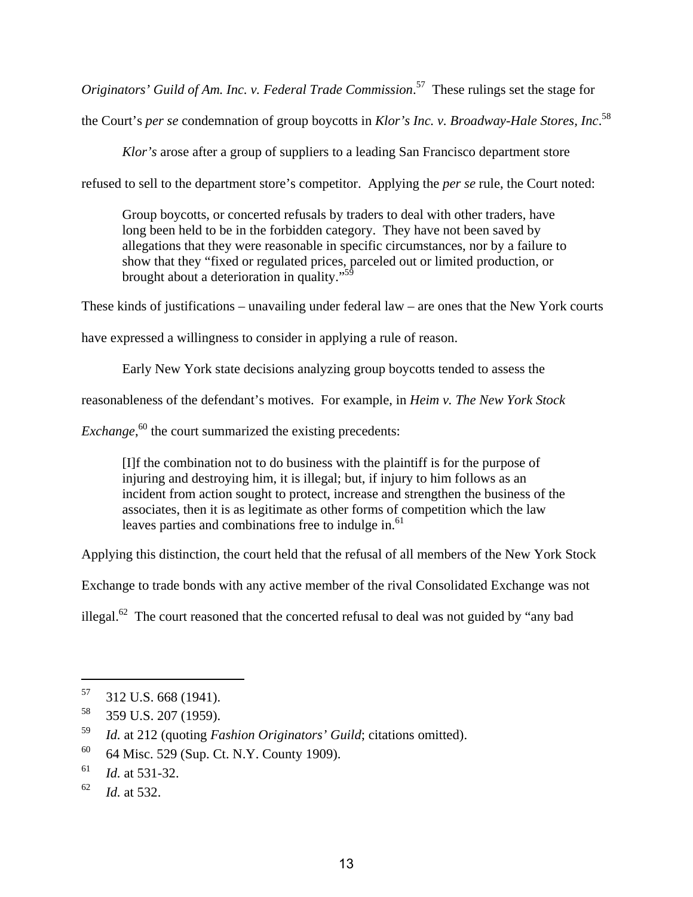*Originators' Guild of Am. Inc. v. Federal Trade Commission*.[57] These rulings set the stage for the Court's *per se* condemnation of group boycotts in *Klor's Inc. v. Broadway-Hale Stores, Inc*.[58]

*Klor's* arose after a group of suppliers to a leading San Francisco department store refused to sell to the department store's competitor. Applying the *per se* rule, the Court noted:

> Group boycotts, or concerted refusals by traders to deal with other traders, have long been held to be in the forbidden category. They have not been saved by allegations that they were reasonable in specific circumstances, nor by a failure to show that they "fixed or regulated prices, parceled out or limited production, or brought about a deterioration in quality."[59]

These kinds of justifications – unavailing under federal law – are ones that the New York courts have expressed a willingness to consider in applying a rule of reason.

Early New York state decisions analyzing group boycotts tended to assess the reasonableness of the defendant's motives. For example, in *Heim v. The New York Stock Exchange*,[60] the court summarized the existing precedents:

> [I]f the combination not to do business with the plaintiff is for the purpose of injuring and destroying him, it is illegal; but, if injury to him follows as an incident from action sought to protect, increase and strengthen the business of the associates, then it is as legitimate as other forms of competition which the law leaves parties and combinations free to indulge in.[61]

Applying this distinction, the court held that the refusal of all members of the New York Stock Exchange to trade bonds with any active member of the rival Consolidated Exchange was not illegal.[62] The court reasoned that the concerted refusal to deal was not guided by "any bad

---

[57] 312 U.S. 668 (1941).

[58] 359 U.S. 207 (1959).

[59] *Id.* at 212 (quoting *Fashion Originators' Guild*; citations omitted).

[60] 64 Misc. 529 (Sup. Ct. N.Y. County 1909).

[61] *Id.* at 531-32.

[62] *Id.* at 532.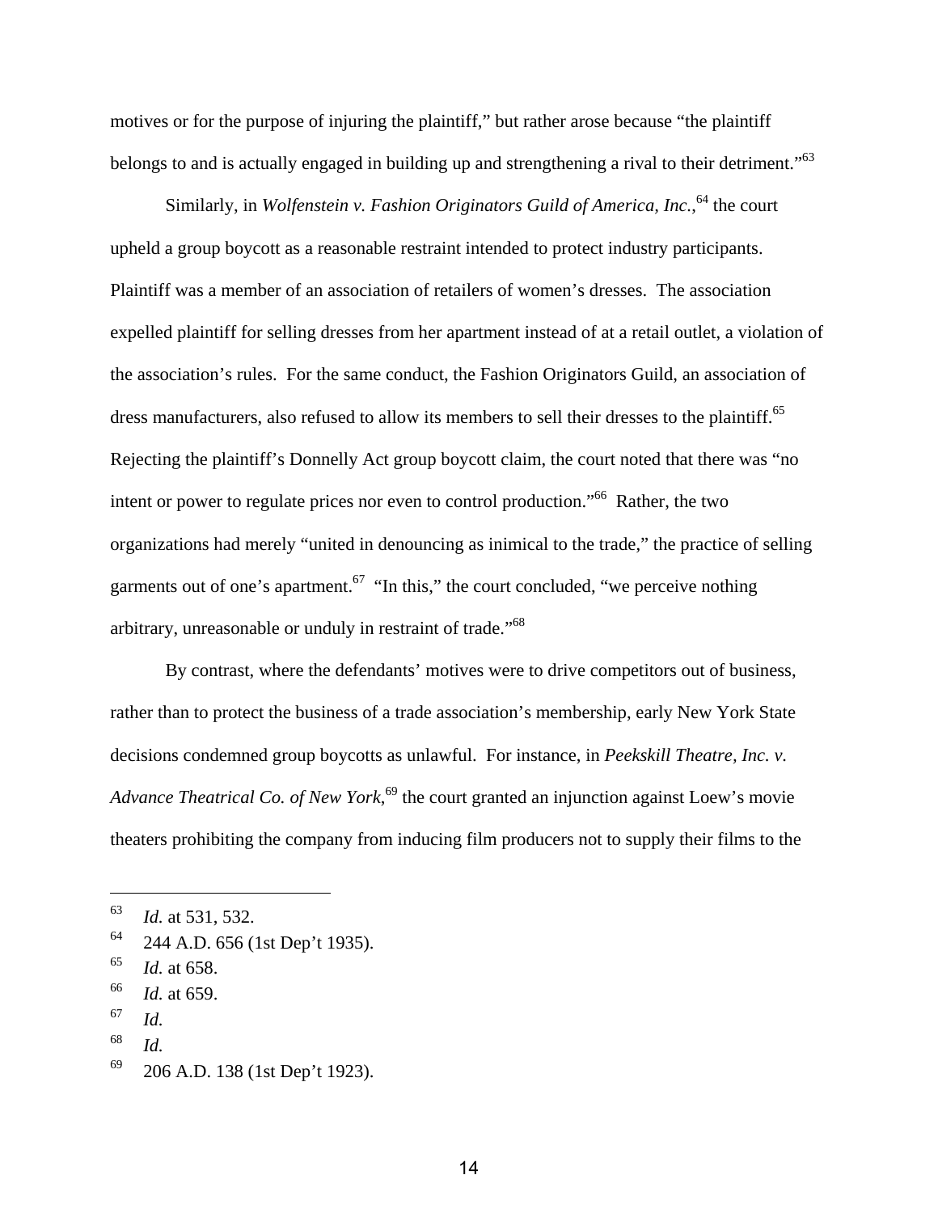motives or for the purpose of injuring the plaintiff," but rather arose because "the plaintiff belongs to and is actually engaged in building up and strengthening a rival to their detriment."[63]

Similarly, in *Wolfenstein v. Fashion Originators Guild of America, Inc.*,[64] the court upheld a group boycott as a reasonable restraint intended to protect industry participants. Plaintiff was a member of an association of retailers of women's dresses. The association expelled plaintiff for selling dresses from her apartment instead of at a retail outlet, a violation of the association's rules. For the same conduct, the Fashion Originators Guild, an association of dress manufacturers, also refused to allow its members to sell their dresses to the plaintiff.[65] Rejecting the plaintiff's Donnelly Act group boycott claim, the court noted that there was "no intent or power to regulate prices nor even to control production."[66] Rather, the two organizations had merely "united in denouncing as inimical to the trade," the practice of selling garments out of one's apartment.[67] "In this," the court concluded, "we perceive nothing arbitrary, unreasonable or unduly in restraint of trade."[68]

By contrast, where the defendants' motives were to drive competitors out of business, rather than to protect the business of a trade association's membership, early New York State decisions condemned group boycotts as unlawful. For instance, in *Peekskill Theatre, Inc. v. Advance Theatrical Co. of New York*,[69] the court granted an injunction against Loew's movie theaters prohibiting the company from inducing film producers not to supply their films to the

---

[63] *Id.* at 531, 532.

[64] 244 A.D. 656 (1st Dep't 1935).

[65] *Id.* at 658.

[66] *Id.* at 659.

[67] *Id.*

[68] *Id.*

[69] 206 A.D. 138 (1st Dep't 1923).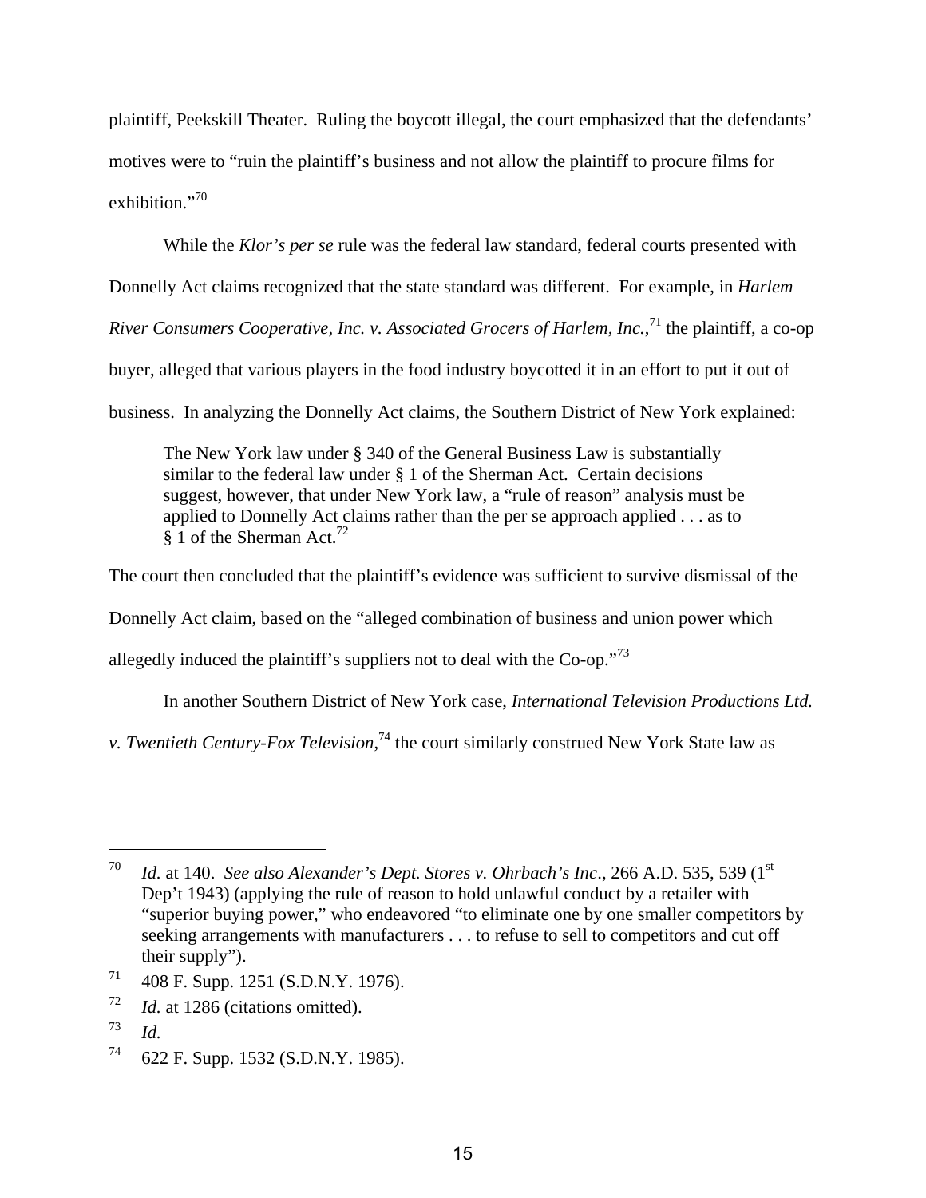plaintiff, Peekskill Theater. Ruling the boycott illegal, the court emphasized that the defendants' motives were to "ruin the plaintiff's business and not allow the plaintiff to procure films for exhibition."[70]

While the *Klor's per se* rule was the federal law standard, federal courts presented with Donnelly Act claims recognized that the state standard was different. For example, in *Harlem River Consumers Cooperative, Inc. v. Associated Grocers of Harlem, Inc.*,[71] the plaintiff, a co-op buyer, alleged that various players in the food industry boycotted it in an effort to put it out of business. In analyzing the Donnelly Act claims, the Southern District of New York explained:

> The New York law under § 340 of the General Business Law is substantially similar to the federal law under § 1 of the Sherman Act. Certain decisions suggest, however, that under New York law, a "rule of reason" analysis must be applied to Donnelly Act claims rather than the per se approach applied . . . as to § 1 of the Sherman Act.[72]

The court then concluded that the plaintiff's evidence was sufficient to survive dismissal of the Donnelly Act claim, based on the "alleged combination of business and union power which allegedly induced the plaintiff's suppliers not to deal with the Co-op."[73]

In another Southern District of New York case, *International Television Productions Ltd. v. Twentieth Century-Fox Television*,[74] the court similarly construed New York State law as

---

[70] *Id.* at 140. *See also Alexander's Dept. Stores v. Ohrbach's Inc*., 266 A.D. 535, 539 (1st Dep't 1943) (applying the rule of reason to hold unlawful conduct by a retailer with "superior buying power," who endeavored "to eliminate one by one smaller competitors by seeking arrangements with manufacturers . . . to refuse to sell to competitors and cut off their supply").

[71] 408 F. Supp. 1251 (S.D.N.Y. 1976).

[72] *Id.* at 1286 (citations omitted).

[73] *Id.*

[74] 622 F. Supp. 1532 (S.D.N.Y. 1985).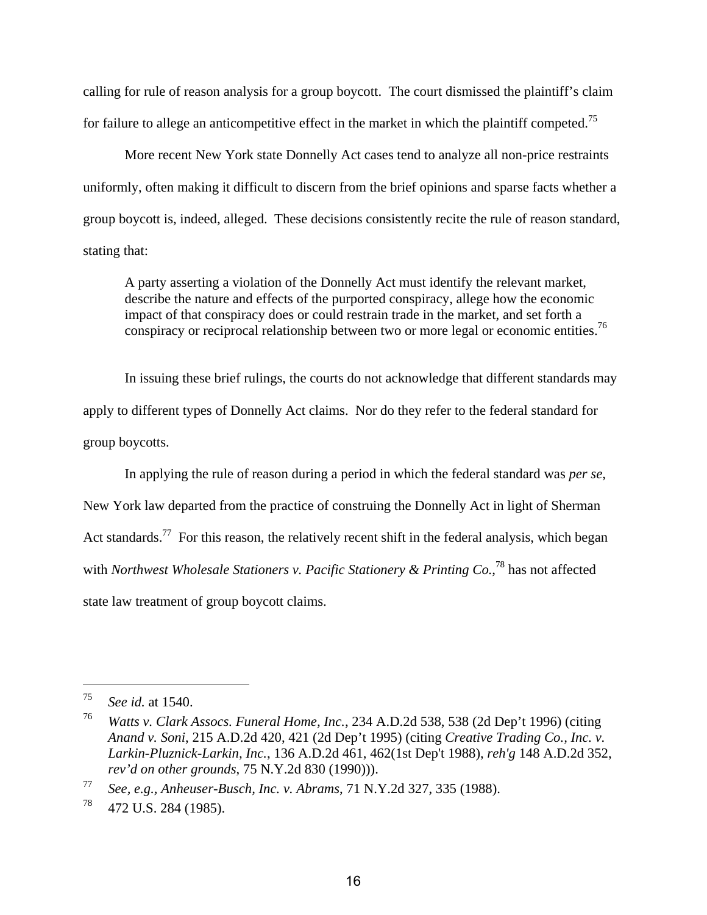calling for rule of reason analysis for a group boycott. The court dismissed the plaintiff's claim for failure to allege an anticompetitive effect in the market in which the plaintiff competed.[75]

More recent New York state Donnelly Act cases tend to analyze all non-price restraints uniformly, often making it difficult to discern from the brief opinions and sparse facts whether a group boycott is, indeed, alleged. These decisions consistently recite the rule of reason standard, stating that:

> A party asserting a violation of the Donnelly Act must identify the relevant market, describe the nature and effects of the purported conspiracy, allege how the economic impact of that conspiracy does or could restrain trade in the market, and set forth a conspiracy or reciprocal relationship between two or more legal or economic entities.[76]

In issuing these brief rulings, the courts do not acknowledge that different standards may apply to different types of Donnelly Act claims. Nor do they refer to the federal standard for group boycotts.

In applying the rule of reason during a period in which the federal standard was *per se*, New York law departed from the practice of construing the Donnelly Act in light of Sherman Act standards.[77] For this reason, the relatively recent shift in the federal analysis, which began with *Northwest Wholesale Stationers v. Pacific Stationery & Printing Co.*,[78] has not affected state law treatment of group boycott claims.

---

[75] *See id.* at 1540.

[76] *Watts v. Clark Assocs. Funeral Home, Inc.*, 234 A.D.2d 538, 538 (2d Dep't 1996) (citing *Anand v. Soni*, 215 A.D.2d 420, 421 (2d Dep't 1995) (citing *Creative Trading Co., Inc. v. Larkin-Pluznick-Larkin, Inc.*, 136 A.D.2d 461, 462(1st Dep't 1988), *reh'g* 148 A.D.2d 352, *rev'd on other grounds*, 75 N.Y.2d 830 (1990))).

[77] *See, e.g., Anheuser-Busch, Inc. v. Abrams*, 71 N.Y.2d 327, 335 (1988).

[78] 472 U.S. 284 (1985).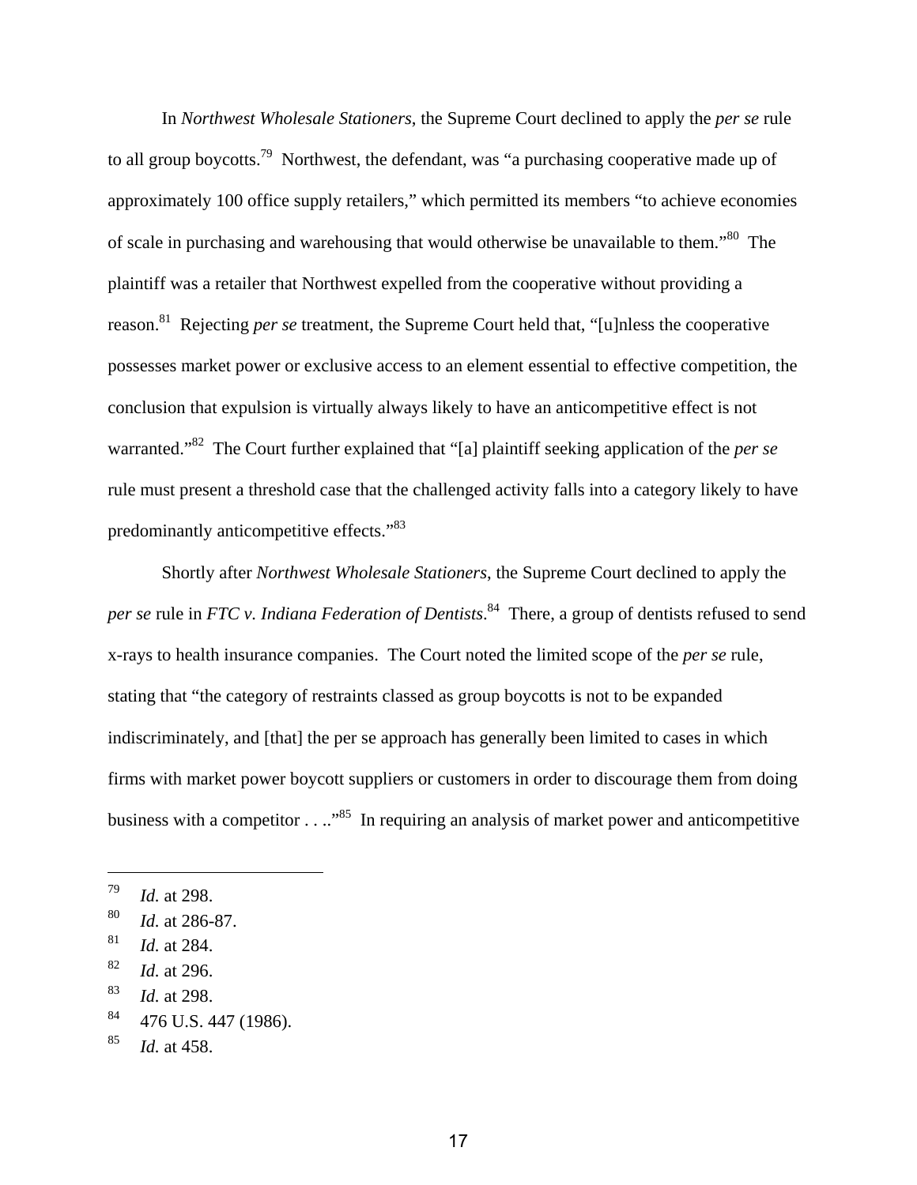In *Northwest Wholesale Stationers*, the Supreme Court declined to apply the *per se* rule to all group boycotts.[79] Northwest, the defendant, was "a purchasing cooperative made up of approximately 100 office supply retailers," which permitted its members "to achieve economies of scale in purchasing and warehousing that would otherwise be unavailable to them."[80] The plaintiff was a retailer that Northwest expelled from the cooperative without providing a reason.[81] Rejecting *per se* treatment, the Supreme Court held that, "[u]nless the cooperative possesses market power or exclusive access to an element essential to effective competition, the conclusion that expulsion is virtually always likely to have an anticompetitive effect is not warranted."[82] The Court further explained that "[a] plaintiff seeking application of the *per se* rule must present a threshold case that the challenged activity falls into a category likely to have predominantly anticompetitive effects."[83]

Shortly after *Northwest Wholesale Stationers*, the Supreme Court declined to apply the *per se* rule in *FTC v. Indiana Federation of Dentists*.[84] There, a group of dentists refused to send x-rays to health insurance companies. The Court noted the limited scope of the *per se* rule, stating that "the category of restraints classed as group boycotts is not to be expanded indiscriminately, and [that] the per se approach has generally been limited to cases in which firms with market power boycott suppliers or customers in order to discourage them from doing business with a competitor . . .."[85] In requiring an analysis of market power and anticompetitive

---

[79] *Id.* at 298.

[80] *Id.* at 286-87.

[81] *Id.* at 284.

[82] *Id.* at 296.

[83] *Id.* at 298.

[84] 476 U.S. 447 (1986).

[85] *Id.* at 458.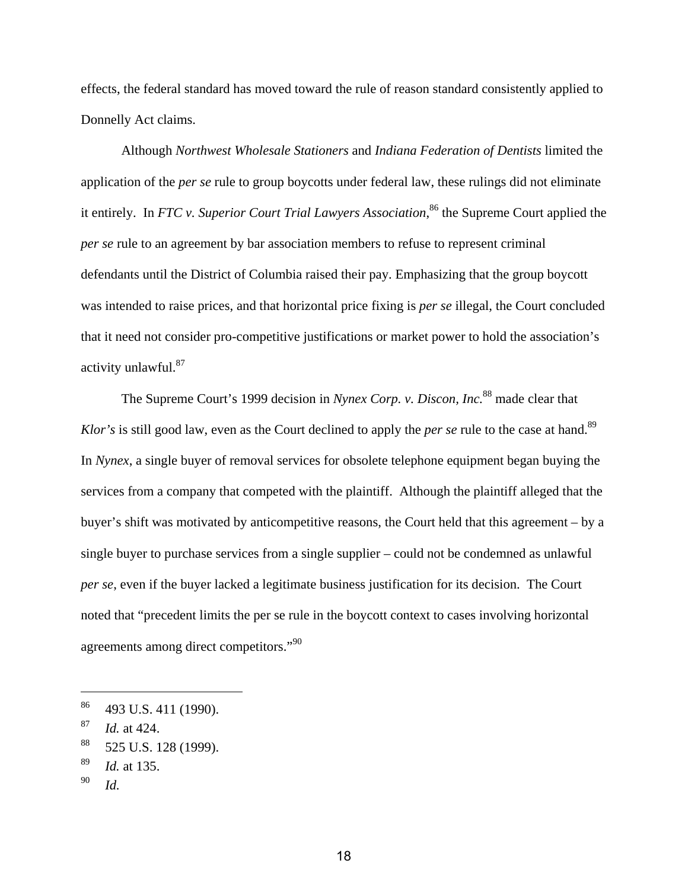effects, the federal standard has moved toward the rule of reason standard consistently applied to Donnelly Act claims.

Although *Northwest Wholesale Stationers* and *Indiana Federation of Dentists* limited the application of the *per se* rule to group boycotts under federal law, these rulings did not eliminate it entirely. In *FTC v. Superior Court Trial Lawyers Association*,[86] the Supreme Court applied the *per se* rule to an agreement by bar association members to refuse to represent criminal defendants until the District of Columbia raised their pay. Emphasizing that the group boycott was intended to raise prices, and that horizontal price fixing is *per se* illegal, the Court concluded that it need not consider pro-competitive justifications or market power to hold the association's activity unlawful.[87]

The Supreme Court's 1999 decision in *Nynex Corp. v. Discon, Inc.*[88] made clear that *Klor's* is still good law, even as the Court declined to apply the *per se* rule to the case at hand.[89] In *Nynex*, a single buyer of removal services for obsolete telephone equipment began buying the services from a company that competed with the plaintiff. Although the plaintiff alleged that the buyer's shift was motivated by anticompetitive reasons, the Court held that this agreement – by a single buyer to purchase services from a single supplier – could not be condemned as unlawful *per se*, even if the buyer lacked a legitimate business justification for its decision. The Court noted that "precedent limits the per se rule in the boycott context to cases involving horizontal agreements among direct competitors."[90]

---

[86] 493 U.S. 411 (1990).

[87] *Id.* at 424.

[88] 525 U.S. 128 (1999).

[89] *Id.* at 135.

[90] *Id.*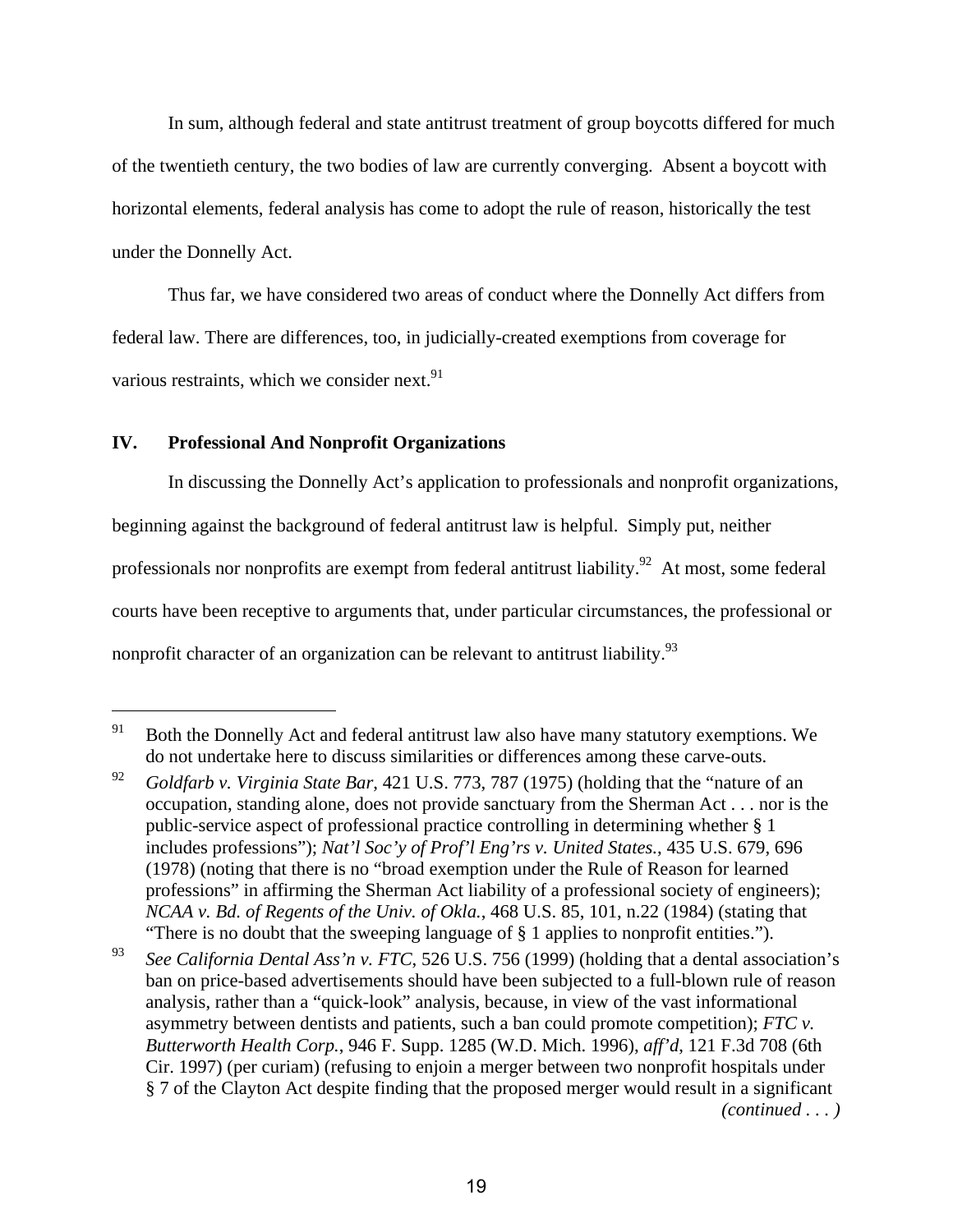In sum, although federal and state antitrust treatment of group boycotts differed for much of the twentieth century, the two bodies of law are currently converging. Absent a boycott with horizontal elements, federal analysis has come to adopt the rule of reason, historically the test under the Donnelly Act.

Thus far, we have considered two areas of conduct where the Donnelly Act differs from federal law. There are differences, too, in judicially-created exemptions from coverage for various restraints, which we consider next.[91]

## IV. Professional And Nonprofit Organizations

In discussing the Donnelly Act's application to professionals and nonprofit organizations, beginning against the background of federal antitrust law is helpful. Simply put, neither professionals nor nonprofits are exempt from federal antitrust liability.[92] At most, some federal courts have been receptive to arguments that, under particular circumstances, the professional or nonprofit character of an organization can be relevant to antitrust liability.[93]

---

[91] Both the Donnelly Act and federal antitrust law also have many statutory exemptions. We do not undertake here to discuss similarities or differences among these carve-outs.

[92] *Goldfarb v. Virginia State Bar*, 421 U.S. 773, 787 (1975) (holding that the "nature of an occupation, standing alone, does not provide sanctuary from the Sherman Act . . . nor is the public-service aspect of professional practice controlling in determining whether § 1 includes professions"); *Nat'l Soc'y of Prof'l Eng'rs v. United States.*, 435 U.S. 679, 696 (1978) (noting that there is no "broad exemption under the Rule of Reason for learned professions" in affirming the Sherman Act liability of a professional society of engineers); *NCAA v. Bd. of Regents of the Univ. of Okla.*, 468 U.S. 85, 101, n.22 (1984) (stating that "There is no doubt that the sweeping language of § 1 applies to nonprofit entities.").

[93] *See California Dental Ass'n v. FTC*, 526 U.S. 756 (1999) (holding that a dental association's ban on price-based advertisements should have been subjected to a full-blown rule of reason analysis, rather than a "quick-look" analysis, because, in view of the vast informational asymmetry between dentists and patients, such a ban could promote competition); *FTC v. Butterworth Health Corp.*, 946 F. Supp. 1285 (W.D. Mich. 1996), *aff'd*, 121 F.3d 708 (6th Cir. 1997) (per curiam) (refusing to enjoin a merger between two nonprofit hospitals under § 7 of the Clayton Act despite finding that the proposed merger would result in a significant *(continued . . . )*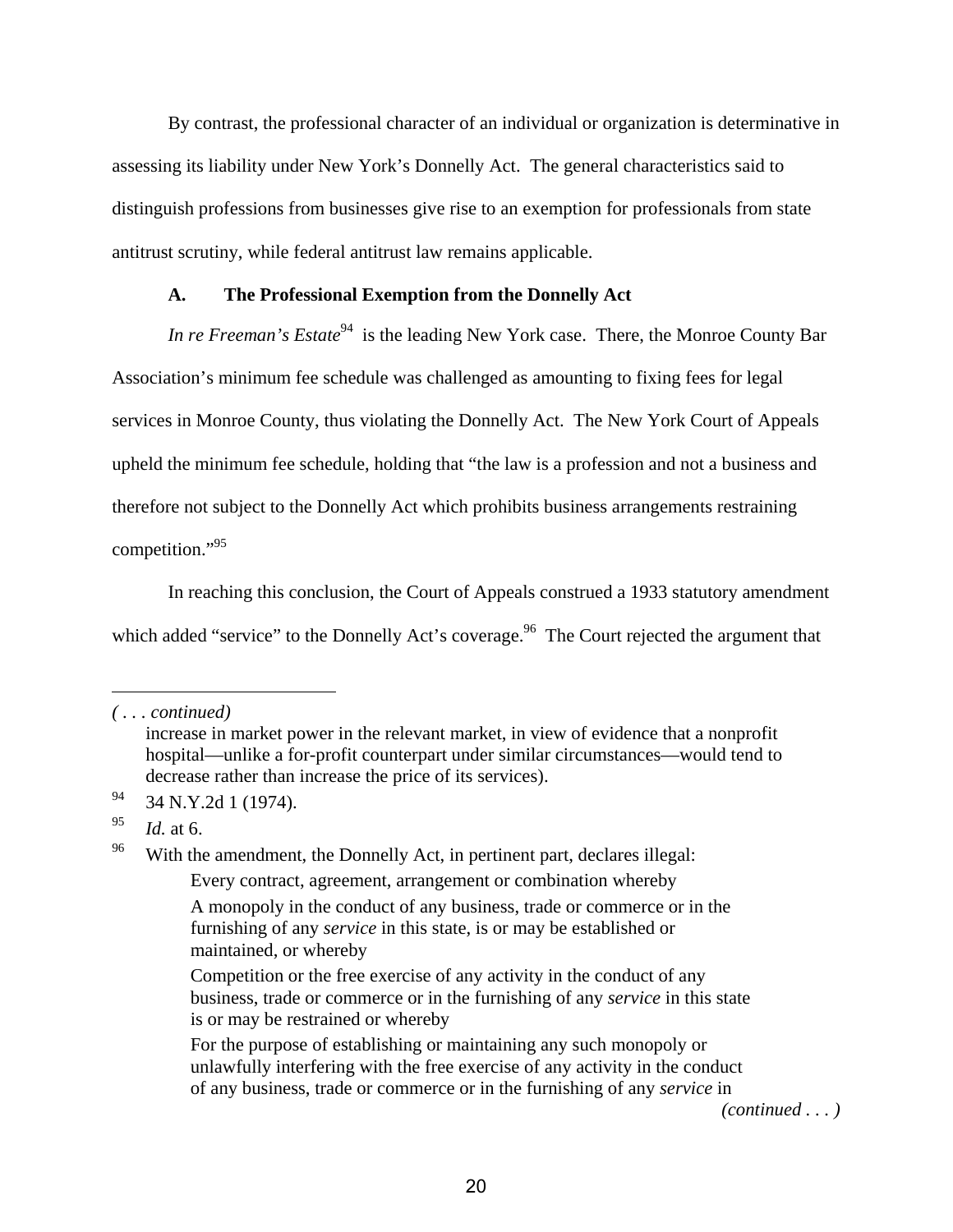By contrast, the professional character of an individual or organization is determinative in assessing its liability under New York's Donnelly Act. The general characteristics said to distinguish professions from businesses give rise to an exemption for professionals from state antitrust scrutiny, while federal antitrust law remains applicable.

### A. The Professional Exemption from the Donnelly Act

*In re Freeman's Estate*[94] is the leading New York case. There, the Monroe County Bar Association's minimum fee schedule was challenged as amounting to fixing fees for legal services in Monroe County, thus violating the Donnelly Act. The New York Court of Appeals upheld the minimum fee schedule, holding that "the law is a profession and not a business and therefore not subject to the Donnelly Act which prohibits business arrangements restraining competition."[95]

In reaching this conclusion, the Court of Appeals construed a 1933 statutory amendment which added "service" to the Donnelly Act's coverage.[96] The Court rejected the argument that

---

*( . . . continued)*

increase in market power in the relevant market, in view of evidence that a nonprofit hospital—unlike a for-profit counterpart under similar circumstances—would tend to decrease rather than increase the price of its services).

[94] 34 N.Y.2d 1 (1974).

[95] *Id.* at 6.

[96] With the amendment, the Donnelly Act, in pertinent part, declares illegal:

> Every contract, agreement, arrangement or combination whereby
>
> A monopoly in the conduct of any business, trade or commerce or in the furnishing of any *service* in this state, is or may be established or maintained, or whereby
>
> Competition or the free exercise of any activity in the conduct of any business, trade or commerce or in the furnishing of any *service* in this state is or may be restrained or whereby
>
> For the purpose of establishing or maintaining any such monopoly or unlawfully interfering with the free exercise of any activity in the conduct of any business, trade or commerce or in the furnishing of any *service* in

*(continued . . . )*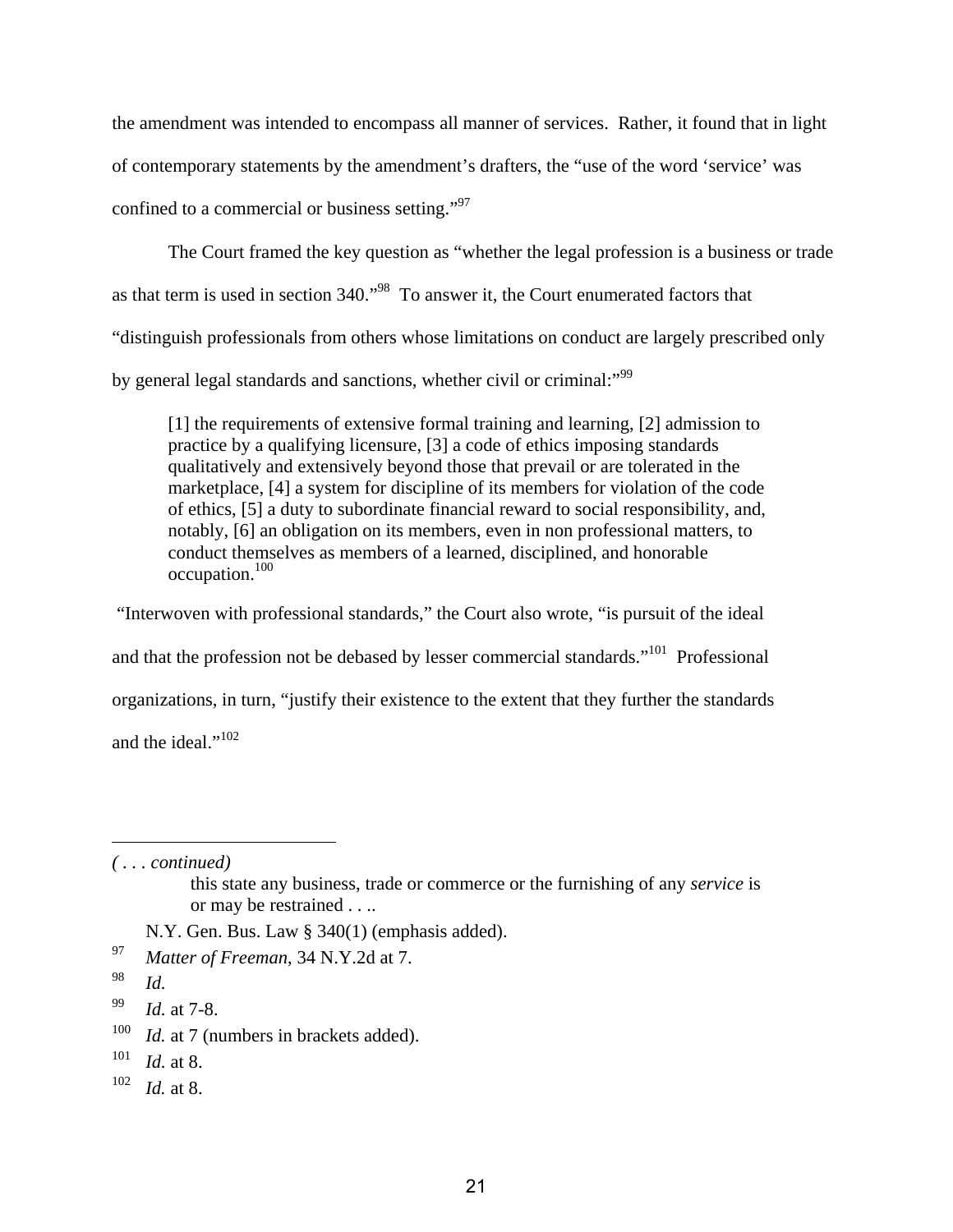the amendment was intended to encompass all manner of services. Rather, it found that in light of contemporary statements by the amendment's drafters, the "use of the word 'service' was confined to a commercial or business setting."[97]

The Court framed the key question as "whether the legal profession is a business or trade as that term is used in section 340."[98] To answer it, the Court enumerated factors that "distinguish professionals from others whose limitations on conduct are largely prescribed only by general legal standards and sanctions, whether civil or criminal:"[99]

> [1] the requirements of extensive formal training and learning, [2] admission to practice by a qualifying licensure, [3] a code of ethics imposing standards qualitatively and extensively beyond those that prevail or are tolerated in the marketplace, [4] a system for discipline of its members for violation of the code of ethics, [5] a duty to subordinate financial reward to social responsibility, and, notably, [6] an obligation on its members, even in non professional matters, to conduct themselves as members of a learned, disciplined, and honorable occupation.[100]

"Interwoven with professional standards," the Court also wrote, "is pursuit of the ideal and that the profession not be debased by lesser commercial standards."[101] Professional organizations, in turn, "justify their existence to the extent that they further the standards and the ideal."[102]

---

*( . . . continued)*

> this state any business, trade or commerce or the furnishing of any *service* is or may be restrained . . ..

N.Y. Gen. Bus. Law § 340(1) (emphasis added).

97 *Matter of Freeman*, 34 N.Y.2d at 7.

98 *Id.*

99 *Id.* at 7-8.

100 *Id.* at 7 (numbers in brackets added).

101 *Id.* at 8.

102 *Id.* at 8.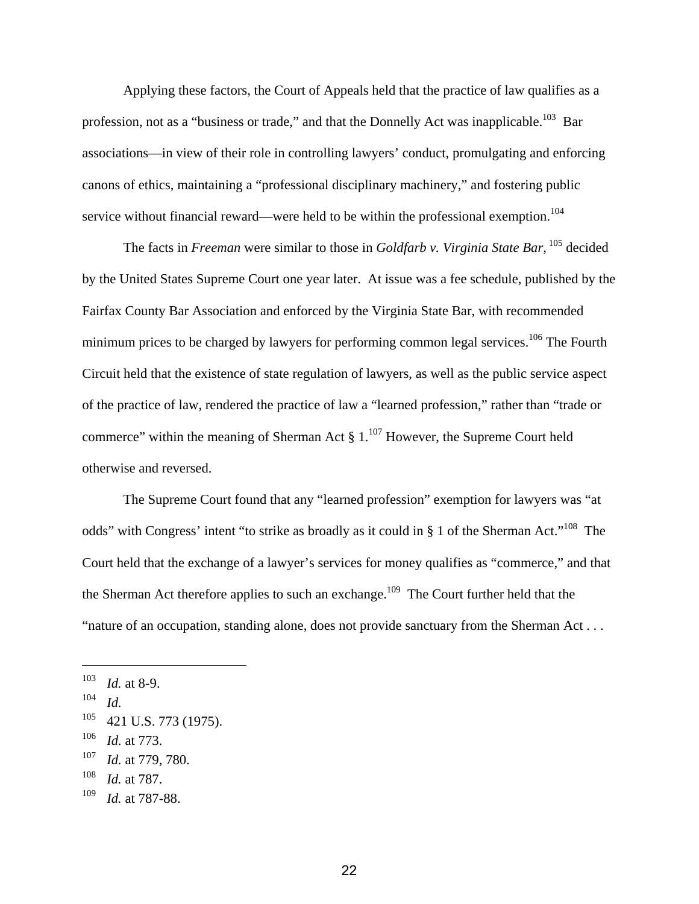Applying these factors, the Court of Appeals held that the practice of law qualifies as a profession, not as a "business or trade," and that the Donnelly Act was inapplicable.[103] Bar associations—in view of their role in controlling lawyers' conduct, promulgating and enforcing canons of ethics, maintaining a "professional disciplinary machinery," and fostering public service without financial reward—were held to be within the professional exemption.[104]

The facts in *Freeman* were similar to those in *Goldfarb v. Virginia State Bar*, [105] decided by the United States Supreme Court one year later. At issue was a fee schedule, published by the Fairfax County Bar Association and enforced by the Virginia State Bar, with recommended minimum prices to be charged by lawyers for performing common legal services.[106] The Fourth Circuit held that the existence of state regulation of lawyers, as well as the public service aspect of the practice of law, rendered the practice of law a "learned profession," rather than "trade or commerce" within the meaning of Sherman Act § 1.[107] However, the Supreme Court held otherwise and reversed.

The Supreme Court found that any "learned profession" exemption for lawyers was "at odds" with Congress' intent "to strike as broadly as it could in § 1 of the Sherman Act."[108] The Court held that the exchange of a lawyer's services for money qualifies as "commerce," and that the Sherman Act therefore applies to such an exchange.[109] The Court further held that the "nature of an occupation, standing alone, does not provide sanctuary from the Sherman Act . . .

---

[103] *Id.* at 8-9.

[104] *Id.*

[105] 421 U.S. 773 (1975).

[106] *Id.* at 773.

[107] *Id.* at 779, 780.

[108] *Id.* at 787.

[109] *Id.* at 787-88.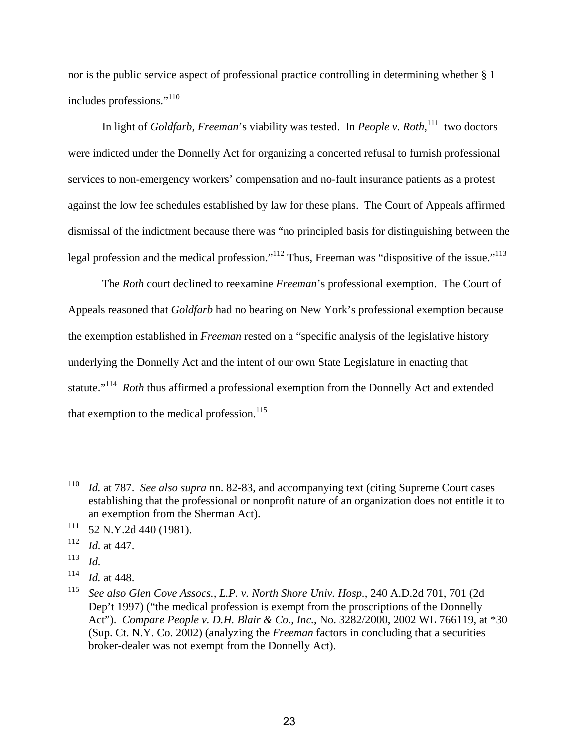nor is the public service aspect of professional practice controlling in determining whether § 1 includes professions."[110]

In light of *Goldfarb*, *Freeman*'s viability was tested. In *People v. Roth*,[111] two doctors were indicted under the Donnelly Act for organizing a concerted refusal to furnish professional services to non-emergency workers' compensation and no-fault insurance patients as a protest against the low fee schedules established by law for these plans. The Court of Appeals affirmed dismissal of the indictment because there was "no principled basis for distinguishing between the legal profession and the medical profession."[112] Thus, Freeman was "dispositive of the issue."[113]

The *Roth* court declined to reexamine *Freeman*'s professional exemption. The Court of Appeals reasoned that *Goldfarb* had no bearing on New York's professional exemption because the exemption established in *Freeman* rested on a "specific analysis of the legislative history underlying the Donnelly Act and the intent of our own State Legislature in enacting that statute."[114] *Roth* thus affirmed a professional exemption from the Donnelly Act and extended that exemption to the medical profession.[115]

---

[110] *Id.* at 787. *See also supra* nn. 82-83, and accompanying text (citing Supreme Court cases establishing that the professional or nonprofit nature of an organization does not entitle it to an exemption from the Sherman Act).

[111] 52 N.Y.2d 440 (1981).

[112] *Id.* at 447.

[113] *Id.*

[114] *Id.* at 448.

[115] *See also Glen Cove Assocs., L.P. v. North Shore Univ. Hosp.*, 240 A.D.2d 701, 701 (2d Dep't 1997) ("the medical profession is exempt from the proscriptions of the Donnelly Act"). *Compare People v. D.H. Blair & Co., Inc.*, No. 3282/2000, 2002 WL 766119, at *30 (Sup. Ct. N.Y. Co. 2002) (analyzing the *Freeman* factors in concluding that a securities broker-dealer was not exempt from the Donnelly Act).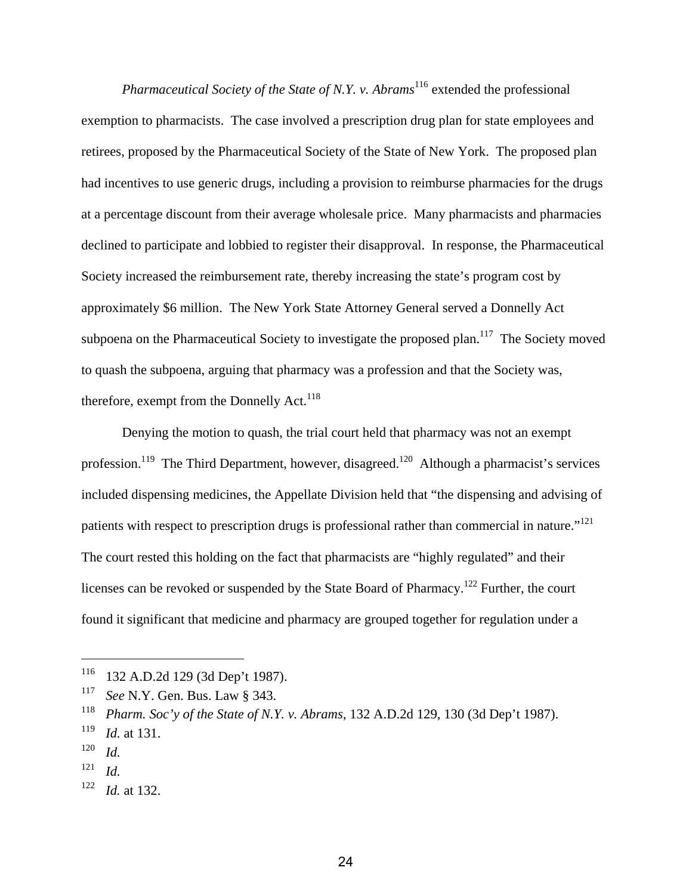*Pharmaceutical Society of the State of N.Y. v. Abrams*[116] extended the professional exemption to pharmacists. The case involved a prescription drug plan for state employees and retirees, proposed by the Pharmaceutical Society of the State of New York. The proposed plan had incentives to use generic drugs, including a provision to reimburse pharmacies for the drugs at a percentage discount from their average wholesale price. Many pharmacists and pharmacies declined to participate and lobbied to register their disapproval. In response, the Pharmaceutical Society increased the reimbursement rate, thereby increasing the state's program cost by approximately $6 million. The New York State Attorney General served a Donnelly Act subpoena on the Pharmaceutical Society to investigate the proposed plan.[117] The Society moved to quash the subpoena, arguing that pharmacy was a profession and that the Society was, therefore, exempt from the Donnelly Act.[118]

Denying the motion to quash, the trial court held that pharmacy was not an exempt profession.[119] The Third Department, however, disagreed.[120] Although a pharmacist's services included dispensing medicines, the Appellate Division held that "the dispensing and advising of patients with respect to prescription drugs is professional rather than commercial in nature."[121] The court rested this holding on the fact that pharmacists are "highly regulated" and their licenses can be revoked or suspended by the State Board of Pharmacy.[122] Further, the court found it significant that medicine and pharmacy are grouped together for regulation under a

---

[116] 132 A.D.2d 129 (3d Dep't 1987).

[117] *See* N.Y. Gen. Bus. Law § 343.

[118] *Pharm. Soc'y of the State of N.Y. v. Abrams*, 132 A.D.2d 129, 130 (3d Dep't 1987).

[119] *Id.* at 131.

[120] *Id.*

[121] *Id.*

[122] *Id.* at 132.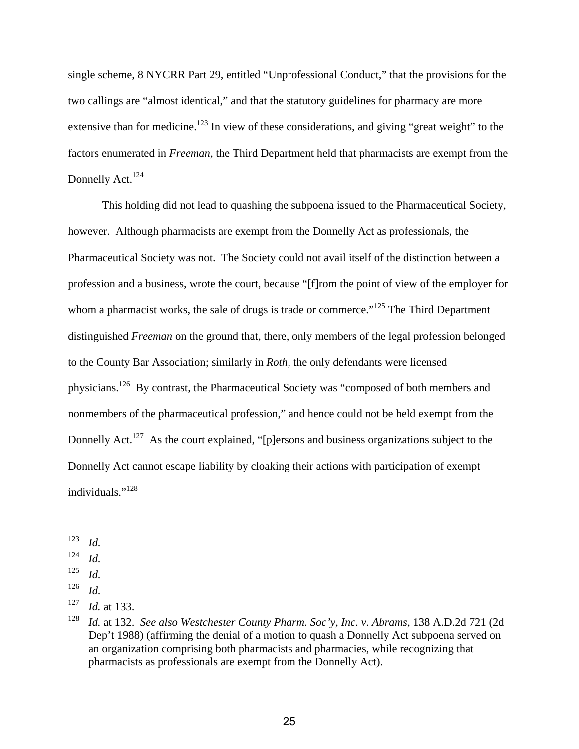single scheme, 8 NYCRR Part 29, entitled "Unprofessional Conduct," that the provisions for the two callings are "almost identical," and that the statutory guidelines for pharmacy are more extensive than for medicine.[123] In view of these considerations, and giving "great weight" to the factors enumerated in *Freeman*, the Third Department held that pharmacists are exempt from the Donnelly Act.[124]

This holding did not lead to quashing the subpoena issued to the Pharmaceutical Society, however. Although pharmacists are exempt from the Donnelly Act as professionals, the Pharmaceutical Society was not. The Society could not avail itself of the distinction between a profession and a business, wrote the court, because "[f]rom the point of view of the employer for whom a pharmacist works, the sale of drugs is trade or commerce."[125] The Third Department distinguished *Freeman* on the ground that, there, only members of the legal profession belonged to the County Bar Association; similarly in *Roth*, the only defendants were licensed physicians.[126] By contrast, the Pharmaceutical Society was "composed of both members and nonmembers of the pharmaceutical profession," and hence could not be held exempt from the Donnelly Act.[127] As the court explained, "[p]ersons and business organizations subject to the Donnelly Act cannot escape liability by cloaking their actions with participation of exempt individuals."[128]

---

[123] *Id.*

[124] *Id.*

[125] *Id.*

[126] *Id.*

[127] *Id.* at 133.

[128] *Id.* at 132. *See also Westchester County Pharm. Soc'y, Inc. v. Abrams*, 138 A.D.2d 721 (2d Dep't 1988) (affirming the denial of a motion to quash a Donnelly Act subpoena served on an organization comprising both pharmacists and pharmacies, while recognizing that pharmacists as professionals are exempt from the Donnelly Act).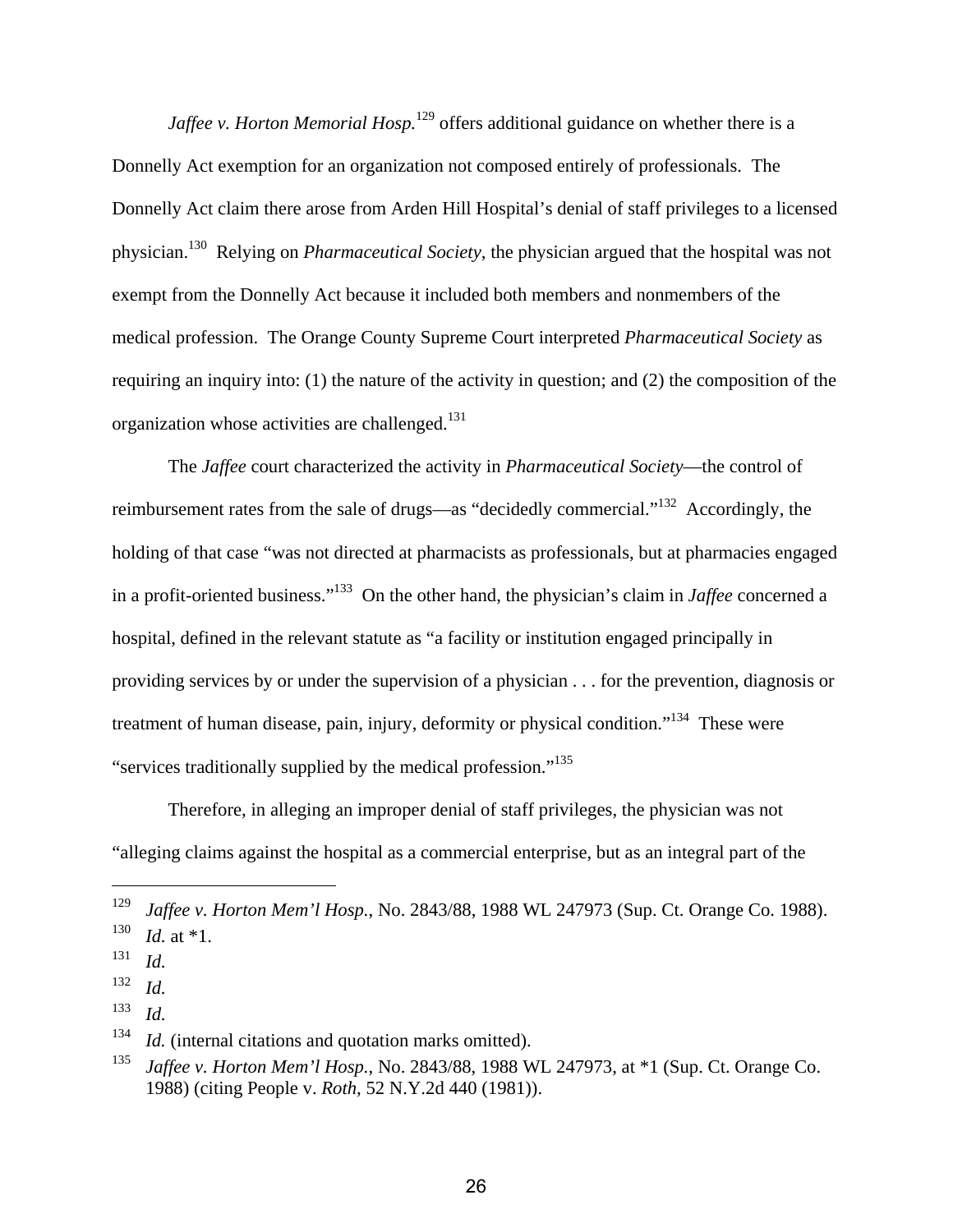*Jaffee v. Horton Memorial Hosp.*[129] offers additional guidance on whether there is a Donnelly Act exemption for an organization not composed entirely of professionals. The Donnelly Act claim there arose from Arden Hill Hospital's denial of staff privileges to a licensed physician.[130] Relying on *Pharmaceutical Society*, the physician argued that the hospital was not exempt from the Donnelly Act because it included both members and nonmembers of the medical profession. The Orange County Supreme Court interpreted *Pharmaceutical Society* as requiring an inquiry into: (1) the nature of the activity in question; and (2) the composition of the organization whose activities are challenged.[131]

The *Jaffee* court characterized the activity in *Pharmaceutical Society*—the control of reimbursement rates from the sale of drugs—as "decidedly commercial."[132] Accordingly, the holding of that case "was not directed at pharmacists as professionals, but at pharmacies engaged in a profit-oriented business."[133] On the other hand, the physician's claim in *Jaffee* concerned a hospital, defined in the relevant statute as "a facility or institution engaged principally in providing services by or under the supervision of a physician . . . for the prevention, diagnosis or treatment of human disease, pain, injury, deformity or physical condition."[134] These were "services traditionally supplied by the medical profession."[135]

Therefore, in alleging an improper denial of staff privileges, the physician was not "alleging claims against the hospital as a commercial enterprise, but as an integral part of the

---

[129] *Jaffee v. Horton Mem'l Hosp.*, No. 2843/88, 1988 WL 247973 (Sup. Ct. Orange Co. 1988).

[130] *Id.* at *1.

[131] *Id.*

[132] *Id.*

[133] *Id.*

[134] *Id.* (internal citations and quotation marks omitted).

[135] *Jaffee v. Horton Mem'l Hosp.*, No. 2843/88, 1988 WL 247973, at *1 (Sup. Ct. Orange Co. 1988) (citing People v. *Roth*, 52 N.Y.2d 440 (1981)).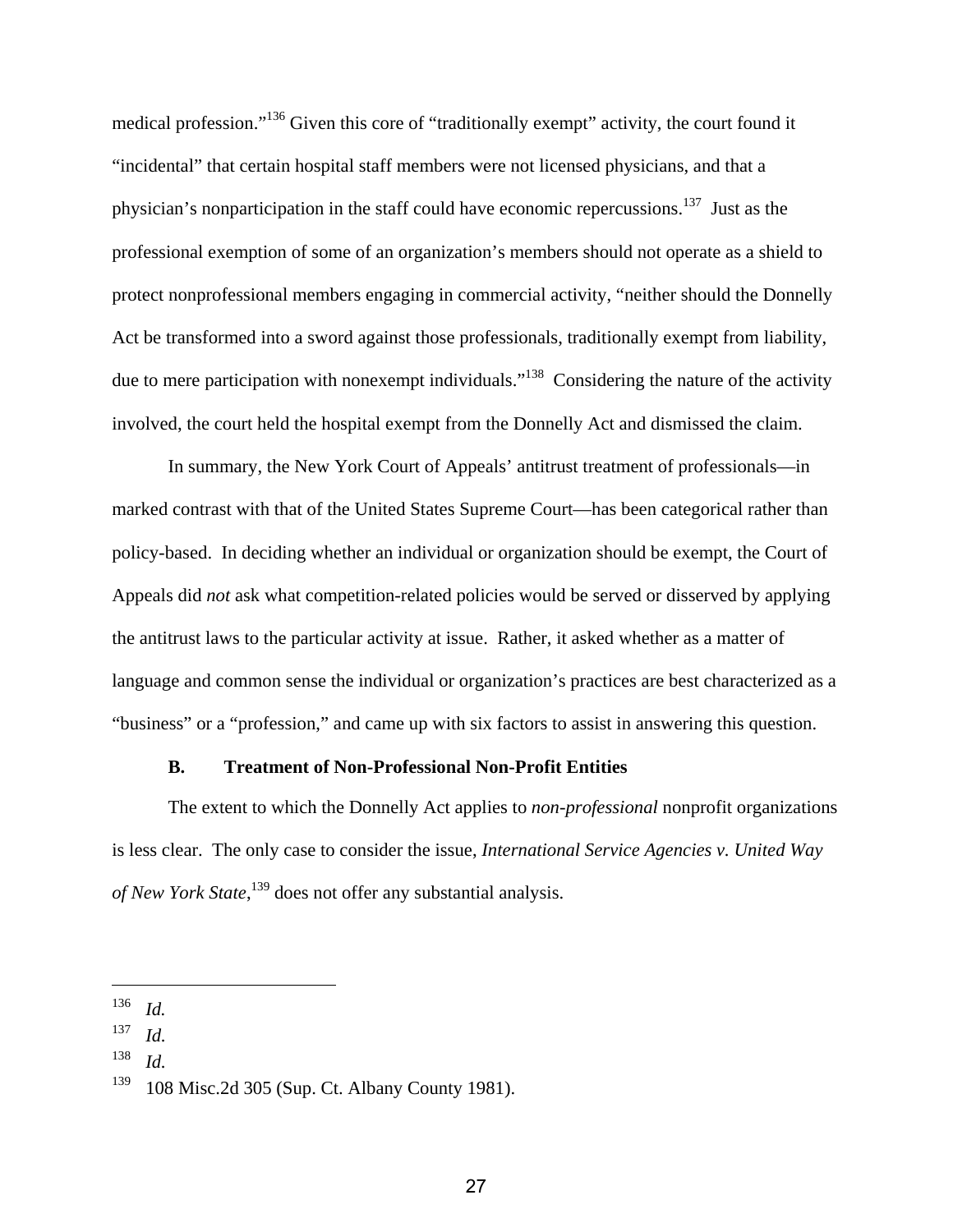medical profession."[136] Given this core of "traditionally exempt" activity, the court found it "incidental" that certain hospital staff members were not licensed physicians, and that a physician's nonparticipation in the staff could have economic repercussions.[137] Just as the professional exemption of some of an organization's members should not operate as a shield to protect nonprofessional members engaging in commercial activity, "neither should the Donnelly Act be transformed into a sword against those professionals, traditionally exempt from liability, due to mere participation with nonexempt individuals."[138] Considering the nature of the activity involved, the court held the hospital exempt from the Donnelly Act and dismissed the claim.

In summary, the New York Court of Appeals' antitrust treatment of professionals—in marked contrast with that of the United States Supreme Court—has been categorical rather than policy-based. In deciding whether an individual or organization should be exempt, the Court of Appeals did *not* ask what competition-related policies would be served or disserved by applying the antitrust laws to the particular activity at issue. Rather, it asked whether as a matter of language and common sense the individual or organization's practices are best characterized as a "business" or a "profession," and came up with six factors to assist in answering this question.

### B. Treatment of Non-Professional Non-Profit Entities

The extent to which the Donnelly Act applies to *non-professional* nonprofit organizations is less clear. The only case to consider the issue, *International Service Agencies v. United Way of New York State*,[139] does not offer any substantial analysis.

---

[136] *Id.*

[137] *Id.*

[138] *Id.*

[139] 108 Misc.2d 305 (Sup. Ct. Albany County 1981).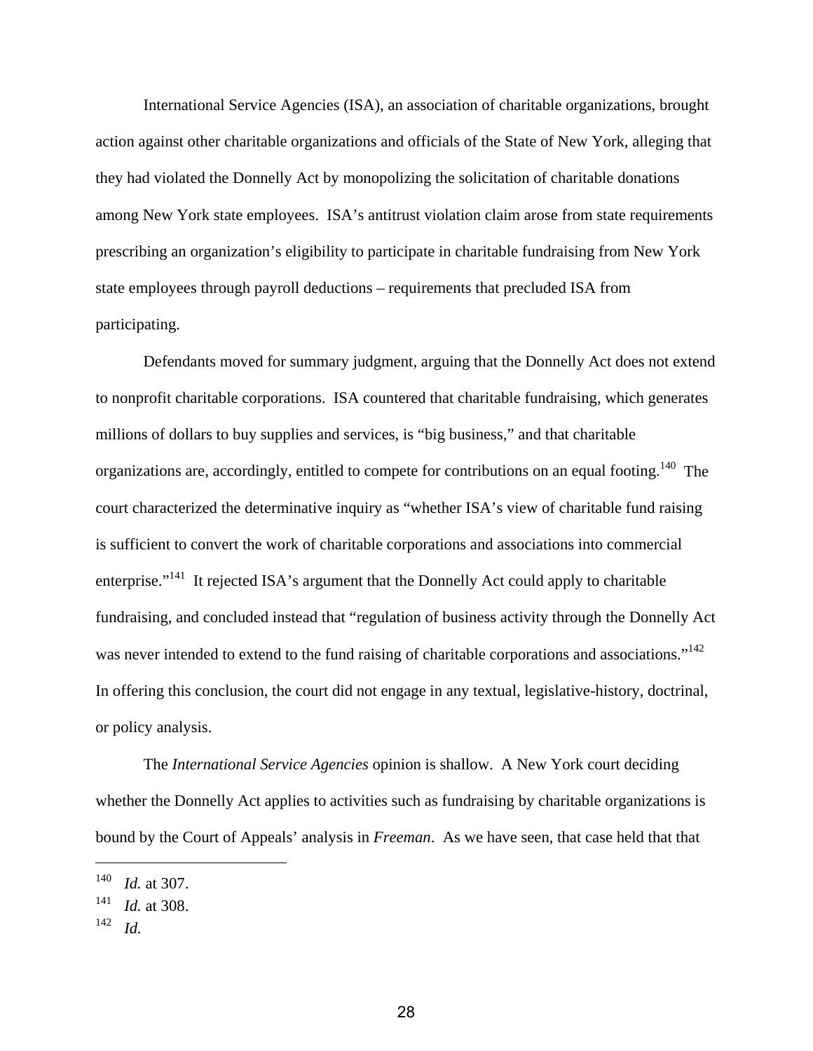International Service Agencies (ISA), an association of charitable organizations, brought action against other charitable organizations and officials of the State of New York, alleging that they had violated the Donnelly Act by monopolizing the solicitation of charitable donations among New York state employees. ISA's antitrust violation claim arose from state requirements prescribing an organization's eligibility to participate in charitable fundraising from New York state employees through payroll deductions – requirements that precluded ISA from participating.

Defendants moved for summary judgment, arguing that the Donnelly Act does not extend to nonprofit charitable corporations. ISA countered that charitable fundraising, which generates millions of dollars to buy supplies and services, is "big business," and that charitable organizations are, accordingly, entitled to compete for contributions on an equal footing.[140] The court characterized the determinative inquiry as "whether ISA's view of charitable fund raising is sufficient to convert the work of charitable corporations and associations into commercial enterprise."[141] It rejected ISA's argument that the Donnelly Act could apply to charitable fundraising, and concluded instead that "regulation of business activity through the Donnelly Act was never intended to extend to the fund raising of charitable corporations and associations."[142] In offering this conclusion, the court did not engage in any textual, legislative-history, doctrinal, or policy analysis.

The *International Service Agencies* opinion is shallow. A New York court deciding whether the Donnelly Act applies to activities such as fundraising by charitable organizations is bound by the Court of Appeals' analysis in *Freeman*. As we have seen, that case held that that

---

[140] *Id.* at 307.

[141] *Id.* at 308.

[142] *Id.*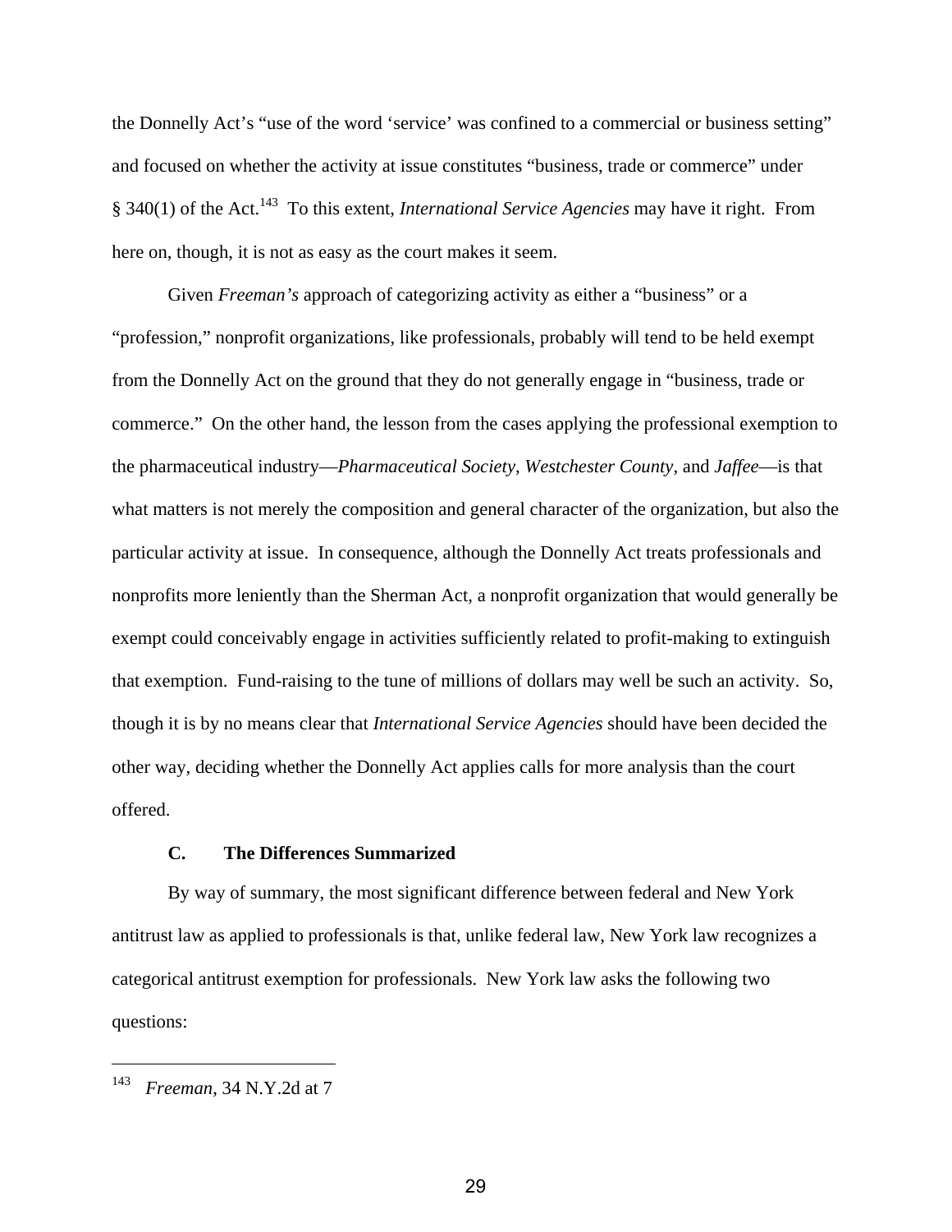the Donnelly Act's "use of the word 'service' was confined to a commercial or business setting" and focused on whether the activity at issue constitutes "business, trade or commerce" under § 340(1) of the Act.[143] To this extent, *International Service Agencies* may have it right. From here on, though, it is not as easy as the court makes it seem.

Given *Freeman's* approach of categorizing activity as either a "business" or a "profession," nonprofit organizations, like professionals, probably will tend to be held exempt from the Donnelly Act on the ground that they do not generally engage in "business, trade or commerce." On the other hand, the lesson from the cases applying the professional exemption to the pharmaceutical industry—*Pharmaceutical Society*, *Westchester County*, and *Jaffee*—is that what matters is not merely the composition and general character of the organization, but also the particular activity at issue. In consequence, although the Donnelly Act treats professionals and nonprofits more leniently than the Sherman Act, a nonprofit organization that would generally be exempt could conceivably engage in activities sufficiently related to profit-making to extinguish that exemption. Fund-raising to the tune of millions of dollars may well be such an activity. So, though it is by no means clear that *International Service Agencies* should have been decided the other way, deciding whether the Donnelly Act applies calls for more analysis than the court offered.

### C. The Differences Summarized

By way of summary, the most significant difference between federal and New York antitrust law as applied to professionals is that, unlike federal law, New York law recognizes a categorical antitrust exemption for professionals. New York law asks the following two questions:

---

[143] *Freeman*, 34 N.Y.2d at 7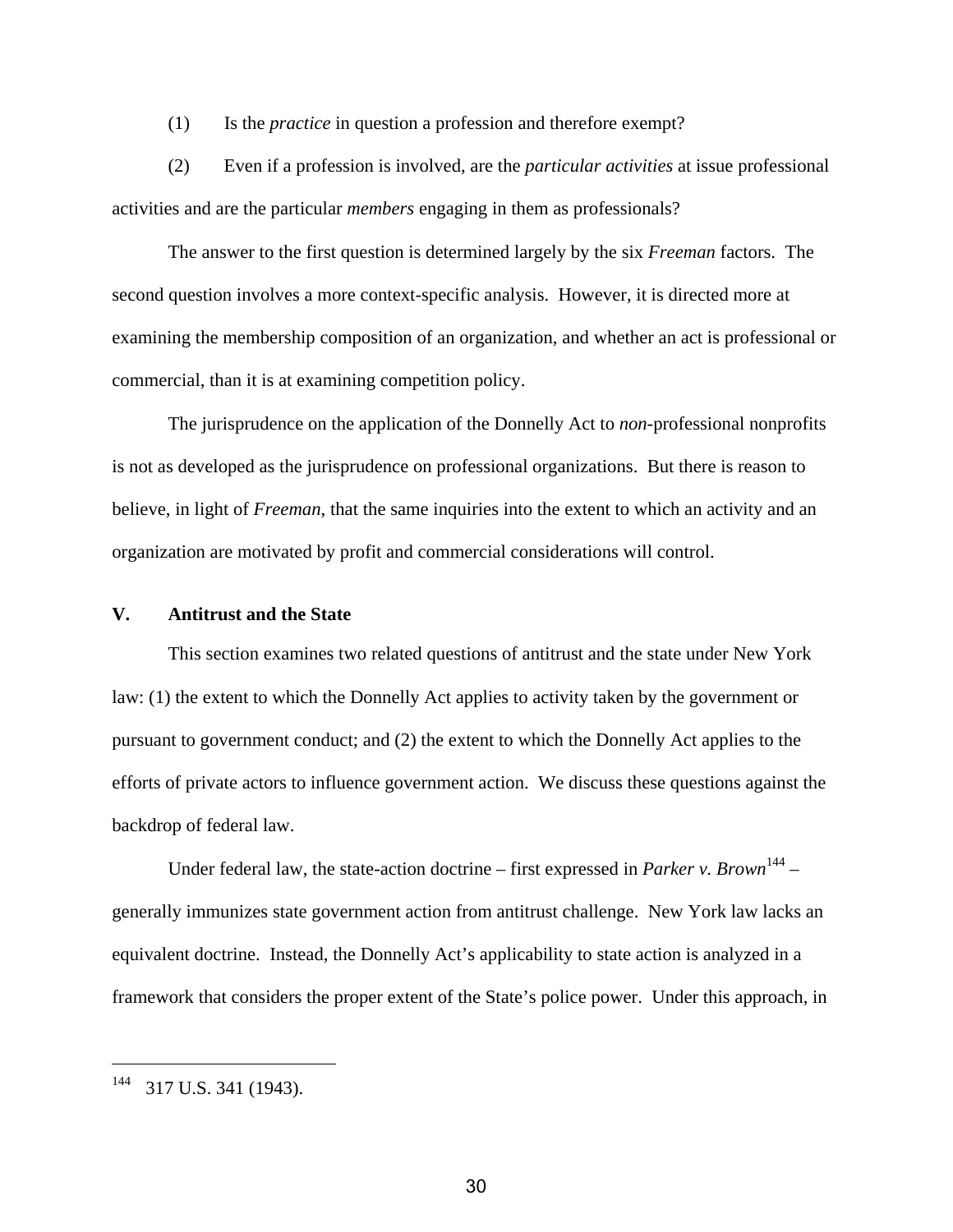(1) Is the *practice* in question a profession and therefore exempt?

(2) Even if a profession is involved, are the *particular activities* at issue professional activities and are the particular *members* engaging in them as professionals?

The answer to the first question is determined largely by the six *Freeman* factors. The second question involves a more context-specific analysis. However, it is directed more at examining the membership composition of an organization, and whether an act is professional or commercial, than it is at examining competition policy.

The jurisprudence on the application of the Donnelly Act to *non*-professional nonprofits is not as developed as the jurisprudence on professional organizations. But there is reason to believe, in light of *Freeman*, that the same inquiries into the extent to which an activity and an organization are motivated by profit and commercial considerations will control.

## V. Antitrust and the State

This section examines two related questions of antitrust and the state under New York law: (1) the extent to which the Donnelly Act applies to activity taken by the government or pursuant to government conduct; and (2) the extent to which the Donnelly Act applies to the efforts of private actors to influence government action. We discuss these questions against the backdrop of federal law.

Under federal law, the state-action doctrine – first expressed in *Parker v. Brown*[144] – generally immunizes state government action from antitrust challenge. New York law lacks an equivalent doctrine. Instead, the Donnelly Act's applicability to state action is analyzed in a framework that considers the proper extent of the State's police power. Under this approach, in

[144] 317 U.S. 341 (1943).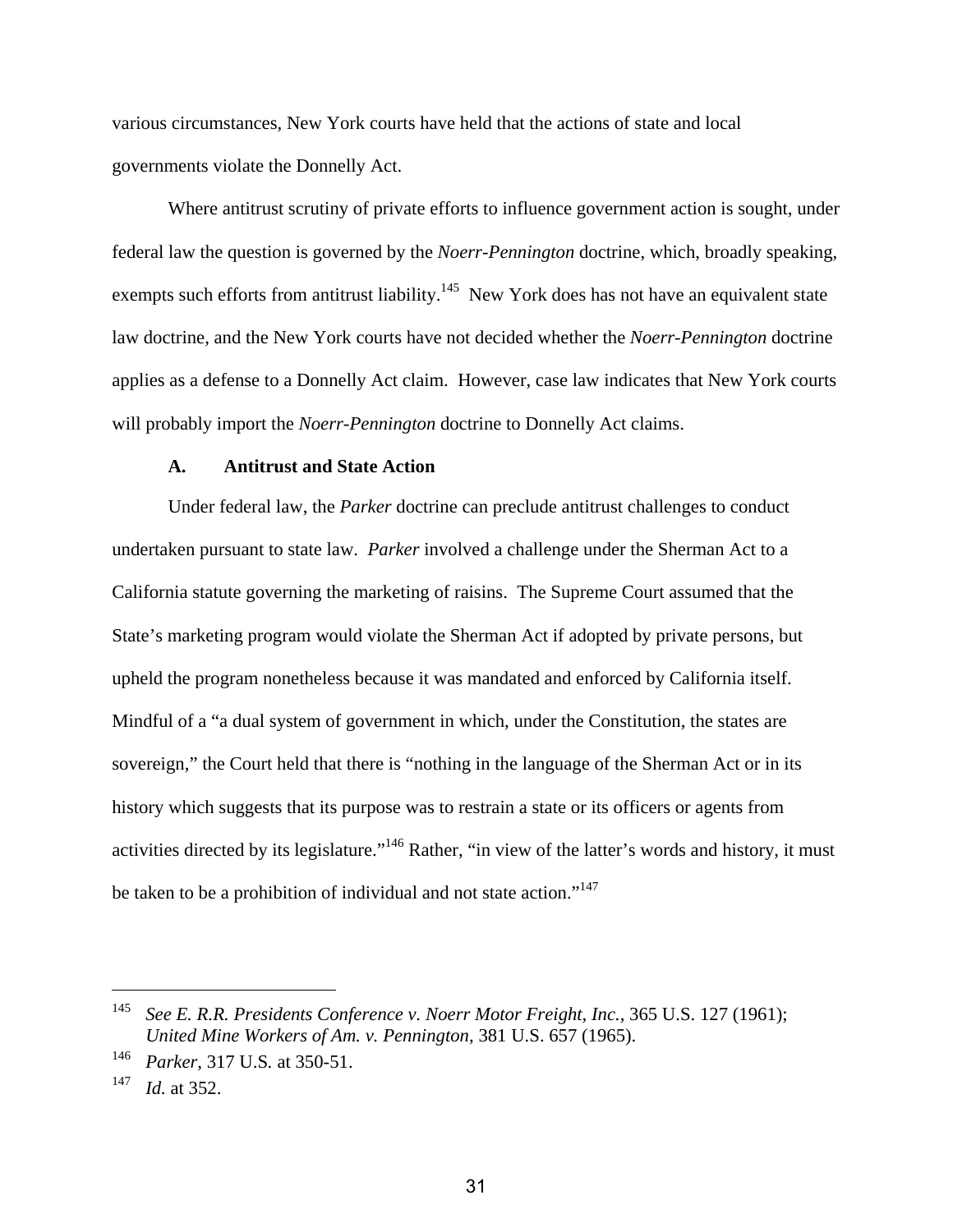various circumstances, New York courts have held that the actions of state and local governments violate the Donnelly Act.

Where antitrust scrutiny of private efforts to influence government action is sought, under federal law the question is governed by the *Noerr-Pennington* doctrine, which, broadly speaking, exempts such efforts from antitrust liability.[145] New York does has not have an equivalent state law doctrine, and the New York courts have not decided whether the *Noerr-Pennington* doctrine applies as a defense to a Donnelly Act claim. However, case law indicates that New York courts will probably import the *Noerr-Pennington* doctrine to Donnelly Act claims.

### A. Antitrust and State Action

Under federal law, the *Parker* doctrine can preclude antitrust challenges to conduct undertaken pursuant to state law. *Parker* involved a challenge under the Sherman Act to a California statute governing the marketing of raisins. The Supreme Court assumed that the State's marketing program would violate the Sherman Act if adopted by private persons, but upheld the program nonetheless because it was mandated and enforced by California itself. Mindful of a "a dual system of government in which, under the Constitution, the states are sovereign," the Court held that there is "nothing in the language of the Sherman Act or in its history which suggests that its purpose was to restrain a state or its officers or agents from activities directed by its legislature."[146] Rather, "in view of the latter's words and history, it must be taken to be a prohibition of individual and not state action."[147]

---

[145] *See E. R.R. Presidents Conference v. Noerr Motor Freight, Inc.*, 365 U.S. 127 (1961); *United Mine Workers of Am. v. Pennington*, 381 U.S. 657 (1965).

[146] *Parker*, 317 U.S. at 350-51.

[147] *Id.* at 352.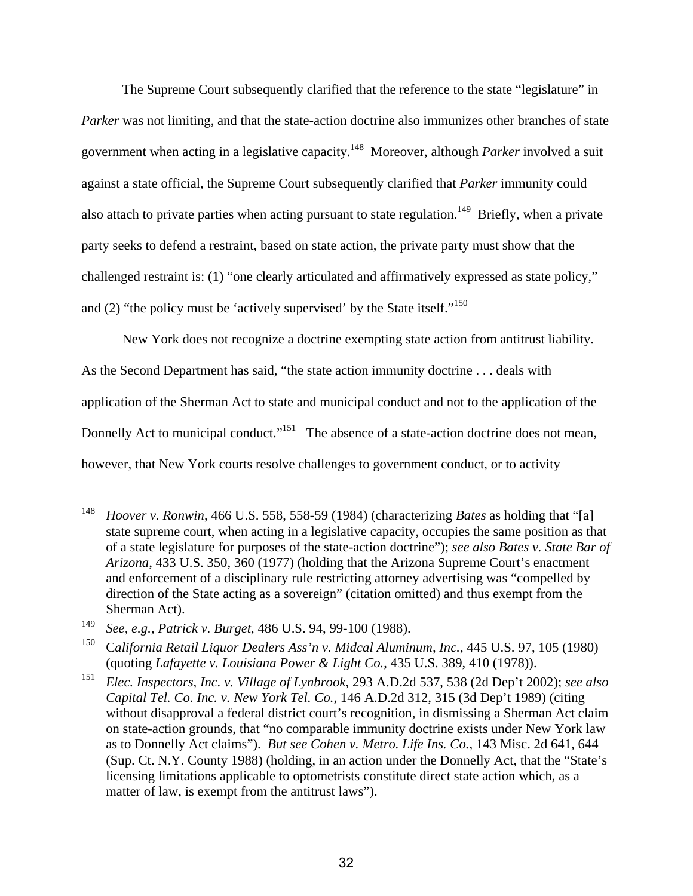The Supreme Court subsequently clarified that the reference to the state "legislature" in *Parker* was not limiting, and that the state-action doctrine also immunizes other branches of state government when acting in a legislative capacity.[148] Moreover, although *Parker* involved a suit against a state official, the Supreme Court subsequently clarified that *Parker* immunity could also attach to private parties when acting pursuant to state regulation.[149] Briefly, when a private party seeks to defend a restraint, based on state action, the private party must show that the challenged restraint is: (1) "one clearly articulated and affirmatively expressed as state policy," and (2) "the policy must be 'actively supervised' by the State itself."[150]

New York does not recognize a doctrine exempting state action from antitrust liability. As the Second Department has said, "the state action immunity doctrine . . . deals with application of the Sherman Act to state and municipal conduct and not to the application of the Donnelly Act to municipal conduct."[151] The absence of a state-action doctrine does not mean, however, that New York courts resolve challenges to government conduct, or to activity

---

[148] *Hoover v. Ronwin*, 466 U.S. 558, 558-59 (1984) (characterizing *Bates* as holding that "[a] state supreme court, when acting in a legislative capacity, occupies the same position as that of a state legislature for purposes of the state-action doctrine"); *see also Bates v. State Bar of Arizona*, 433 U.S. 350, 360 (1977) (holding that the Arizona Supreme Court's enactment and enforcement of a disciplinary rule restricting attorney advertising was "compelled by direction of the State acting as a sovereign" (citation omitted) and thus exempt from the Sherman Act).

[149] *See, e.g., Patrick v. Burget*, 486 U.S. 94, 99-100 (1988).

[150] *California Retail Liquor Dealers Ass'n v. Midcal Aluminum, Inc.*, 445 U.S. 97, 105 (1980) (quoting *Lafayette v. Louisiana Power & Light Co.*, 435 U.S. 389, 410 (1978)).

[151] *Elec. Inspectors, Inc. v. Village of Lynbrook*, 293 A.D.2d 537, 538 (2d Dep't 2002); *see also Capital Tel. Co. Inc. v. New York Tel. Co.*, 146 A.D.2d 312, 315 (3d Dep't 1989) (citing without disapproval a federal district court's recognition, in dismissing a Sherman Act claim on state-action grounds, that "no comparable immunity doctrine exists under New York law as to Donnelly Act claims"). *But see Cohen v. Metro. Life Ins. Co.*, 143 Misc. 2d 641, 644 (Sup. Ct. N.Y. County 1988) (holding, in an action under the Donnelly Act, that the "State's licensing limitations applicable to optometrists constitute direct state action which, as a matter of law, is exempt from the antitrust laws").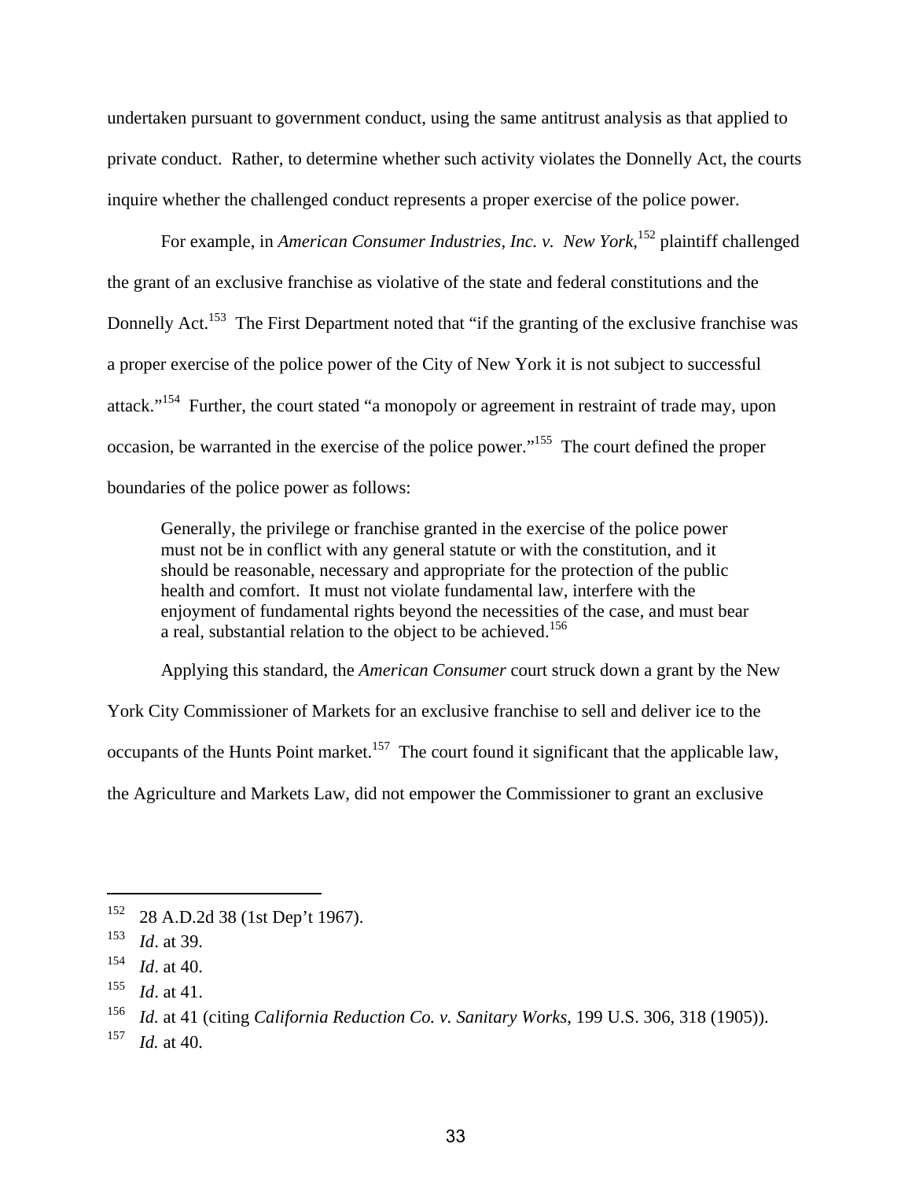undertaken pursuant to government conduct, using the same antitrust analysis as that applied to private conduct. Rather, to determine whether such activity violates the Donnelly Act, the courts inquire whether the challenged conduct represents a proper exercise of the police power.

For example, in *American Consumer Industries, Inc. v. New York*,[152] plaintiff challenged the grant of an exclusive franchise as violative of the state and federal constitutions and the Donnelly Act.[153] The First Department noted that "if the granting of the exclusive franchise was a proper exercise of the police power of the City of New York it is not subject to successful attack."[154] Further, the court stated "a monopoly or agreement in restraint of trade may, upon occasion, be warranted in the exercise of the police power."[155] The court defined the proper boundaries of the police power as follows:

> Generally, the privilege or franchise granted in the exercise of the police power must not be in conflict with any general statute or with the constitution, and it should be reasonable, necessary and appropriate for the protection of the public health and comfort. It must not violate fundamental law, interfere with the enjoyment of fundamental rights beyond the necessities of the case, and must bear a real, substantial relation to the object to be achieved.[156]

Applying this standard, the *American Consumer* court struck down a grant by the New York City Commissioner of Markets for an exclusive franchise to sell and deliver ice to the occupants of the Hunts Point market.[157] The court found it significant that the applicable law, the Agriculture and Markets Law, did not empower the Commissioner to grant an exclusive

---

[152] 28 A.D.2d 38 (1st Dep't 1967).

[153] *Id*. at 39.

[154] *Id*. at 40.

[155] *Id*. at 41.

[156] *Id.* at 41 (citing *California Reduction Co. v. Sanitary Works*, 199 U.S. 306, 318 (1905)).

[157] *Id.* at 40.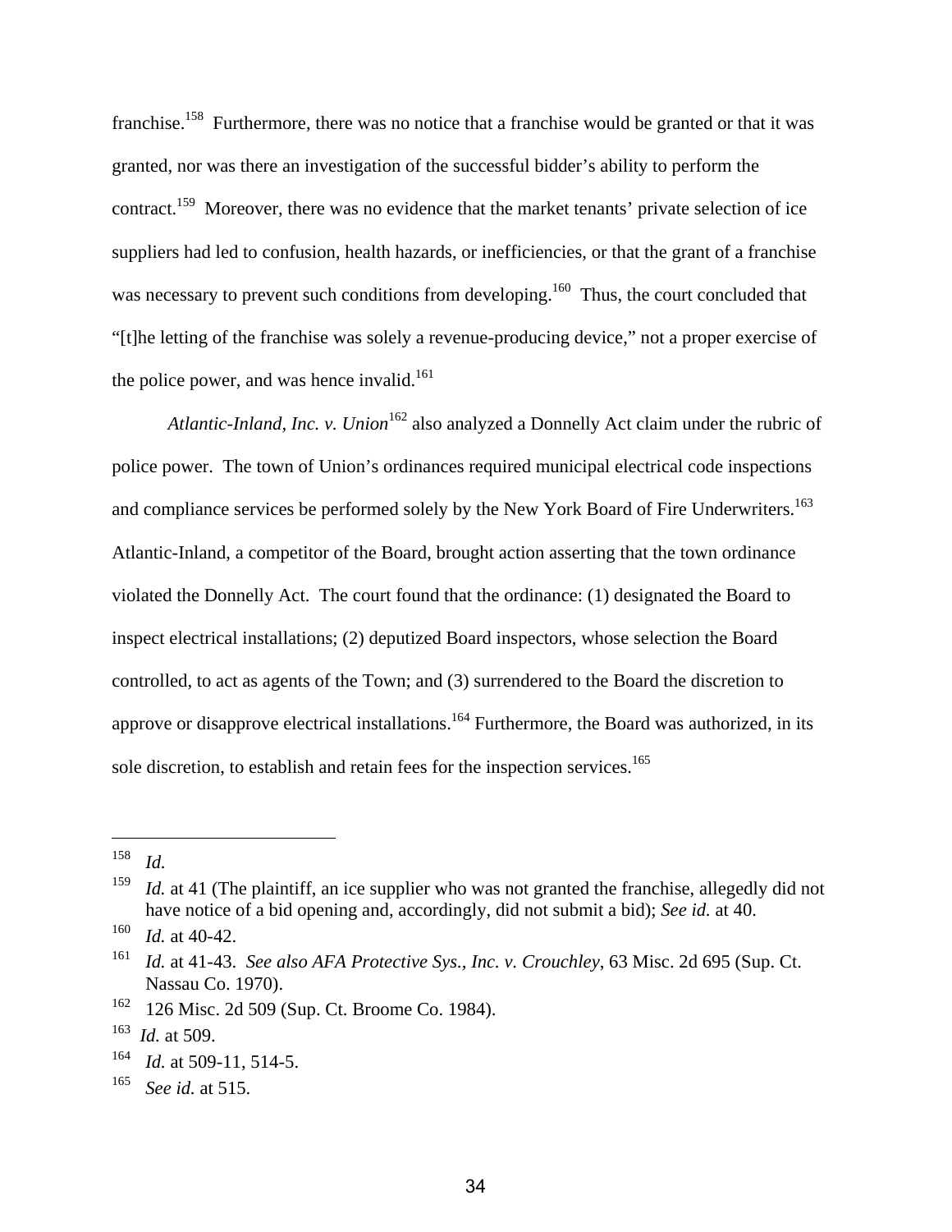franchise.[158] Furthermore, there was no notice that a franchise would be granted or that it was granted, nor was there an investigation of the successful bidder's ability to perform the contract.[159] Moreover, there was no evidence that the market tenants' private selection of ice suppliers had led to confusion, health hazards, or inefficiencies, or that the grant of a franchise was necessary to prevent such conditions from developing.[160] Thus, the court concluded that "[t]he letting of the franchise was solely a revenue-producing device," not a proper exercise of the police power, and was hence invalid.[161]

*Atlantic-Inland, Inc. v. Union*[162] also analyzed a Donnelly Act claim under the rubric of police power. The town of Union's ordinances required municipal electrical code inspections and compliance services be performed solely by the New York Board of Fire Underwriters.[163] Atlantic-Inland, a competitor of the Board, brought action asserting that the town ordinance violated the Donnelly Act. The court found that the ordinance: (1) designated the Board to inspect electrical installations; (2) deputized Board inspectors, whose selection the Board controlled, to act as agents of the Town; and (3) surrendered to the Board the discretion to approve or disapprove electrical installations.[164] Furthermore, the Board was authorized, in its sole discretion, to establish and retain fees for the inspection services.[165]

---

[158] *Id.*

[159] *Id.* at 41 (The plaintiff, an ice supplier who was not granted the franchise, allegedly did not have notice of a bid opening and, accordingly, did not submit a bid); *See id.* at 40.

[160] *Id.* at 40-42.

[161] *Id.* at 41-43. *See also AFA Protective Sys., Inc. v. Crouchley*, 63 Misc. 2d 695 (Sup. Ct. Nassau Co. 1970).

[162] 126 Misc. 2d 509 (Sup. Ct. Broome Co. 1984).

[163] *Id.* at 509.

[164] *Id.* at 509-11, 514-5.

[165] *See id.* at 515.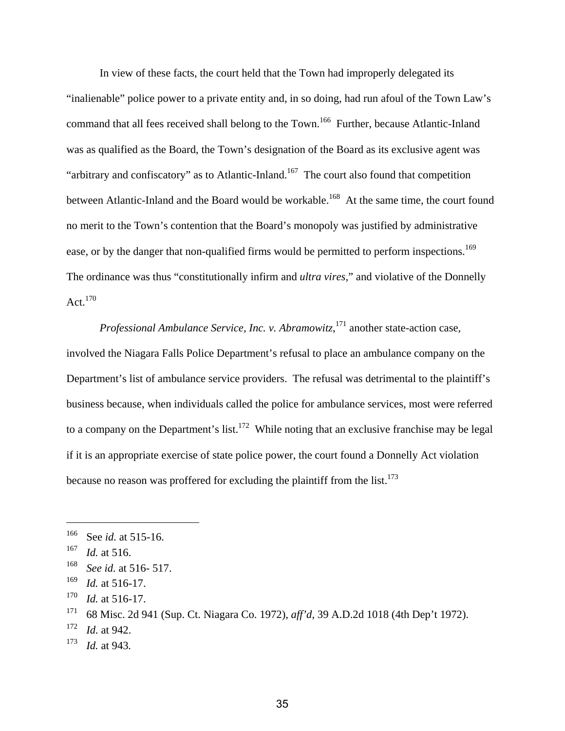In view of these facts, the court held that the Town had improperly delegated its "inalienable" police power to a private entity and, in so doing, had run afoul of the Town Law's command that all fees received shall belong to the Town.[166] Further, because Atlantic-Inland was as qualified as the Board, the Town's designation of the Board as its exclusive agent was "arbitrary and confiscatory" as to Atlantic-Inland.[167] The court also found that competition between Atlantic-Inland and the Board would be workable.[168] At the same time, the court found no merit to the Town's contention that the Board's monopoly was justified by administrative ease, or by the danger that non-qualified firms would be permitted to perform inspections.[169] The ordinance was thus "constitutionally infirm and *ultra vires*," and violative of the Donnelly Act.[170]

*Professional Ambulance Service, Inc. v. Abramowitz*,[171] another state-action case, involved the Niagara Falls Police Department's refusal to place an ambulance company on the Department's list of ambulance service providers. The refusal was detrimental to the plaintiff's business because, when individuals called the police for ambulance services, most were referred to a company on the Department's list.[172] While noting that an exclusive franchise may be legal if it is an appropriate exercise of state police power, the court found a Donnelly Act violation because no reason was proffered for excluding the plaintiff from the list.[173]

---

[166] See *id.* at 515-16.

[167] *Id.* at 516.

[168] *See id.* at 516- 517.

[169] *Id.* at 516-17.

[170] *Id.* at 516-17.

[171] 68 Misc. 2d 941 (Sup. Ct. Niagara Co. 1972), *aff'd*, 39 A.D.2d 1018 (4th Dep't 1972).

[172] *Id.* at 942.

[173] *Id.* at 943.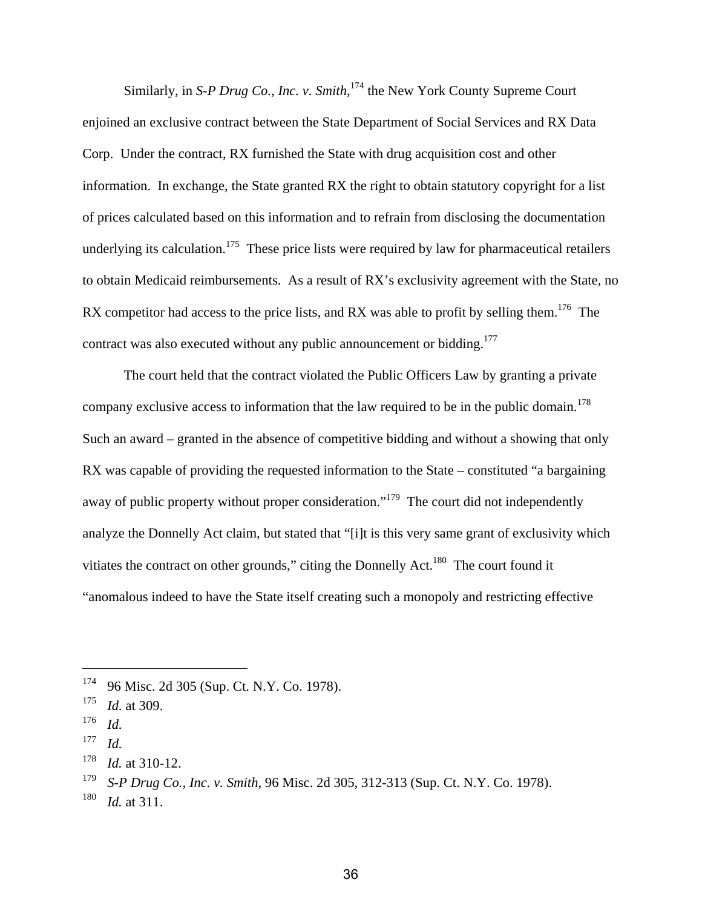Similarly, in *S-P Drug Co., Inc. v. Smith*,[174] the New York County Supreme Court enjoined an exclusive contract between the State Department of Social Services and RX Data Corp. Under the contract, RX furnished the State with drug acquisition cost and other information. In exchange, the State granted RX the right to obtain statutory copyright for a list of prices calculated based on this information and to refrain from disclosing the documentation underlying its calculation.[175] These price lists were required by law for pharmaceutical retailers to obtain Medicaid reimbursements. As a result of RX's exclusivity agreement with the State, no RX competitor had access to the price lists, and RX was able to profit by selling them.[176] The contract was also executed without any public announcement or bidding.[177]

The court held that the contract violated the Public Officers Law by granting a private company exclusive access to information that the law required to be in the public domain.[178] Such an award – granted in the absence of competitive bidding and without a showing that only RX was capable of providing the requested information to the State – constituted "a bargaining away of public property without proper consideration."[179] The court did not independently analyze the Donnelly Act claim, but stated that "[i]t is this very same grant of exclusivity which vitiates the contract on other grounds," citing the Donnelly Act.[180] The court found it "anomalous indeed to have the State itself creating such a monopoly and restricting effective

---

[174] 96 Misc. 2d 305 (Sup. Ct. N.Y. Co. 1978).

[175] *Id.* at 309.

[176] *Id.*

[177] *Id.*

[178] *Id.* at 310-12.

[179] *S-P Drug Co., Inc. v. Smith*, 96 Misc. 2d 305, 312-313 (Sup. Ct. N.Y. Co. 1978).

[180] *Id.* at 311.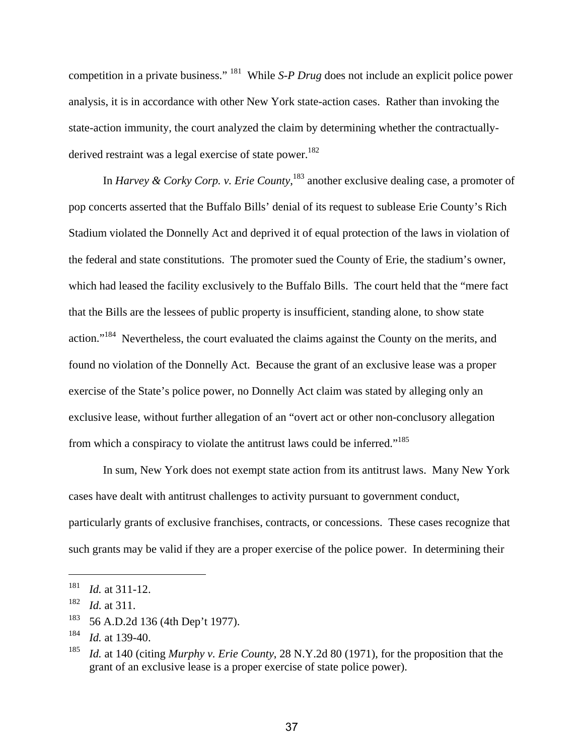competition in a private business."[181] While *S-P Drug* does not include an explicit police power analysis, it is in accordance with other New York state-action cases. Rather than invoking the state-action immunity, the court analyzed the claim by determining whether the contractually-derived restraint was a legal exercise of state power.[182]

In *Harvey & Corky Corp. v. Erie County*,[183] another exclusive dealing case, a promoter of pop concerts asserted that the Buffalo Bills' denial of its request to sublease Erie County's Rich Stadium violated the Donnelly Act and deprived it of equal protection of the laws in violation of the federal and state constitutions. The promoter sued the County of Erie, the stadium's owner, which had leased the facility exclusively to the Buffalo Bills. The court held that the "mere fact that the Bills are the lessees of public property is insufficient, standing alone, to show state action."[184] Nevertheless, the court evaluated the claims against the County on the merits, and found no violation of the Donnelly Act. Because the grant of an exclusive lease was a proper exercise of the State's police power, no Donnelly Act claim was stated by alleging only an exclusive lease, without further allegation of an "overt act or other non-conclusory allegation from which a conspiracy to violate the antitrust laws could be inferred."[185]

In sum, New York does not exempt state action from its antitrust laws. Many New York cases have dealt with antitrust challenges to activity pursuant to government conduct, particularly grants of exclusive franchises, contracts, or concessions. These cases recognize that such grants may be valid if they are a proper exercise of the police power. In determining their

---

[181] *Id.* at 311-12.

[182] *Id.* at 311.

[183] 56 A.D.2d 136 (4th Dep't 1977).

[184] *Id.* at 139-40.

[185] *Id.* at 140 (citing *Murphy v. Erie County*, 28 N.Y.2d 80 (1971), for the proposition that the grant of an exclusive lease is a proper exercise of state police power).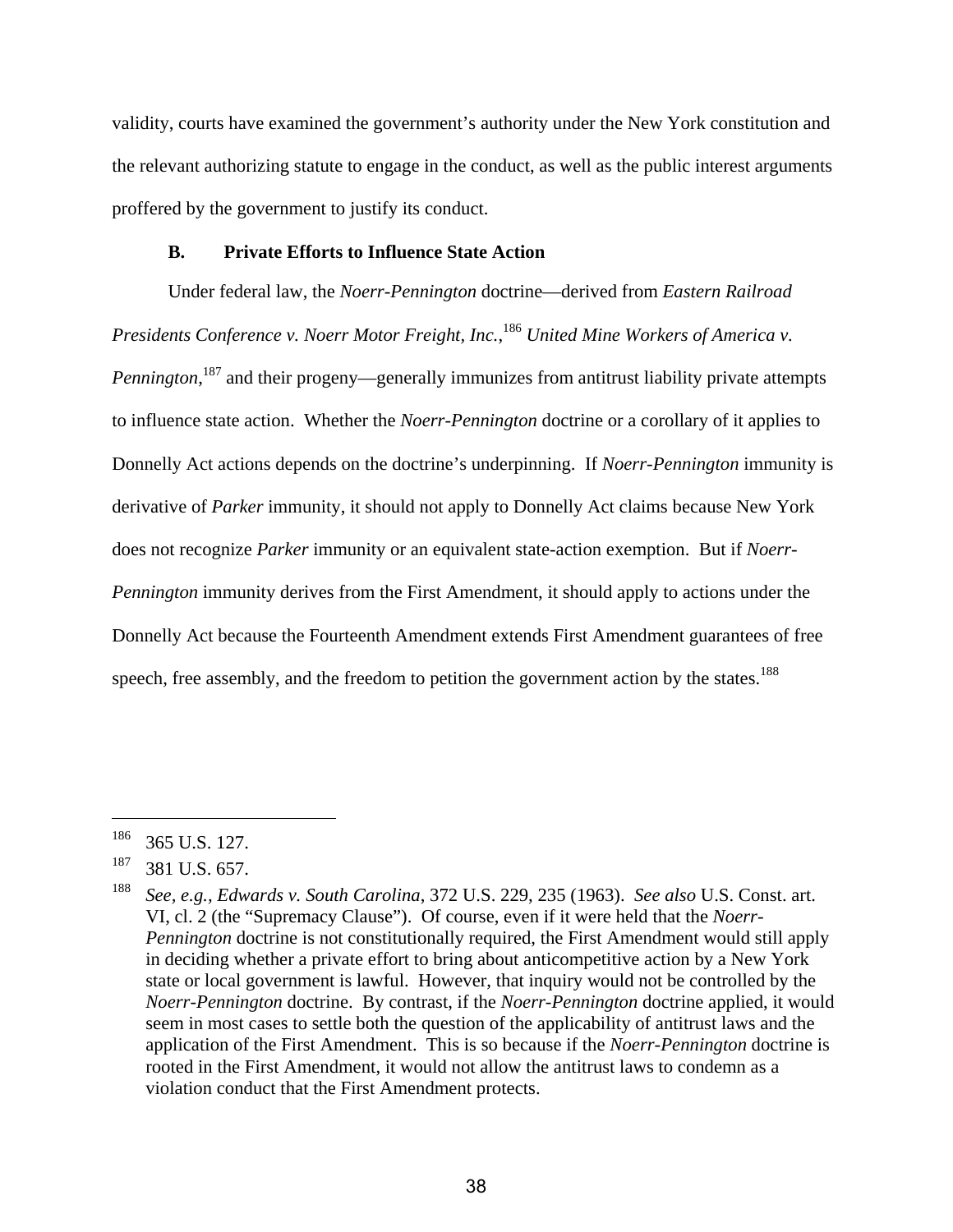validity, courts have examined the government's authority under the New York constitution and the relevant authorizing statute to engage in the conduct, as well as the public interest arguments proffered by the government to justify its conduct.

### B. Private Efforts to Influence State Action

Under federal law, the *Noerr-Pennington* doctrine—derived from *Eastern Railroad Presidents Conference v. Noerr Motor Freight, Inc.*,[186] *United Mine Workers of America v. Pennington*,[187] and their progeny—generally immunizes from antitrust liability private attempts to influence state action. Whether the *Noerr-Pennington* doctrine or a corollary of it applies to Donnelly Act actions depends on the doctrine's underpinning. If *Noerr-Pennington* immunity is derivative of *Parker* immunity, it should not apply to Donnelly Act claims because New York does not recognize *Parker* immunity or an equivalent state-action exemption. But if *Noerr-Pennington* immunity derives from the First Amendment, it should apply to actions under the Donnelly Act because the Fourteenth Amendment extends First Amendment guarantees of free speech, free assembly, and the freedom to petition the government action by the states.[188]

---

[186] 365 U.S. 127.

[187] 381 U.S. 657.

[188] *See, e.g., Edwards v. South Carolina*, 372 U.S. 229, 235 (1963). *See also* U.S. Const. art. VI, cl. 2 (the "Supremacy Clause"). Of course, even if it were held that the *Noerr-Pennington* doctrine is not constitutionally required, the First Amendment would still apply in deciding whether a private effort to bring about anticompetitive action by a New York state or local government is lawful. However, that inquiry would not be controlled by the *Noerr-Pennington* doctrine. By contrast, if the *Noerr-Pennington* doctrine applied, it would seem in most cases to settle both the question of the applicability of antitrust laws and the application of the First Amendment. This is so because if the *Noerr-Pennington* doctrine is rooted in the First Amendment, it would not allow the antitrust laws to condemn as a violation conduct that the First Amendment protects.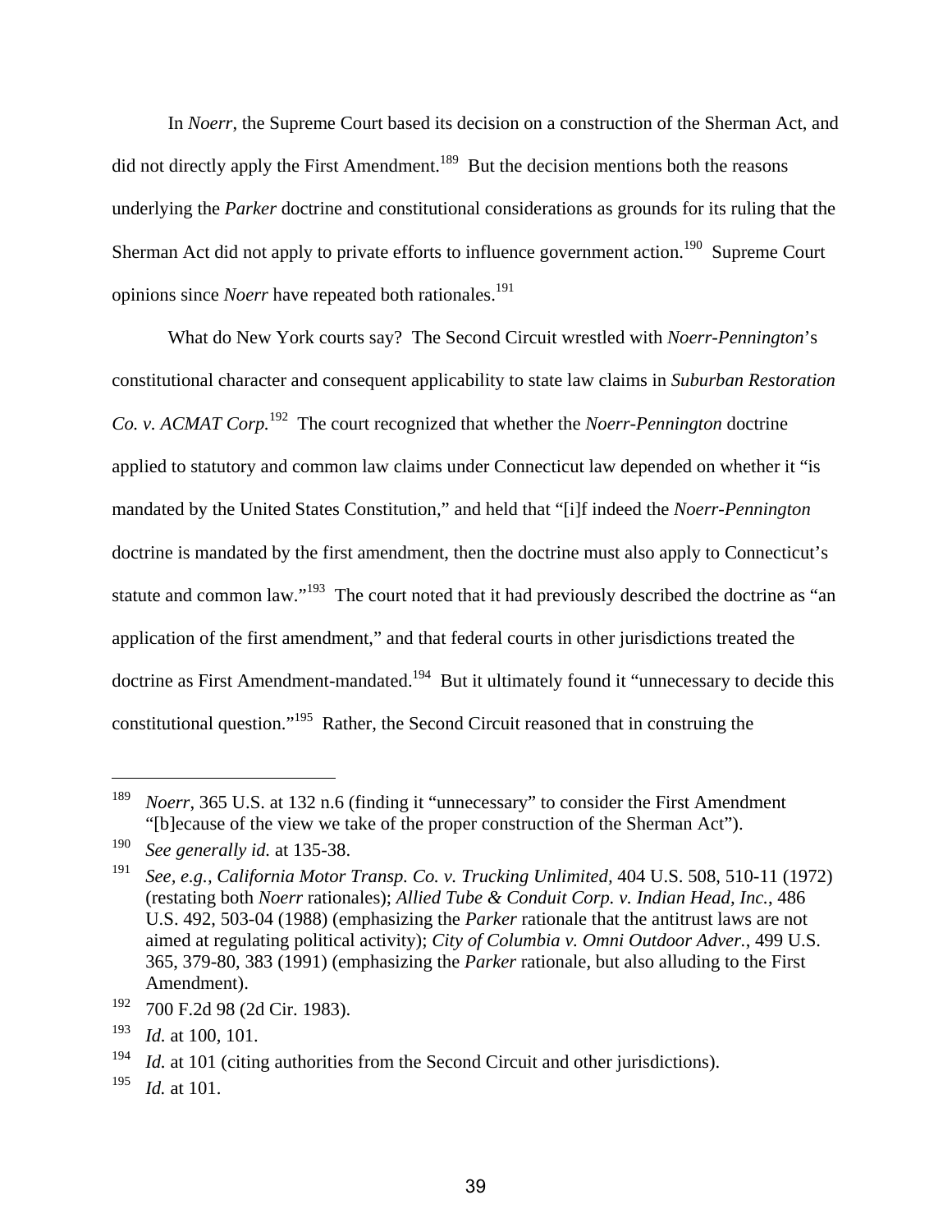In *Noerr*, the Supreme Court based its decision on a construction of the Sherman Act, and did not directly apply the First Amendment.[189] But the decision mentions both the reasons underlying the *Parker* doctrine and constitutional considerations as grounds for its ruling that the Sherman Act did not apply to private efforts to influence government action.[190] Supreme Court opinions since *Noerr* have repeated both rationales.[191]

What do New York courts say? The Second Circuit wrestled with *Noerr-Pennington*'s constitutional character and consequent applicability to state law claims in *Suburban Restoration Co. v. ACMAT Corp.*[192] The court recognized that whether the *Noerr-Pennington* doctrine applied to statutory and common law claims under Connecticut law depended on whether it "is mandated by the United States Constitution," and held that "[i]f indeed the *Noerr-Pennington* doctrine is mandated by the first amendment, then the doctrine must also apply to Connecticut's statute and common law."[193] The court noted that it had previously described the doctrine as "an application of the first amendment," and that federal courts in other jurisdictions treated the doctrine as First Amendment-mandated.[194] But it ultimately found it "unnecessary to decide this constitutional question."[195] Rather, the Second Circuit reasoned that in construing the

---

[189] *Noerr*, 365 U.S. at 132 n.6 (finding it "unnecessary" to consider the First Amendment "[b]ecause of the view we take of the proper construction of the Sherman Act").

[190] *See generally id.* at 135-38.

[191] *See, e.g.*, *California Motor Transp. Co. v. Trucking Unlimited*, 404 U.S. 508, 510-11 (1972) (restating both *Noerr* rationales); *Allied Tube & Conduit Corp. v. Indian Head, Inc.*, 486 U.S. 492, 503-04 (1988) (emphasizing the *Parker* rationale that the antitrust laws are not aimed at regulating political activity); *City of Columbia v. Omni Outdoor Adver.*, 499 U.S. 365, 379-80, 383 (1991) (emphasizing the *Parker* rationale, but also alluding to the First Amendment).

[192] 700 F.2d 98 (2d Cir. 1983).

[193] *Id.* at 100, 101.

[194] *Id.* at 101 (citing authorities from the Second Circuit and other jurisdictions).

[195] *Id.* at 101.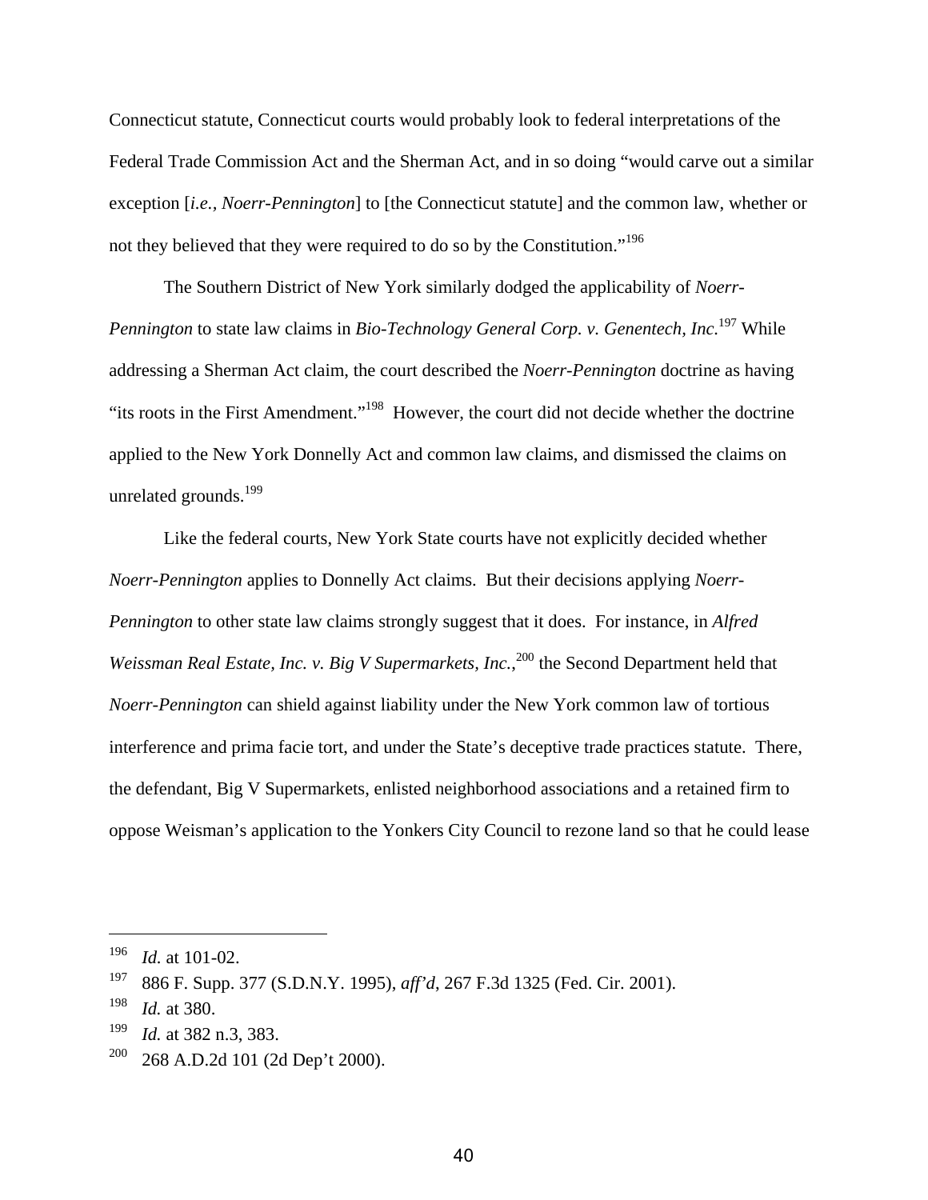Connecticut statute, Connecticut courts would probably look to federal interpretations of the Federal Trade Commission Act and the Sherman Act, and in so doing "would carve out a similar exception [*i.e.*, *Noerr-Pennington*] to [the Connecticut statute] and the common law, whether or not they believed that they were required to do so by the Constitution."[196]

The Southern District of New York similarly dodged the applicability of *Noerr-Pennington* to state law claims in *Bio-Technology General Corp. v. Genentech, Inc.*[197] While addressing a Sherman Act claim, the court described the *Noerr-Pennington* doctrine as having "its roots in the First Amendment."[198] However, the court did not decide whether the doctrine applied to the New York Donnelly Act and common law claims, and dismissed the claims on unrelated grounds.[199]

Like the federal courts, New York State courts have not explicitly decided whether *Noerr-Pennington* applies to Donnelly Act claims. But their decisions applying *Noerr-Pennington* to other state law claims strongly suggest that it does. For instance, in *Alfred Weissman Real Estate, Inc. v. Big V Supermarkets, Inc.*,[200] the Second Department held that *Noerr-Pennington* can shield against liability under the New York common law of tortious interference and prima facie tort, and under the State's deceptive trade practices statute. There, the defendant, Big V Supermarkets, enlisted neighborhood associations and a retained firm to oppose Weisman's application to the Yonkers City Council to rezone land so that he could lease

---

[196] *Id.* at 101-02.

[197] 886 F. Supp. 377 (S.D.N.Y. 1995), *aff'd*, 267 F.3d 1325 (Fed. Cir. 2001).

[198] *Id.* at 380.

[199] *Id.* at 382 n.3, 383.

[200] 268 A.D.2d 101 (2d Dep't 2000).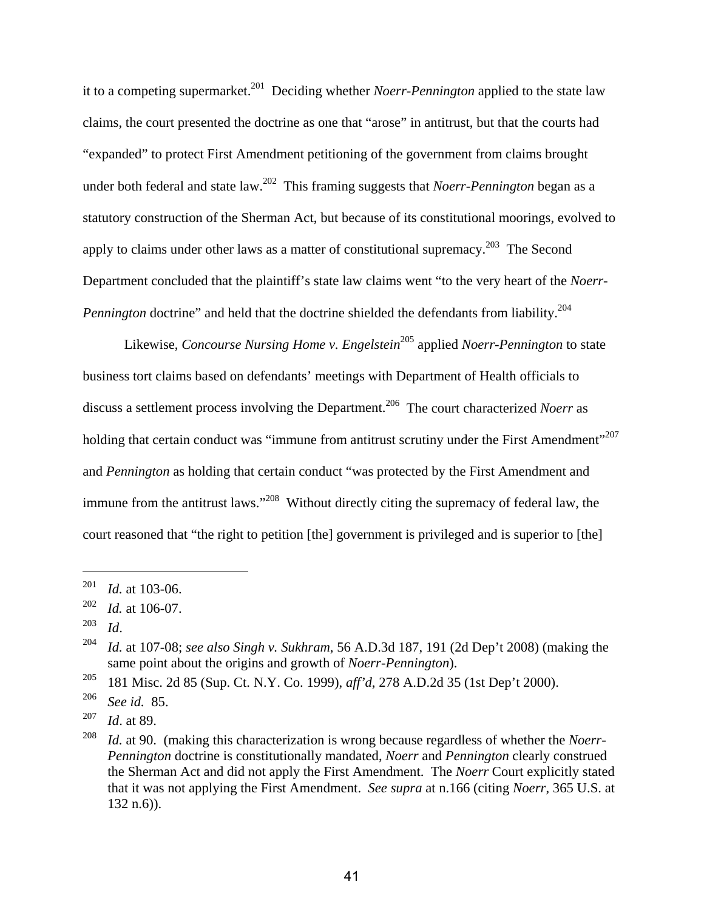it to a competing supermarket.[201] Deciding whether *Noerr-Pennington* applied to the state law claims, the court presented the doctrine as one that "arose" in antitrust, but that the courts had "expanded" to protect First Amendment petitioning of the government from claims brought under both federal and state law.[202] This framing suggests that *Noerr-Pennington* began as a statutory construction of the Sherman Act, but because of its constitutional moorings, evolved to apply to claims under other laws as a matter of constitutional supremacy.[203] The Second Department concluded that the plaintiff's state law claims went "to the very heart of the *Noerr-Pennington* doctrine" and held that the doctrine shielded the defendants from liability.[204]

Likewise, *Concourse Nursing Home v. Engelstein*[205] applied *Noerr-Pennington* to state business tort claims based on defendants' meetings with Department of Health officials to discuss a settlement process involving the Department.[206] The court characterized *Noerr* as holding that certain conduct was "immune from antitrust scrutiny under the First Amendment"[207] and *Pennington* as holding that certain conduct "was protected by the First Amendment and immune from the antitrust laws."[208] Without directly citing the supremacy of federal law, the court reasoned that "the right to petition [the] government is privileged and is superior to [the]

---

[201] *Id.* at 103-06.

[202] *Id.* at 106-07.

[203] *Id*.

[204] *Id.* at 107-08; *see also Singh v. Sukhram*, 56 A.D.3d 187, 191 (2d Dep't 2008) (making the same point about the origins and growth of *Noerr-Pennington*).

[205] 181 Misc. 2d 85 (Sup. Ct. N.Y. Co. 1999), *aff'd*, 278 A.D.2d 35 (1st Dep't 2000).

[206] *See id.* 85.

[207] *Id*. at 89.

[208] *Id.* at 90. (making this characterization is wrong because regardless of whether the *Noerr-Pennington* doctrine is constitutionally mandated, *Noerr* and *Pennington* clearly construed the Sherman Act and did not apply the First Amendment. The *Noerr* Court explicitly stated that it was not applying the First Amendment. *See supra* at n.166 (citing *Noerr*, 365 U.S. at 132 n.6)).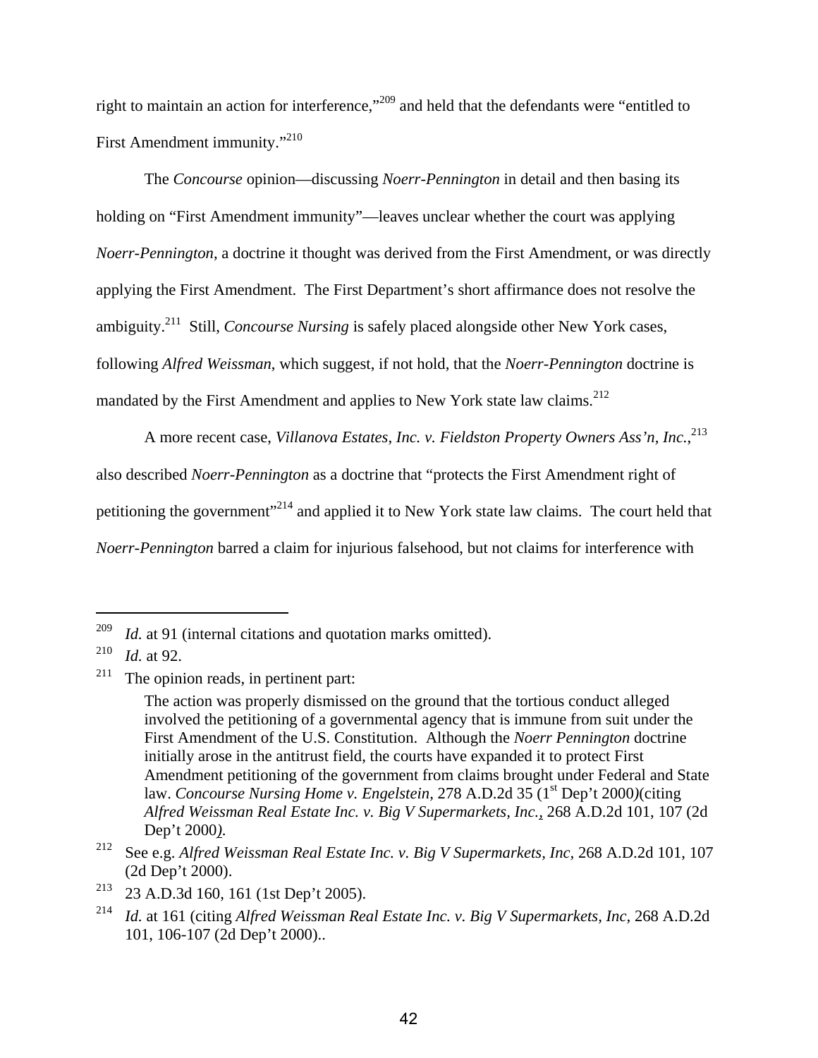right to maintain an action for interference,"[209] and held that the defendants were "entitled to First Amendment immunity."[210]

The *Concourse* opinion—discussing *Noerr-Pennington* in detail and then basing its holding on "First Amendment immunity"—leaves unclear whether the court was applying *Noerr-Pennington*, a doctrine it thought was derived from the First Amendment, or was directly applying the First Amendment. The First Department's short affirmance does not resolve the ambiguity.[211] Still, *Concourse Nursing* is safely placed alongside other New York cases, following *Alfred Weissman*, which suggest, if not hold, that the *Noerr-Pennington* doctrine is mandated by the First Amendment and applies to New York state law claims.[212]

A more recent case, *Villanova Estates, Inc. v. Fieldston Property Owners Ass'n, Inc.*,[213] also described *Noerr-Pennington* as a doctrine that "protects the First Amendment right of petitioning the government"[214] and applied it to New York state law claims. The court held that *Noerr-Pennington* barred a claim for injurious falsehood, but not claims for interference with

---

[209] *Id.* at 91 (internal citations and quotation marks omitted).

[210] *Id.* at 92.

[211] The opinion reads, in pertinent part:

> The action was properly dismissed on the ground that the tortious conduct alleged involved the petitioning of a governmental agency that is immune from suit under the First Amendment of the U.S. Constitution. Although the *Noerr Pennington* doctrine initially arose in the antitrust field, the courts have expanded it to protect First Amendment petitioning of the government from claims brought under Federal and State law. *Concourse Nursing Home v. Engelstein,* 278 A.D.2d 35 (1st Dep't 2000)(citing *Alfred Weissman Real Estate Inc. v. Big V Supermarkets, Inc.*, 268 A.D.2d 101, 107 (2d Dep't 2000).

[212] See e.g. *Alfred Weissman Real Estate Inc. v. Big V Supermarkets, Inc,* 268 A.D.2d 101, 107 (2d Dep't 2000).

[213] 23 A.D.3d 160, 161 (1st Dep't 2005).

[214] *Id.* at 161 (citing *Alfred Weissman Real Estate Inc. v. Big V Supermarkets, Inc,* 268 A.D.2d 101, 106-107 (2d Dep't 2000)..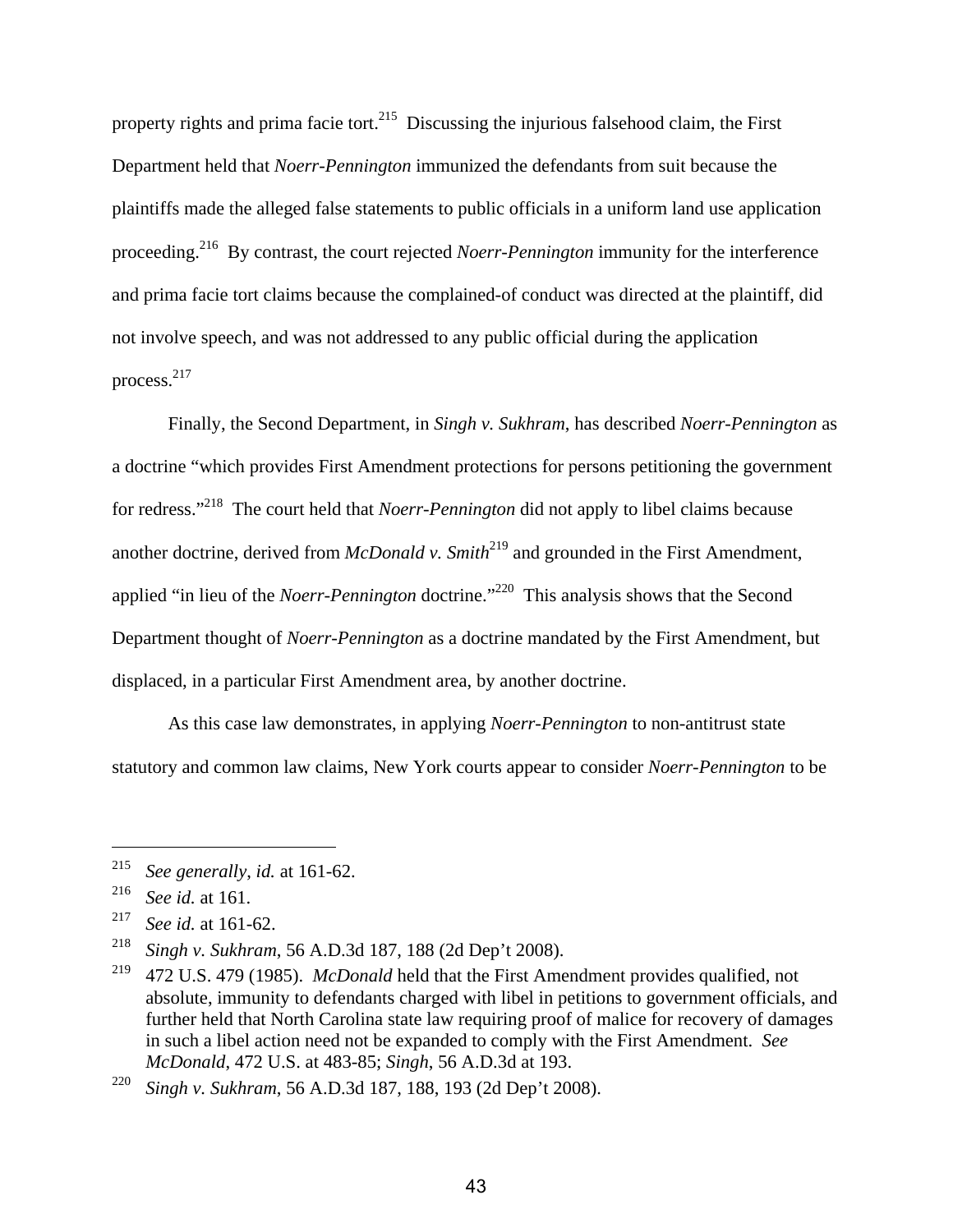property rights and prima facie tort.[215] Discussing the injurious falsehood claim, the First Department held that *Noerr-Pennington* immunized the defendants from suit because the plaintiffs made the alleged false statements to public officials in a uniform land use application proceeding.[216] By contrast, the court rejected *Noerr-Pennington* immunity for the interference and prima facie tort claims because the complained-of conduct was directed at the plaintiff, did not involve speech, and was not addressed to any public official during the application process.[217]

Finally, the Second Department, in *Singh v. Sukhram*, has described *Noerr-Pennington* as a doctrine "which provides First Amendment protections for persons petitioning the government for redress."[218] The court held that *Noerr-Pennington* did not apply to libel claims because another doctrine, derived from *McDonald v. Smith*[219] and grounded in the First Amendment, applied "in lieu of the *Noerr-Pennington* doctrine."[220] This analysis shows that the Second Department thought of *Noerr-Pennington* as a doctrine mandated by the First Amendment, but displaced, in a particular First Amendment area, by another doctrine.

As this case law demonstrates, in applying *Noerr-Pennington* to non-antitrust state statutory and common law claims, New York courts appear to consider *Noerr-Pennington* to be

---

[215] *See generally*, *id.* at 161-62.

[216] *See id.* at 161.

[217] *See id.* at 161-62.

[218] *Singh v. Sukhram*, 56 A.D.3d 187, 188 (2d Dep't 2008).

[219] 472 U.S. 479 (1985). *McDonald* held that the First Amendment provides qualified, not absolute, immunity to defendants charged with libel in petitions to government officials, and further held that North Carolina state law requiring proof of malice for recovery of damages in such a libel action need not be expanded to comply with the First Amendment. *See McDonald*, 472 U.S. at 483-85; *Singh*, 56 A.D.3d at 193.

[220] *Singh v. Sukhram*, 56 A.D.3d 187, 188, 193 (2d Dep't 2008).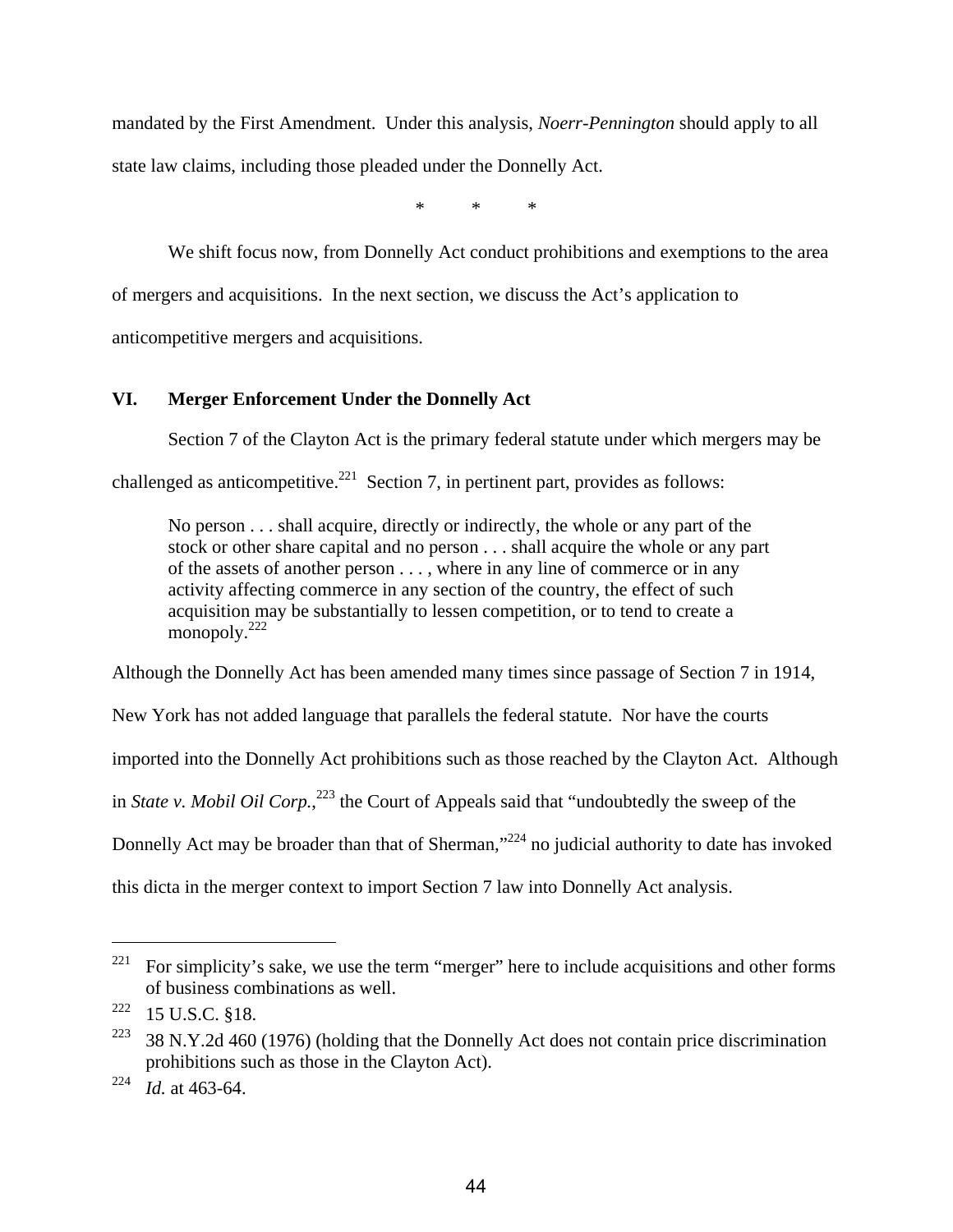mandated by the First Amendment. Under this analysis, *Noerr-Pennington* should apply to all state law claims, including those pleaded under the Donnelly Act.

\* \* \*

We shift focus now, from Donnelly Act conduct prohibitions and exemptions to the area of mergers and acquisitions. In the next section, we discuss the Act's application to anticompetitive mergers and acquisitions.

## VI. Merger Enforcement Under the Donnelly Act

Section 7 of the Clayton Act is the primary federal statute under which mergers may be challenged as anticompetitive.[221] Section 7, in pertinent part, provides as follows:

> No person . . . shall acquire, directly or indirectly, the whole or any part of the stock or other share capital and no person . . . shall acquire the whole or any part of the assets of another person . . . , where in any line of commerce or in any activity affecting commerce in any section of the country, the effect of such acquisition may be substantially to lessen competition, or to tend to create a monopoly.[222]

Although the Donnelly Act has been amended many times since passage of Section 7 in 1914, New York has not added language that parallels the federal statute. Nor have the courts imported into the Donnelly Act prohibitions such as those reached by the Clayton Act. Although in *State v. Mobil Oil Corp.*,[223] the Court of Appeals said that "undoubtedly the sweep of the Donnelly Act may be broader than that of Sherman,"[224] no judicial authority to date has invoked this dicta in the merger context to import Section 7 law into Donnelly Act analysis.

---

[221] For simplicity's sake, we use the term "merger" here to include acquisitions and other forms of business combinations as well.

[222] 15 U.S.C. §18.

[223] 38 N.Y.2d 460 (1976) (holding that the Donnelly Act does not contain price discrimination prohibitions such as those in the Clayton Act).

[224] *Id.* at 463-64.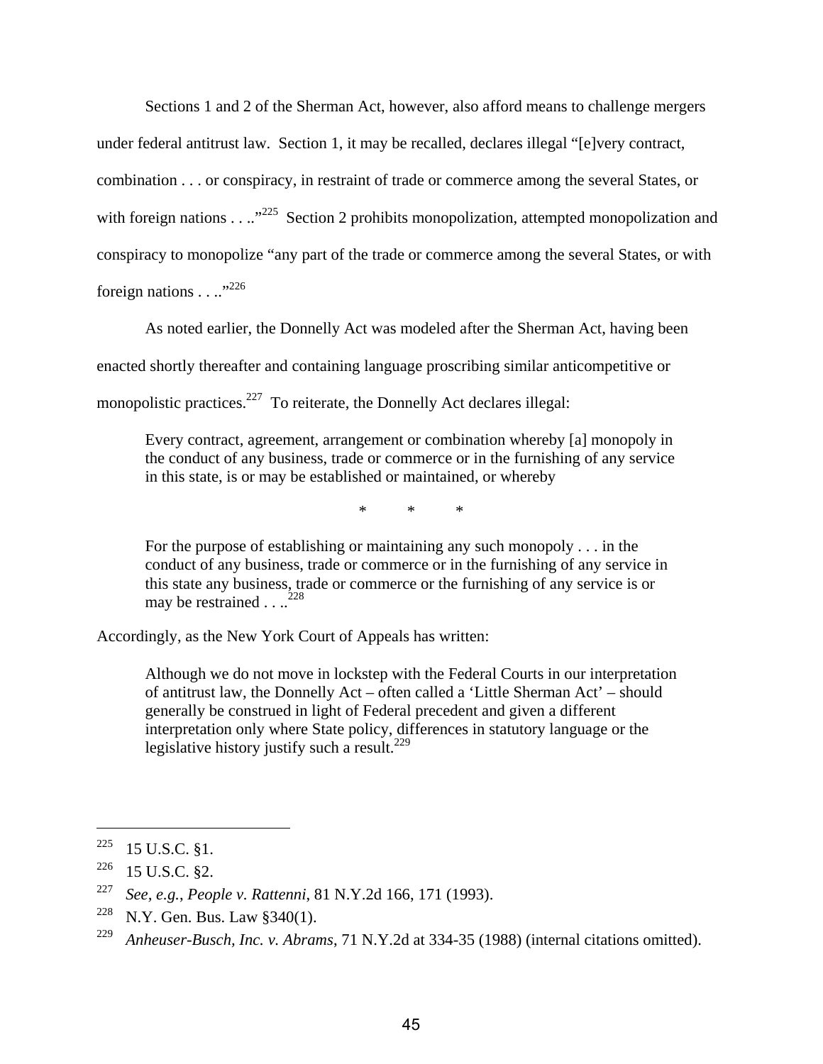Sections 1 and 2 of the Sherman Act, however, also afford means to challenge mergers under federal antitrust law. Section 1, it may be recalled, declares illegal "[e]very contract, combination . . . or conspiracy, in restraint of trade or commerce among the several States, or with foreign nations . . .."[225] Section 2 prohibits monopolization, attempted monopolization and conspiracy to monopolize "any part of the trade or commerce among the several States, or with foreign nations . . .."[226]

As noted earlier, the Donnelly Act was modeled after the Sherman Act, having been enacted shortly thereafter and containing language proscribing similar anticompetitive or monopolistic practices.[227] To reiterate, the Donnelly Act declares illegal:

> Every contract, agreement, arrangement or combination whereby [a] monopoly in the conduct of any business, trade or commerce or in the furnishing of any service in this state, is or may be established or maintained, or whereby
>
> \* \* \*
>
> For the purpose of establishing or maintaining any such monopoly . . . in the conduct of any business, trade or commerce or in the furnishing of any service in this state any business, trade or commerce or the furnishing of any service is or may be restrained . . ..[228]

Accordingly, as the New York Court of Appeals has written:

> Although we do not move in lockstep with the Federal Courts in our interpretation of antitrust law, the Donnelly Act – often called a 'Little Sherman Act' – should generally be construed in light of Federal precedent and given a different interpretation only where State policy, differences in statutory language or the legislative history justify such a result.[229]

---

[225] 15 U.S.C. §1.

[226] 15 U.S.C. §2.

[227] *See, e.g.*, *People v. Rattenni*, 81 N.Y.2d 166, 171 (1993).

[228] N.Y. Gen. Bus. Law §340(1).

[229] *Anheuser-Busch, Inc. v. Abrams*, 71 N.Y.2d at 334-35 (1988) (internal citations omitted).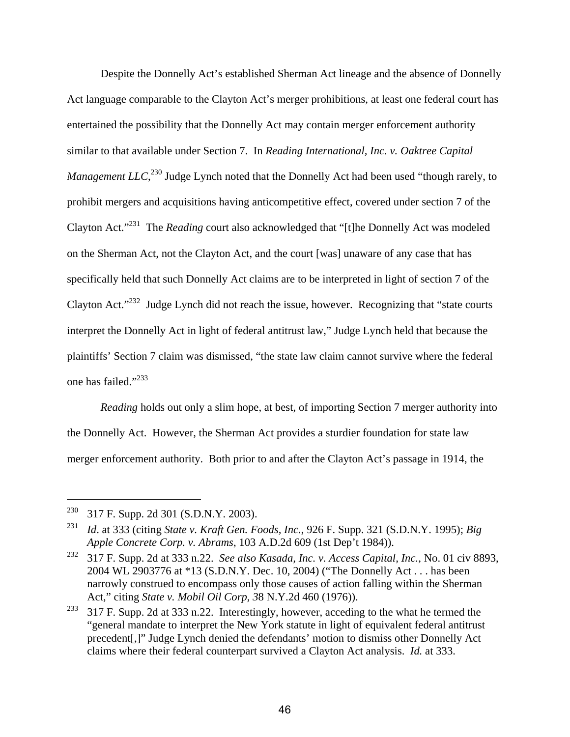Despite the Donnelly Act's established Sherman Act lineage and the absence of Donnelly Act language comparable to the Clayton Act's merger prohibitions, at least one federal court has entertained the possibility that the Donnelly Act may contain merger enforcement authority similar to that available under Section 7. In *Reading International, Inc. v. Oaktree Capital Management LLC*,[230] Judge Lynch noted that the Donnelly Act had been used "though rarely, to prohibit mergers and acquisitions having anticompetitive effect, covered under section 7 of the Clayton Act."[231] The *Reading* court also acknowledged that "[t]he Donnelly Act was modeled on the Sherman Act, not the Clayton Act, and the court [was] unaware of any case that has specifically held that such Donnelly Act claims are to be interpreted in light of section 7 of the Clayton Act."[232] Judge Lynch did not reach the issue, however. Recognizing that "state courts interpret the Donnelly Act in light of federal antitrust law," Judge Lynch held that because the plaintiffs' Section 7 claim was dismissed, "the state law claim cannot survive where the federal one has failed."[233]

*Reading* holds out only a slim hope, at best, of importing Section 7 merger authority into the Donnelly Act. However, the Sherman Act provides a sturdier foundation for state law merger enforcement authority. Both prior to and after the Clayton Act's passage in 1914, the

---

[230] 317 F. Supp. 2d 301 (S.D.N.Y. 2003).

[231] *Id*. at 333 (citing *State v. Kraft Gen. Foods, Inc.*, 926 F. Supp. 321 (S.D.N.Y. 1995); *Big Apple Concrete Corp. v. Abrams*, 103 A.D.2d 609 (1st Dep't 1984)).

[232] 317 F. Supp. 2d at 333 n.22. *See also Kasada, Inc. v. Access Capital, Inc.*, No. 01 civ 8893, 2004 WL 2903776 at *13 (S.D.N.Y. Dec. 10, 2004) ("The Donnelly Act . . . has been narrowly construed to encompass only those causes of action falling within the Sherman Act," citing *State v. Mobil Oil Corp, 3*8 N.Y.2d 460 (1976)).

[233] 317 F. Supp. 2d at 333 n.22. Interestingly, however, acceding to the what he termed the "general mandate to interpret the New York statute in light of equivalent federal antitrust precedent[,]" Judge Lynch denied the defendants' motion to dismiss other Donnelly Act claims where their federal counterpart survived a Clayton Act analysis. *Id.* at 333.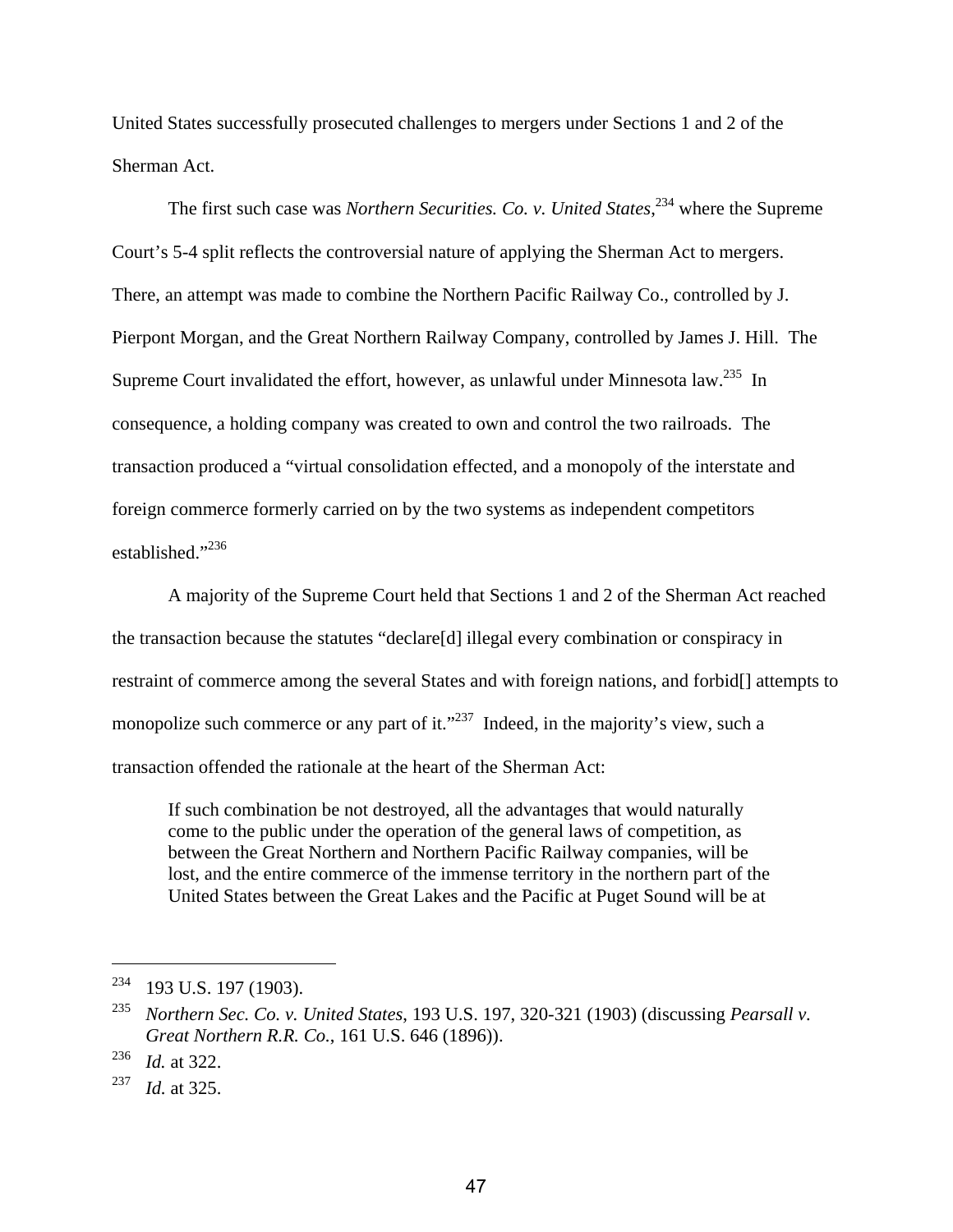United States successfully prosecuted challenges to mergers under Sections 1 and 2 of the Sherman Act.

The first such case was *Northern Securities. Co. v. United States*,[234] where the Supreme Court's 5-4 split reflects the controversial nature of applying the Sherman Act to mergers. There, an attempt was made to combine the Northern Pacific Railway Co., controlled by J. Pierpont Morgan, and the Great Northern Railway Company, controlled by James J. Hill. The Supreme Court invalidated the effort, however, as unlawful under Minnesota law.[235] In consequence, a holding company was created to own and control the two railroads. The transaction produced a "virtual consolidation effected, and a monopoly of the interstate and foreign commerce formerly carried on by the two systems as independent competitors established."[236]

A majority of the Supreme Court held that Sections 1 and 2 of the Sherman Act reached the transaction because the statutes "declare[d] illegal every combination or conspiracy in restraint of commerce among the several States and with foreign nations, and forbid[] attempts to monopolize such commerce or any part of it."[237] Indeed, in the majority's view, such a transaction offended the rationale at the heart of the Sherman Act:

> If such combination be not destroyed, all the advantages that would naturally come to the public under the operation of the general laws of competition, as between the Great Northern and Northern Pacific Railway companies, will be lost, and the entire commerce of the immense territory in the northern part of the United States between the Great Lakes and the Pacific at Puget Sound will be at

---

[234] 193 U.S. 197 (1903).

[235] *Northern Sec. Co. v. United States*, 193 U.S. 197, 320-321 (1903) (discussing *Pearsall v. Great Northern R.R. Co.*, 161 U.S. 646 (1896)).

[236] *Id.* at 322.

[237] *Id.* at 325.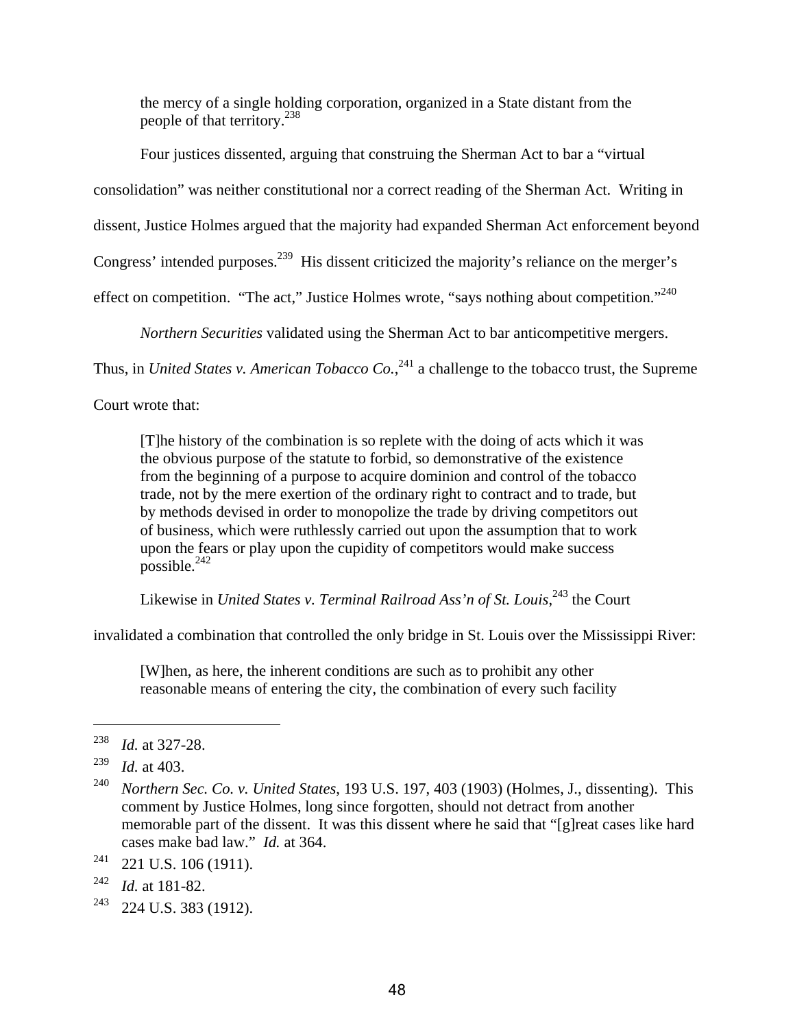> the mercy of a single holding corporation, organized in a State distant from the people of that territory.[238]

Four justices dissented, arguing that construing the Sherman Act to bar a "virtual consolidation" was neither constitutional nor a correct reading of the Sherman Act. Writing in dissent, Justice Holmes argued that the majority had expanded Sherman Act enforcement beyond Congress' intended purposes.[239] His dissent criticized the majority's reliance on the merger's effect on competition. "The act," Justice Holmes wrote, "says nothing about competition."[240]

*Northern Securities* validated using the Sherman Act to bar anticompetitive mergers. Thus, in *United States v. American Tobacco Co.*,[241] a challenge to the tobacco trust, the Supreme Court wrote that:

> [T]he history of the combination is so replete with the doing of acts which it was the obvious purpose of the statute to forbid, so demonstrative of the existence from the beginning of a purpose to acquire dominion and control of the tobacco trade, not by the mere exertion of the ordinary right to contract and to trade, but by methods devised in order to monopolize the trade by driving competitors out of business, which were ruthlessly carried out upon the assumption that to work upon the fears or play upon the cupidity of competitors would make success possible.[242]

Likewise in *United States v. Terminal Railroad Ass'n of St. Louis*,[243] the Court invalidated a combination that controlled the only bridge in St. Louis over the Mississippi River:

> [W]hen, as here, the inherent conditions are such as to prohibit any other reasonable means of entering the city, the combination of every such facility

---

[238] *Id.* at 327-28.

[239] *Id.* at 403.

[240] *Northern Sec. Co. v. United States*, 193 U.S. 197, 403 (1903) (Holmes, J., dissenting). This comment by Justice Holmes, long since forgotten, should not detract from another memorable part of the dissent. It was this dissent where he said that "[g]reat cases like hard cases make bad law." *Id.* at 364.

[241] 221 U.S. 106 (1911).

[242] *Id.* at 181-82.

[243] 224 U.S. 383 (1912).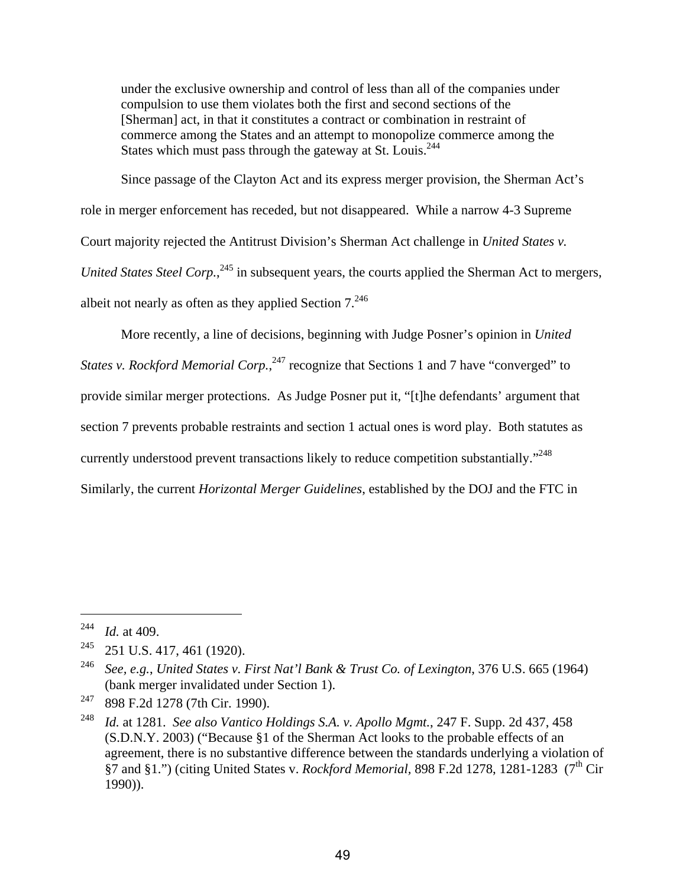> under the exclusive ownership and control of less than all of the companies under compulsion to use them violates both the first and second sections of the [Sherman] act, in that it constitutes a contract or combination in restraint of commerce among the States and an attempt to monopolize commerce among the States which must pass through the gateway at St. Louis.[244]

Since passage of the Clayton Act and its express merger provision, the Sherman Act's role in merger enforcement has receded, but not disappeared. While a narrow 4-3 Supreme Court majority rejected the Antitrust Division's Sherman Act challenge in *United States v. United States Steel Corp.*,[245] in subsequent years, the courts applied the Sherman Act to mergers, albeit not nearly as often as they applied Section 7.[246]

More recently, a line of decisions, beginning with Judge Posner's opinion in *United States v. Rockford Memorial Corp.*,[247] recognize that Sections 1 and 7 have "converged" to provide similar merger protections. As Judge Posner put it, "[t]he defendants' argument that section 7 prevents probable restraints and section 1 actual ones is word play. Both statutes as currently understood prevent transactions likely to reduce competition substantially."[248] Similarly, the current *Horizontal Merger Guidelines*, established by the DOJ and the FTC in

---

[244] *Id.* at 409.

[245] 251 U.S. 417, 461 (1920).

[246] *See, e.g.*, *United States v. First Nat'l Bank & Trust Co. of Lexington*, 376 U.S. 665 (1964) (bank merger invalidated under Section 1).

[247] 898 F.2d 1278 (7th Cir. 1990).

[248] *Id.* at 1281. *See also Vantico Holdings S.A. v. Apollo Mgmt.*, 247 F. Supp. 2d 437, 458 (S.D.N.Y. 2003) ("Because §1 of the Sherman Act looks to the probable effects of an agreement, there is no substantive difference between the standards underlying a violation of §7 and §1.") (citing United States v. *Rockford Memorial*, 898 F.2d 1278, 1281-1283 (7th Cir 1990)).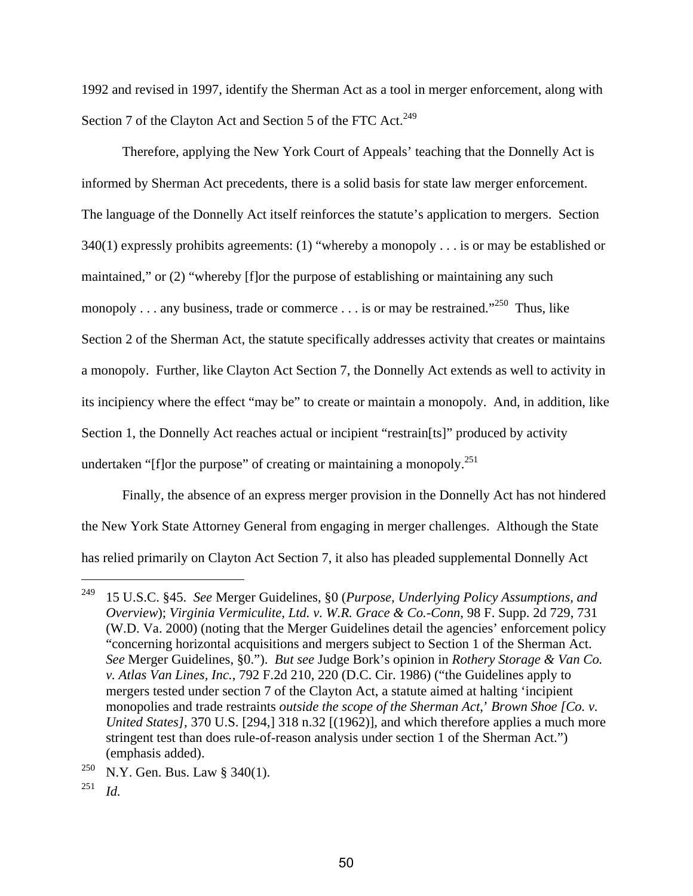1992 and revised in 1997, identify the Sherman Act as a tool in merger enforcement, along with Section 7 of the Clayton Act and Section 5 of the FTC Act.[249]

Therefore, applying the New York Court of Appeals' teaching that the Donnelly Act is informed by Sherman Act precedents, there is a solid basis for state law merger enforcement. The language of the Donnelly Act itself reinforces the statute's application to mergers. Section 340(1) expressly prohibits agreements: (1) "whereby a monopoly . . . is or may be established or maintained," or (2) "whereby [f]or the purpose of establishing or maintaining any such monopoly . . . any business, trade or commerce . . . is or may be restrained."[250] Thus, like Section 2 of the Sherman Act, the statute specifically addresses activity that creates or maintains a monopoly. Further, like Clayton Act Section 7, the Donnelly Act extends as well to activity in its incipiency where the effect "may be" to create or maintain a monopoly. And, in addition, like Section 1, the Donnelly Act reaches actual or incipient "restrain[ts]" produced by activity undertaken "[f]or the purpose" of creating or maintaining a monopoly.[251]

Finally, the absence of an express merger provision in the Donnelly Act has not hindered the New York State Attorney General from engaging in merger challenges. Although the State has relied primarily on Clayton Act Section 7, it also has pleaded supplemental Donnelly Act

---

[249] 15 U.S.C. §45. *See* Merger Guidelines, §0 (*Purpose, Underlying Policy Assumptions, and Overview*); *Virginia Vermiculite, Ltd. v. W.R. Grace & Co.-Conn*, 98 F. Supp. 2d 729, 731 (W.D. Va. 2000) (noting that the Merger Guidelines detail the agencies' enforcement policy "concerning horizontal acquisitions and mergers subject to Section 1 of the Sherman Act. *See* Merger Guidelines, §0."). *But see* Judge Bork's opinion in *Rothery Storage & Van Co. v. Atlas Van Lines, Inc.*, 792 F.2d 210, 220 (D.C. Cir. 1986) ("the Guidelines apply to mergers tested under section 7 of the Clayton Act, a statute aimed at halting 'incipient monopolies and trade restraints *outside the scope of the Sherman Act*,' *Brown Shoe [Co. v. United States]*, 370 U.S. [294,] 318 n.32 [(1962)], and which therefore applies a much more stringent test than does rule-of-reason analysis under section 1 of the Sherman Act.") (emphasis added).

[250] N.Y. Gen. Bus. Law § 340(1).

[251] *Id.*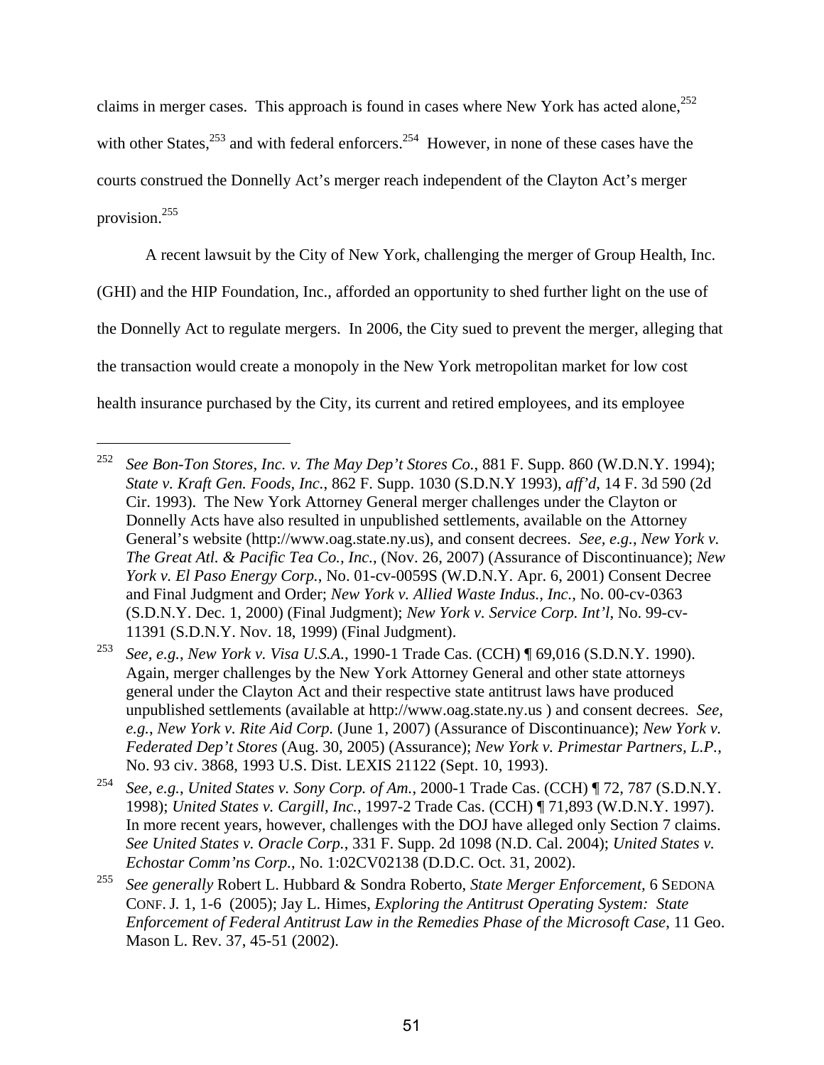claims in merger cases. This approach is found in cases where New York has acted alone,[252] with other States,[253] and with federal enforcers.[254] However, in none of these cases have the courts construed the Donnelly Act's merger reach independent of the Clayton Act's merger provision.[255]

A recent lawsuit by the City of New York, challenging the merger of Group Health, Inc. (GHI) and the HIP Foundation, Inc., afforded an opportunity to shed further light on the use of the Donnelly Act to regulate mergers. In 2006, the City sued to prevent the merger, alleging that the transaction would create a monopoly in the New York metropolitan market for low cost health insurance purchased by the City, its current and retired employees, and its employee

---

[252] *See Bon-Ton Stores, Inc. v. The May Dep't Stores Co.*, 881 F. Supp. 860 (W.D.N.Y. 1994); *State v. Kraft Gen. Foods, Inc.*, 862 F. Supp. 1030 (S.D.N.Y 1993), *aff'd*, 14 F. 3d 590 (2d Cir. 1993). The New York Attorney General merger challenges under the Clayton or Donnelly Acts have also resulted in unpublished settlements, available on the Attorney General's website (http://www.oag.state.ny.us), and consent decrees. *See, e.g.*, *New York v. The Great Atl. & Pacific Tea Co., Inc.*, (Nov. 26, 2007) (Assurance of Discontinuance); *New York v. El Paso Energy Corp.*, No. 01-cv-0059S (W.D.N.Y. Apr. 6, 2001) Consent Decree and Final Judgment and Order; *New York v. Allied Waste Indus., Inc.*, No. 00-cv-0363 (S.D.N.Y. Dec. 1, 2000) (Final Judgment); *New York v. Service Corp. Int'l*, No. 99-cv-11391 (S.D.N.Y. Nov. 18, 1999) (Final Judgment).

[253] *See, e.g.*, *New York v. Visa U.S.A.*, 1990-1 Trade Cas. (CCH) ¶ 69,016 (S.D.N.Y. 1990). Again, merger challenges by the New York Attorney General and other state attorneys general under the Clayton Act and their respective state antitrust laws have produced unpublished settlements (available at http://www.oag.state.ny.us ) and consent decrees. *See, e.g.*, *New York v. Rite Aid Corp.* (June 1, 2007) (Assurance of Discontinuance); *New York v. Federated Dep't Stores* (Aug. 30, 2005) (Assurance); *New York v. Primestar Partners, L.P.*, No. 93 civ. 3868, 1993 U.S. Dist. LEXIS 21122 (Sept. 10, 1993).

[254] *See, e.g.*, *United States v. Sony Corp. of Am.*, 2000-1 Trade Cas. (CCH) ¶ 72, 787 (S.D.N.Y. 1998); *United States v. Cargill, Inc.*, 1997-2 Trade Cas. (CCH) ¶ 71,893 (W.D.N.Y. 1997). In more recent years, however, challenges with the DOJ have alleged only Section 7 claims. *See United States v. Oracle Corp.*, 331 F. Supp. 2d 1098 (N.D. Cal. 2004); *United States v. Echostar Comm'ns Corp.*, No. 1:02CV02138 (D.D.C. Oct. 31, 2002).

[255] *See generally* Robert L. Hubbard & Sondra Roberto, *State Merger Enforcement*, 6 SEDONA CONF. J. 1, 1-6 (2005); Jay L. Himes, *Exploring the Antitrust Operating System: State Enforcement of Federal Antitrust Law in the Remedies Phase of the Microsoft Case*, 11 Geo. Mason L. Rev. 37, 45-51 (2002).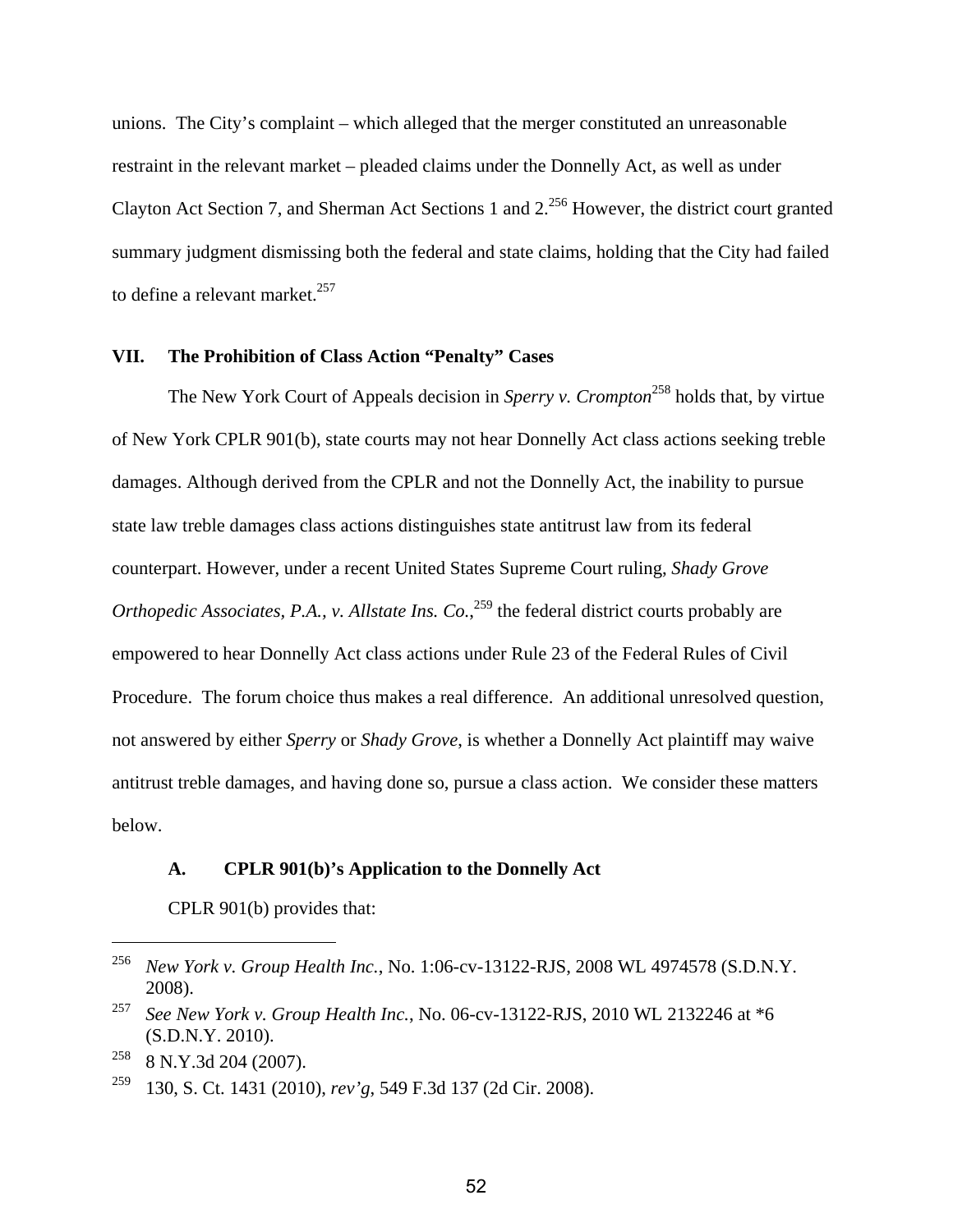unions. The City's complaint – which alleged that the merger constituted an unreasonable restraint in the relevant market – pleaded claims under the Donnelly Act, as well as under Clayton Act Section 7, and Sherman Act Sections 1 and 2.[256] However, the district court granted summary judgment dismissing both the federal and state claims, holding that the City had failed to define a relevant market.[257]

## VII. The Prohibition of Class Action "Penalty" Cases

The New York Court of Appeals decision in *Sperry v. Crompton*[258] holds that, by virtue of New York CPLR 901(b), state courts may not hear Donnelly Act class actions seeking treble damages. Although derived from the CPLR and not the Donnelly Act, the inability to pursue state law treble damages class actions distinguishes state antitrust law from its federal counterpart. However, under a recent United States Supreme Court ruling, *Shady Grove Orthopedic Associates, P.A., v. Allstate Ins. Co.*,[259] the federal district courts probably are empowered to hear Donnelly Act class actions under Rule 23 of the Federal Rules of Civil Procedure. The forum choice thus makes a real difference. An additional unresolved question, not answered by either *Sperry* or *Shady Grove*, is whether a Donnelly Act plaintiff may waive antitrust treble damages, and having done so, pursue a class action. We consider these matters below.

### A. CPLR 901(b)'s Application to the Donnelly Act

CPLR 901(b) provides that:

---

[256] *New York v. Group Health Inc.*, No. 1:06-cv-13122-RJS, 2008 WL 4974578 (S.D.N.Y. 2008).

[257] *See New York v. Group Health Inc.*, No. 06-cv-13122-RJS, 2010 WL 2132246 at *6 (S.D.N.Y. 2010).

[258] 8 N.Y.3d 204 (2007).

[259] 130, S. Ct. 1431 (2010), *rev'g*, 549 F.3d 137 (2d Cir. 2008).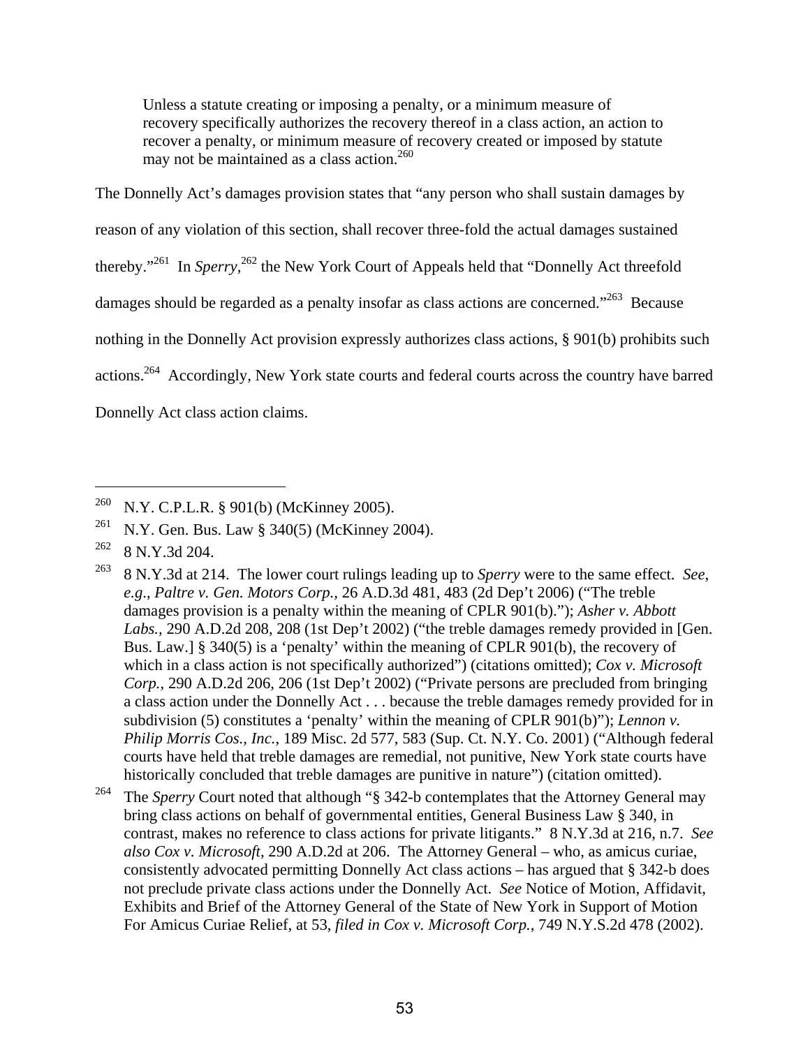> Unless a statute creating or imposing a penalty, or a minimum measure of recovery specifically authorizes the recovery thereof in a class action, an action to recover a penalty, or minimum measure of recovery created or imposed by statute may not be maintained as a class action.[260]

The Donnelly Act's damages provision states that "any person who shall sustain damages by reason of any violation of this section, shall recover three-fold the actual damages sustained thereby."[261] In *Sperry*,[262] the New York Court of Appeals held that "Donnelly Act threefold damages should be regarded as a penalty insofar as class actions are concerned."[263] Because nothing in the Donnelly Act provision expressly authorizes class actions, § 901(b) prohibits such actions.[264] Accordingly, New York state courts and federal courts across the country have barred Donnelly Act class action claims.

---

[260] N.Y. C.P.L.R. § 901(b) (McKinney 2005).

[261] N.Y. Gen. Bus. Law § 340(5) (McKinney 2004).

[262] 8 N.Y.3d 204.

[263] 8 N.Y.3d at 214. The lower court rulings leading up to *Sperry* were to the same effect. *See, e.g.*, *Paltre v. Gen. Motors Corp.*, 26 A.D.3d 481, 483 (2d Dep't 2006) ("The treble damages provision is a penalty within the meaning of CPLR 901(b)."); *Asher v. Abbott Labs.*, 290 A.D.2d 208, 208 (1st Dep't 2002) ("the treble damages remedy provided in [Gen. Bus. Law.] § 340(5) is a 'penalty' within the meaning of CPLR 901(b), the recovery of which in a class action is not specifically authorized") (citations omitted); *Cox v. Microsoft Corp.*, 290 A.D.2d 206, 206 (1st Dep't 2002) ("Private persons are precluded from bringing a class action under the Donnelly Act . . . because the treble damages remedy provided for in subdivision (5) constitutes a 'penalty' within the meaning of CPLR 901(b)"); *Lennon v. Philip Morris Cos., Inc.*, 189 Misc. 2d 577, 583 (Sup. Ct. N.Y. Co. 2001) ("Although federal courts have held that treble damages are remedial, not punitive, New York state courts have historically concluded that treble damages are punitive in nature") (citation omitted).

[264] The *Sperry* Court noted that although "§ 342-b contemplates that the Attorney General may bring class actions on behalf of governmental entities, General Business Law § 340, in contrast, makes no reference to class actions for private litigants." 8 N.Y.3d at 216, n.7. *See also Cox v. Microsoft*, 290 A.D.2d at 206. The Attorney General – who, as amicus curiae, consistently advocated permitting Donnelly Act class actions – has argued that § 342-b does not preclude private class actions under the Donnelly Act. *See* Notice of Motion, Affidavit, Exhibits and Brief of the Attorney General of the State of New York in Support of Motion For Amicus Curiae Relief, at 53, *filed in Cox v. Microsoft Corp.*, 749 N.Y.S.2d 478 (2002).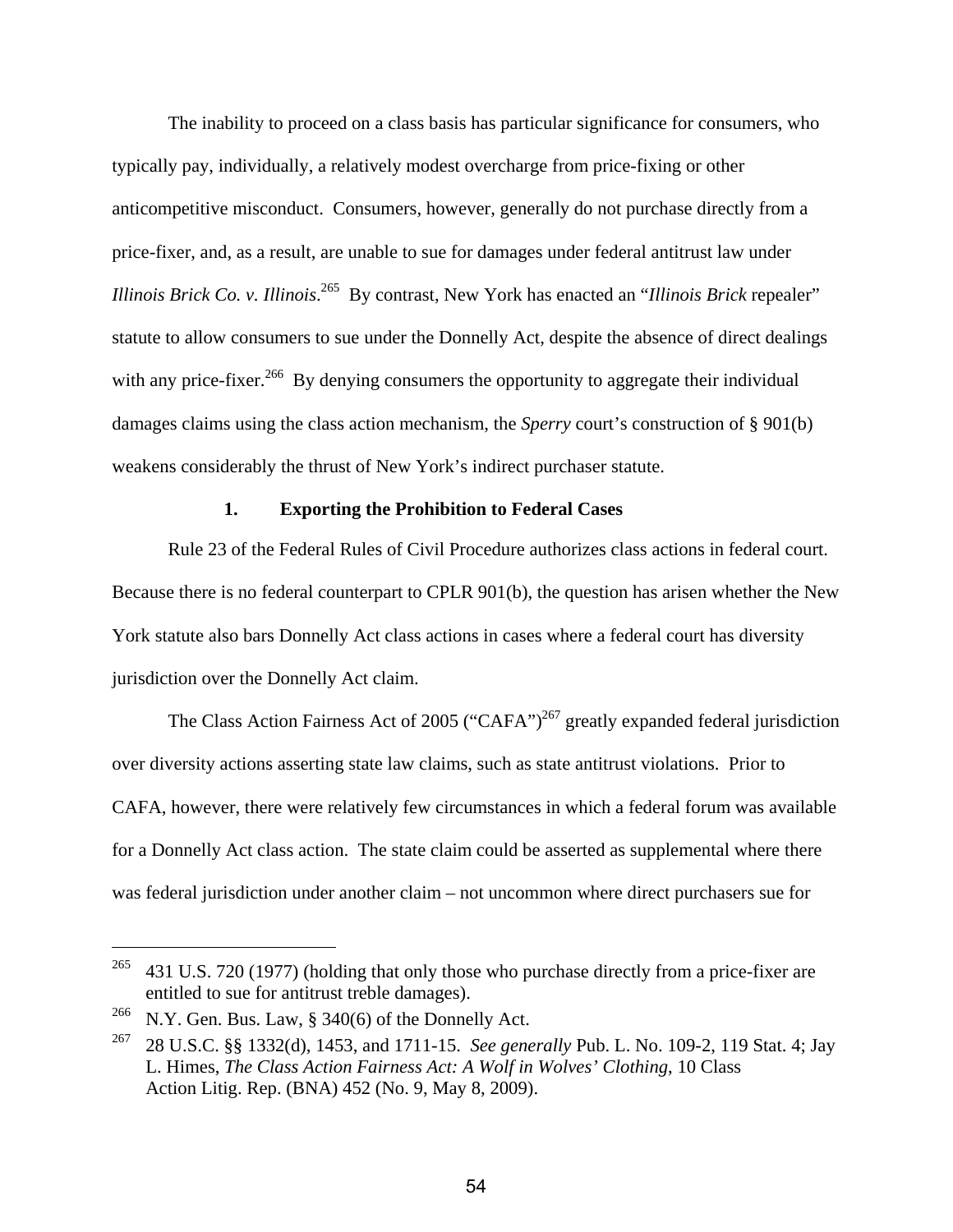The inability to proceed on a class basis has particular significance for consumers, who typically pay, individually, a relatively modest overcharge from price-fixing or other anticompetitive misconduct. Consumers, however, generally do not purchase directly from a price-fixer, and, as a result, are unable to sue for damages under federal antitrust law under *Illinois Brick Co. v. Illinois*.[265] By contrast, New York has enacted an "*Illinois Brick* repealer" statute to allow consumers to sue under the Donnelly Act, despite the absence of direct dealings with any price-fixer.[266] By denying consumers the opportunity to aggregate their individual damages claims using the class action mechanism, the *Sperry* court's construction of § 901(b) weakens considerably the thrust of New York's indirect purchaser statute.

### 1. Exporting the Prohibition to Federal Cases

Rule 23 of the Federal Rules of Civil Procedure authorizes class actions in federal court. Because there is no federal counterpart to CPLR 901(b), the question has arisen whether the New York statute also bars Donnelly Act class actions in cases where a federal court has diversity jurisdiction over the Donnelly Act claim.

The Class Action Fairness Act of 2005 ("CAFA")[267] greatly expanded federal jurisdiction over diversity actions asserting state law claims, such as state antitrust violations. Prior to CAFA, however, there were relatively few circumstances in which a federal forum was available for a Donnelly Act class action. The state claim could be asserted as supplemental where there was federal jurisdiction under another claim – not uncommon where direct purchasers sue for

---

[265] 431 U.S. 720 (1977) (holding that only those who purchase directly from a price-fixer are entitled to sue for antitrust treble damages).

[266] N.Y. Gen. Bus. Law, § 340(6) of the Donnelly Act.

[267] 28 U.S.C. §§ 1332(d), 1453, and 1711-15. *See generally* Pub. L. No. 109-2, 119 Stat. 4; Jay L. Himes, *The Class Action Fairness Act: A Wolf in Wolves' Clothing*, 10 Class Action Litig. Rep. (BNA) 452 (No. 9, May 8, 2009).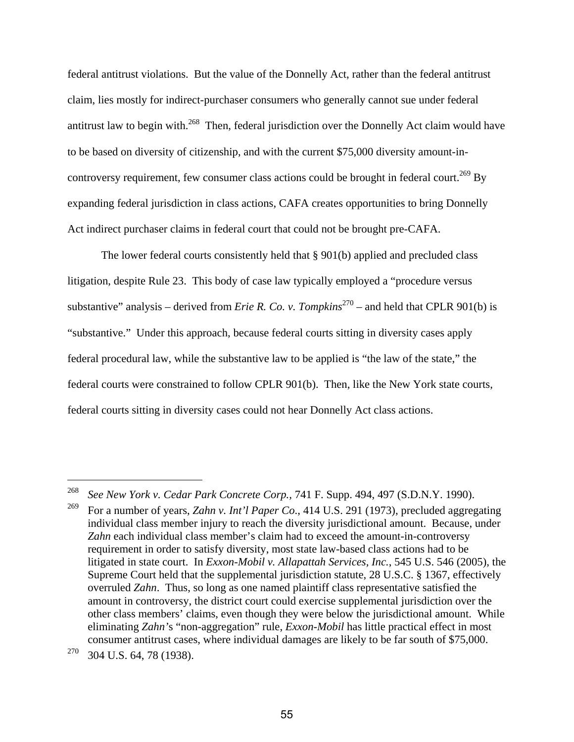federal antitrust violations. But the value of the Donnelly Act, rather than the federal antitrust claim, lies mostly for indirect-purchaser consumers who generally cannot sue under federal antitrust law to begin with.[268] Then, federal jurisdiction over the Donnelly Act claim would have to be based on diversity of citizenship, and with the current $75,000 diversity amount-in-controversy requirement, few consumer class actions could be brought in federal court.[269] By expanding federal jurisdiction in class actions, CAFA creates opportunities to bring Donnelly Act indirect purchaser claims in federal court that could not be brought pre-CAFA.

The lower federal courts consistently held that § 901(b) applied and precluded class litigation, despite Rule 23. This body of case law typically employed a "procedure versus substantive" analysis – derived from *Erie R. Co. v. Tompkins*[270] – and held that CPLR 901(b) is "substantive." Under this approach, because federal courts sitting in diversity cases apply federal procedural law, while the substantive law to be applied is "the law of the state," the federal courts were constrained to follow CPLR 901(b). Then, like the New York state courts, federal courts sitting in diversity cases could not hear Donnelly Act class actions.

---

[268] *See New York v. Cedar Park Concrete Corp.*, 741 F. Supp. 494, 497 (S.D.N.Y. 1990).

[269] For a number of years, *Zahn v. Int'l Paper Co*., 414 U.S. 291 (1973), precluded aggregating individual class member injury to reach the diversity jurisdictional amount. Because, under *Zahn* each individual class member's claim had to exceed the amount-in-controversy requirement in order to satisfy diversity, most state law-based class actions had to be litigated in state court. In *Exxon-Mobil v. Allapattah Services, Inc.*, 545 U.S. 546 (2005), the Supreme Court held that the supplemental jurisdiction statute, 28 U.S.C. § 1367, effectively overruled *Zahn*. Thus, so long as one named plaintiff class representative satisfied the amount in controversy, the district court could exercise supplemental jurisdiction over the other class members' claims, even though they were below the jurisdictional amount. While eliminating *Zahn*'s "non-aggregation" rule, *Exxon-Mobil* has little practical effect in most consumer antitrust cases, where individual damages are likely to be far south of $75,000.

[270] 304 U.S. 64, 78 (1938).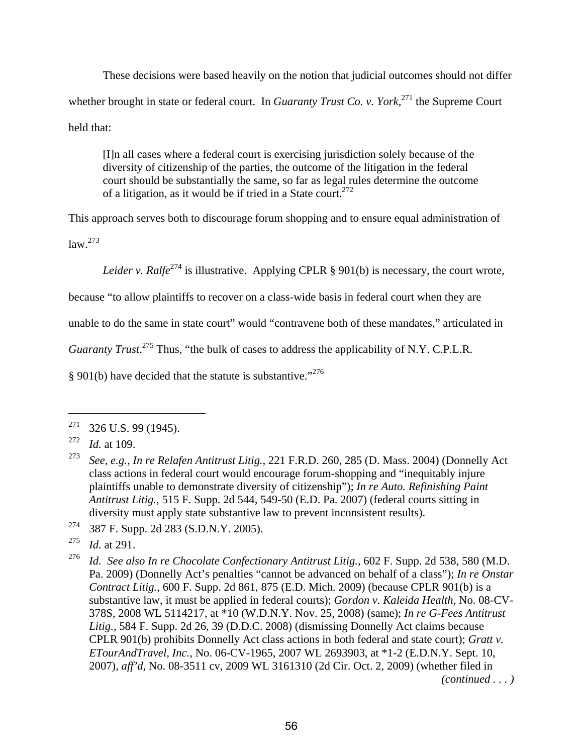These decisions were based heavily on the notion that judicial outcomes should not differ whether brought in state or federal court. In *Guaranty Trust Co. v. York*,[271] the Supreme Court held that:

> [I]n all cases where a federal court is exercising jurisdiction solely because of the diversity of citizenship of the parties, the outcome of the litigation in the federal court should be substantially the same, so far as legal rules determine the outcome of a litigation, as it would be if tried in a State court.[272]

This approach serves both to discourage forum shopping and to ensure equal administration of law.[273]

*Leider v. Ralfe*[274] is illustrative. Applying CPLR § 901(b) is necessary, the court wrote, because "to allow plaintiffs to recover on a class-wide basis in federal court when they are unable to do the same in state court" would "contravene both of these mandates," articulated in *Guaranty Trust*.[275] Thus, "the bulk of cases to address the applicability of N.Y. C.P.L.R. § 901(b) have decided that the statute is substantive."[276]

---

[271] 326 U.S. 99 (1945).

[272] *Id.* at 109.

[273] *See, e.g.*, *In re Relafen Antitrust Litig.*, 221 F.R.D. 260, 285 (D. Mass. 2004) (Donnelly Act class actions in federal court would encourage forum-shopping and "inequitably injure plaintiffs unable to demonstrate diversity of citizenship"); *In re Auto. Refinishing Paint Antitrust Litig.*, 515 F. Supp. 2d 544, 549-50 (E.D. Pa. 2007) (federal courts sitting in diversity must apply state substantive law to prevent inconsistent results).

[274] 387 F. Supp. 2d 283 (S.D.N.Y. 2005).

[275] *Id.* at 291.

[276] *Id.* *See also In re Chocolate Confectionary Antitrust Litig.*, 602 F. Supp. 2d 538, 580 (M.D. Pa. 2009) (Donnelly Act's penalties "cannot be advanced on behalf of a class"); *In re Onstar Contract Litig.*, 600 F. Supp. 2d 861, 875 (E.D. Mich. 2009) (because CPLR 901(b) is a substantive law, it must be applied in federal courts); *Gordon v. Kaleida Health*, No. 08-CV-378S, 2008 WL 5114217, at *10 (W.D.N.Y. Nov. 25, 2008) (same); *In re G-Fees Antitrust Litig.*, 584 F. Supp. 2d 26, 39 (D.D.C. 2008) (dismissing Donnelly Act claims because CPLR 901(b) prohibits Donnelly Act class actions in both federal and state court); *Gratt v. ETourAndTravel, Inc.*, No. 06-CV-1965, 2007 WL 2693903, at *1-2 (E.D.N.Y. Sept. 10, 2007), *aff'd*, No. 08-3511 cv, 2009 WL 3161310 (2d Cir. Oct. 2, 2009) (whether filed in *(continued . . . )*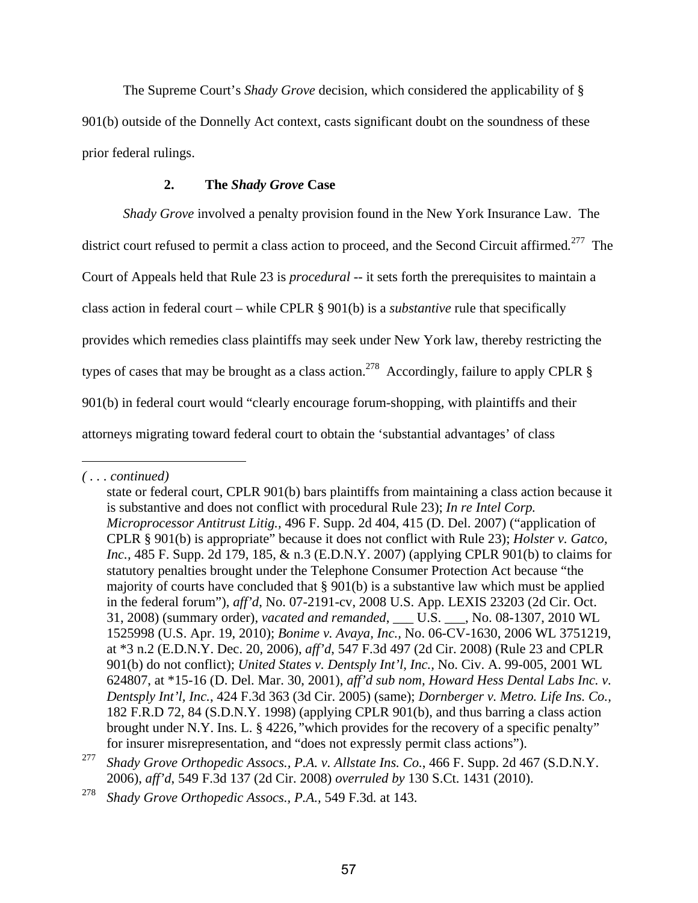The Supreme Court's *Shady Grove* decision, which considered the applicability of § 901(b) outside of the Donnelly Act context, casts significant doubt on the soundness of these prior federal rulings.

### 2. The *Shady Grove* Case

*Shady Grove* involved a penalty provision found in the New York Insurance Law. The district court refused to permit a class action to proceed, and the Second Circuit affirmed.[277] The Court of Appeals held that Rule 23 is *procedural* -- it sets forth the prerequisites to maintain a class action in federal court – while CPLR § 901(b) is a *substantive* rule that specifically provides which remedies class plaintiffs may seek under New York law, thereby restricting the types of cases that may be brought as a class action.[278] Accordingly, failure to apply CPLR § 901(b) in federal court would "clearly encourage forum-shopping, with plaintiffs and their attorneys migrating toward federal court to obtain the 'substantial advantages' of class

---

*( . . . continued)*

state or federal court, CPLR 901(b) bars plaintiffs from maintaining a class action because it is substantive and does not conflict with procedural Rule 23); *In re Intel Corp. Microprocessor Antitrust Litig.*, 496 F. Supp. 2d 404, 415 (D. Del. 2007) ("application of CPLR § 901(b) is appropriate" because it does not conflict with Rule 23); *Holster v. Gatco, Inc.*, 485 F. Supp. 2d 179, 185, & n.3 (E.D.N.Y. 2007) (applying CPLR 901(b) to claims for statutory penalties brought under the Telephone Consumer Protection Act because "the majority of courts have concluded that § 901(b) is a substantive law which must be applied in the federal forum"), *aff'd*, No. 07-2191-cv, 2008 U.S. App. LEXIS 23203 (2d Cir. Oct. 31, 2008) (summary order), *vacated and remanded*, ___ U.S. ___, No. 08-1307, 2010 WL 1525998 (U.S. Apr. 19, 2010); *Bonime v. Avaya, Inc.*, No. 06-CV-1630, 2006 WL 3751219, at *3 n.2 (E.D.N.Y. Dec. 20, 2006), *aff'd*, 547 F.3d 497 (2d Cir. 2008) (Rule 23 and CPLR 901(b) do not conflict); *United States v. Dentsply Int'l, Inc.*, No. Civ. A. 99-005, 2001 WL 624807, at *15-16 (D. Del. Mar. 30, 2001), *aff'd sub nom*, *Howard Hess Dental Labs Inc. v. Dentsply Int'l, Inc.*, 424 F.3d 363 (3d Cir. 2005) (same); *Dornberger v. Metro. Life Ins. Co.*, 182 F.R.D 72, 84 (S.D.N.Y. 1998) (applying CPLR 901(b), and thus barring a class action brought under N.Y. Ins. L. § 4226,"which provides for the recovery of a specific penalty" for insurer misrepresentation, and "does not expressly permit class actions").

[277] *Shady Grove Orthopedic Assocs., P.A. v. Allstate Ins. Co.*, 466 F. Supp. 2d 467 (S.D.N.Y. 2006), *aff'd*, 549 F.3d 137 (2d Cir. 2008) *overruled by* 130 S.Ct. 1431 (2010).

[278] *Shady Grove Orthopedic Assocs., P.A.*, 549 F.3d. at 143.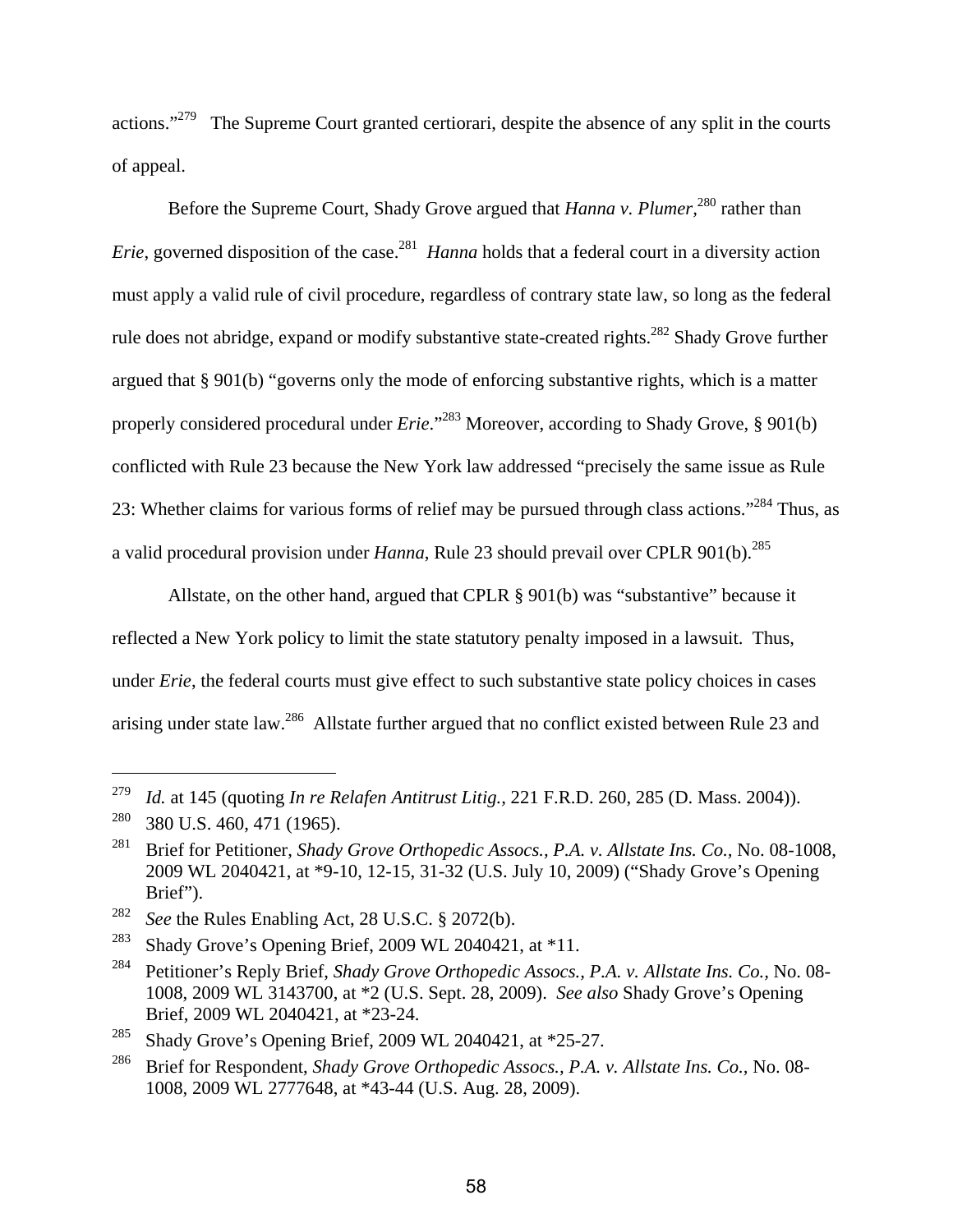actions."[279] The Supreme Court granted certiorari, despite the absence of any split in the courts of appeal.

Before the Supreme Court, Shady Grove argued that *Hanna v. Plumer*,[280] rather than *Erie*, governed disposition of the case.[281] *Hanna* holds that a federal court in a diversity action must apply a valid rule of civil procedure, regardless of contrary state law, so long as the federal rule does not abridge, expand or modify substantive state-created rights.[282] Shady Grove further argued that § 901(b) "governs only the mode of enforcing substantive rights, which is a matter properly considered procedural under *Erie*."[283] Moreover, according to Shady Grove, § 901(b) conflicted with Rule 23 because the New York law addressed "precisely the same issue as Rule 23: Whether claims for various forms of relief may be pursued through class actions."[284] Thus, as a valid procedural provision under *Hanna*, Rule 23 should prevail over CPLR 901(b).[285]

Allstate, on the other hand, argued that CPLR § 901(b) was "substantive" because it reflected a New York policy to limit the state statutory penalty imposed in a lawsuit. Thus, under *Erie*, the federal courts must give effect to such substantive state policy choices in cases arising under state law.[286] Allstate further argued that no conflict existed between Rule 23 and

---

[279] *Id.* at 145 (quoting *In re Relafen Antitrust Litig.*, 221 F.R.D. 260, 285 (D. Mass. 2004)).

[280] 380 U.S. 460, 471 (1965).

[281] Brief for Petitioner, *Shady Grove Orthopedic Assocs., P.A. v. Allstate Ins. Co.*, No. 08-1008, 2009 WL 2040421, at *9-10, 12-15, 31-32 (U.S. July 10, 2009) ("Shady Grove's Opening Brief").

[282] *See* the Rules Enabling Act, 28 U.S.C. § 2072(b).

[283] Shady Grove's Opening Brief, 2009 WL 2040421, at *11.

[284] Petitioner's Reply Brief, *Shady Grove Orthopedic Assocs., P.A. v. Allstate Ins. Co.*, No. 08-1008, 2009 WL 3143700, at *2 (U.S. Sept. 28, 2009). *See also* Shady Grove's Opening Brief, 2009 WL 2040421, at *23-24.

[285] Shady Grove's Opening Brief, 2009 WL 2040421, at *25-27.

[286] Brief for Respondent, *Shady Grove Orthopedic Assocs., P.A. v. Allstate Ins. Co.*, No. 08-1008, 2009 WL 2777648, at *43-44 (U.S. Aug. 28, 2009).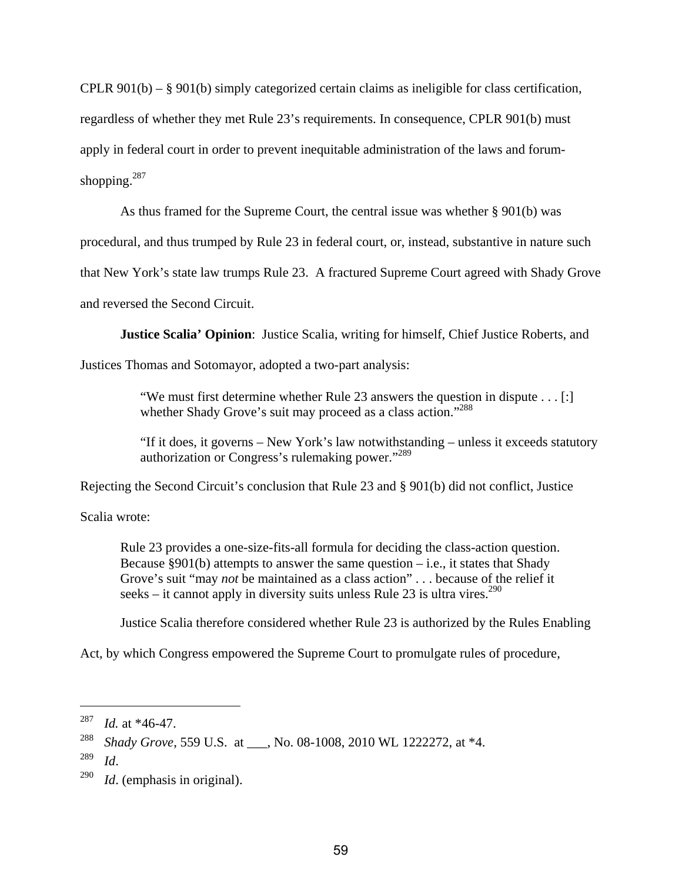CPLR 901(b) – § 901(b) simply categorized certain claims as ineligible for class certification, regardless of whether they met Rule 23's requirements. In consequence, CPLR 901(b) must apply in federal court in order to prevent inequitable administration of the laws and forum-shopping.[287]

As thus framed for the Supreme Court, the central issue was whether § 901(b) was procedural, and thus trumped by Rule 23 in federal court, or, instead, substantive in nature such that New York's state law trumps Rule 23. A fractured Supreme Court agreed with Shady Grove and reversed the Second Circuit.

**Justice Scalia' Opinion**: Justice Scalia, writing for himself, Chief Justice Roberts, and Justices Thomas and Sotomayor, adopted a two-part analysis:

> "We must first determine whether Rule 23 answers the question in dispute . . . [:] whether Shady Grove's suit may proceed as a class action."[288]
>
> "If it does, it governs – New York's law notwithstanding – unless it exceeds statutory authorization or Congress's rulemaking power."[289]

Rejecting the Second Circuit's conclusion that Rule 23 and § 901(b) did not conflict, Justice Scalia wrote:

> Rule 23 provides a one-size-fits-all formula for deciding the class-action question. Because §901(b) attempts to answer the same question – i.e., it states that Shady Grove's suit "may *not* be maintained as a class action" . . . because of the relief it seeks – it cannot apply in diversity suits unless Rule 23 is ultra vires.[290]

Justice Scalia therefore considered whether Rule 23 is authorized by the Rules Enabling Act, by which Congress empowered the Supreme Court to promulgate rules of procedure,

---

[287] *Id.* at *46-47.

[288] *Shady Grove*, 559 U.S. at ___, No. 08-1008, 2010 WL 1222272, at *4.

[289] *Id*.

[290] *Id*. (emphasis in original).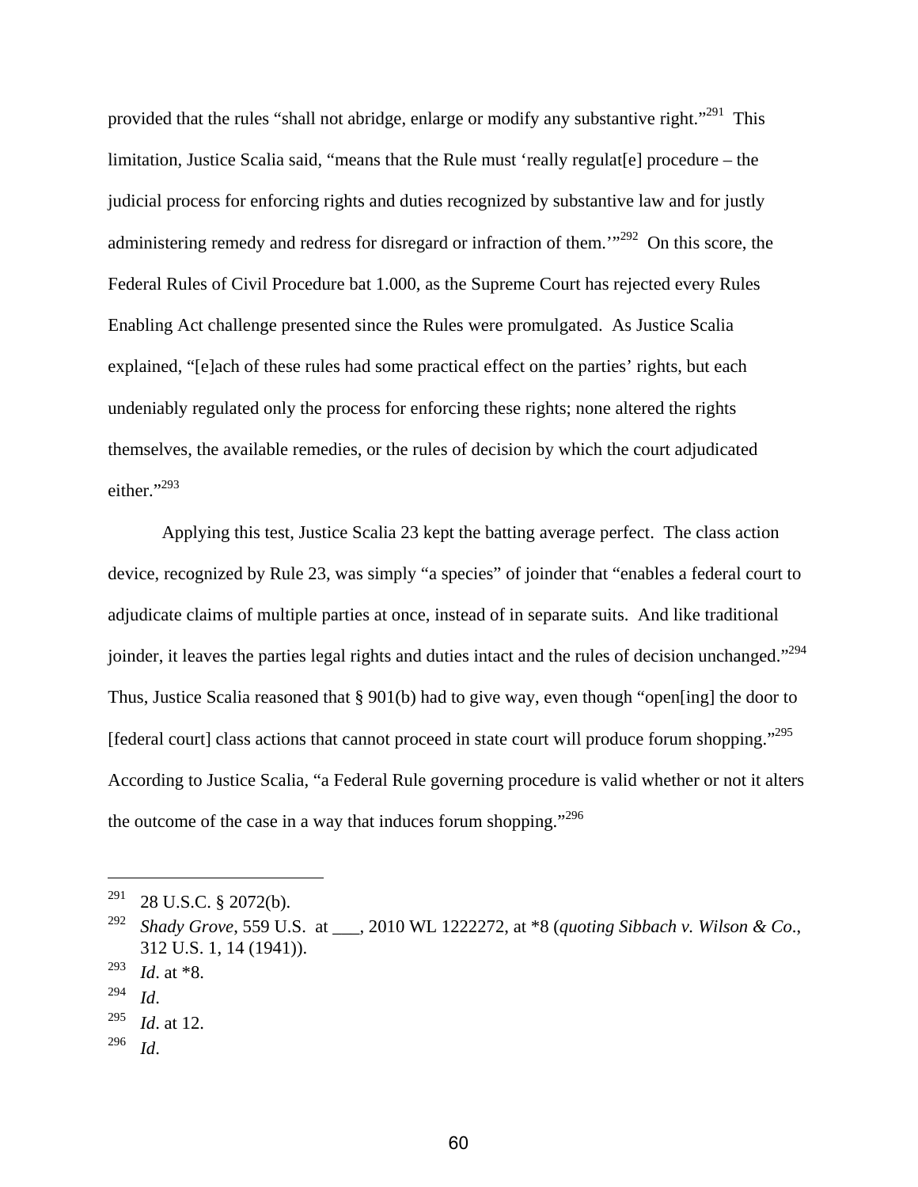provided that the rules "shall not abridge, enlarge or modify any substantive right."[291] This limitation, Justice Scalia said, "means that the Rule must 'really regulat[e] procedure – the judicial process for enforcing rights and duties recognized by substantive law and for justly administering remedy and redress for disregard or infraction of them.'"[292] On this score, the Federal Rules of Civil Procedure bat 1.000, as the Supreme Court has rejected every Rules Enabling Act challenge presented since the Rules were promulgated. As Justice Scalia explained, "[e]ach of these rules had some practical effect on the parties' rights, but each undeniably regulated only the process for enforcing these rights; none altered the rights themselves, the available remedies, or the rules of decision by which the court adjudicated either."[293]

Applying this test, Justice Scalia 23 kept the batting average perfect. The class action device, recognized by Rule 23, was simply "a species" of joinder that "enables a federal court to adjudicate claims of multiple parties at once, instead of in separate suits. And like traditional joinder, it leaves the parties legal rights and duties intact and the rules of decision unchanged."[294] Thus, Justice Scalia reasoned that § 901(b) had to give way, even though "open[ing] the door to [federal court] class actions that cannot proceed in state court will produce forum shopping."[295] According to Justice Scalia, "a Federal Rule governing procedure is valid whether or not it alters the outcome of the case in a way that induces forum shopping."[296]

---

[291] 28 U.S.C. § 2072(b).

[292] *Shady Grove*, 559 U.S. at ___, 2010 WL 1222272, at *8 (*quoting Sibbach v. Wilson & Co*., 312 U.S. 1, 14 (1941)).

[293] *Id*. at *8.

[294] *Id*.

[295] *Id*. at 12.

[296] *Id*.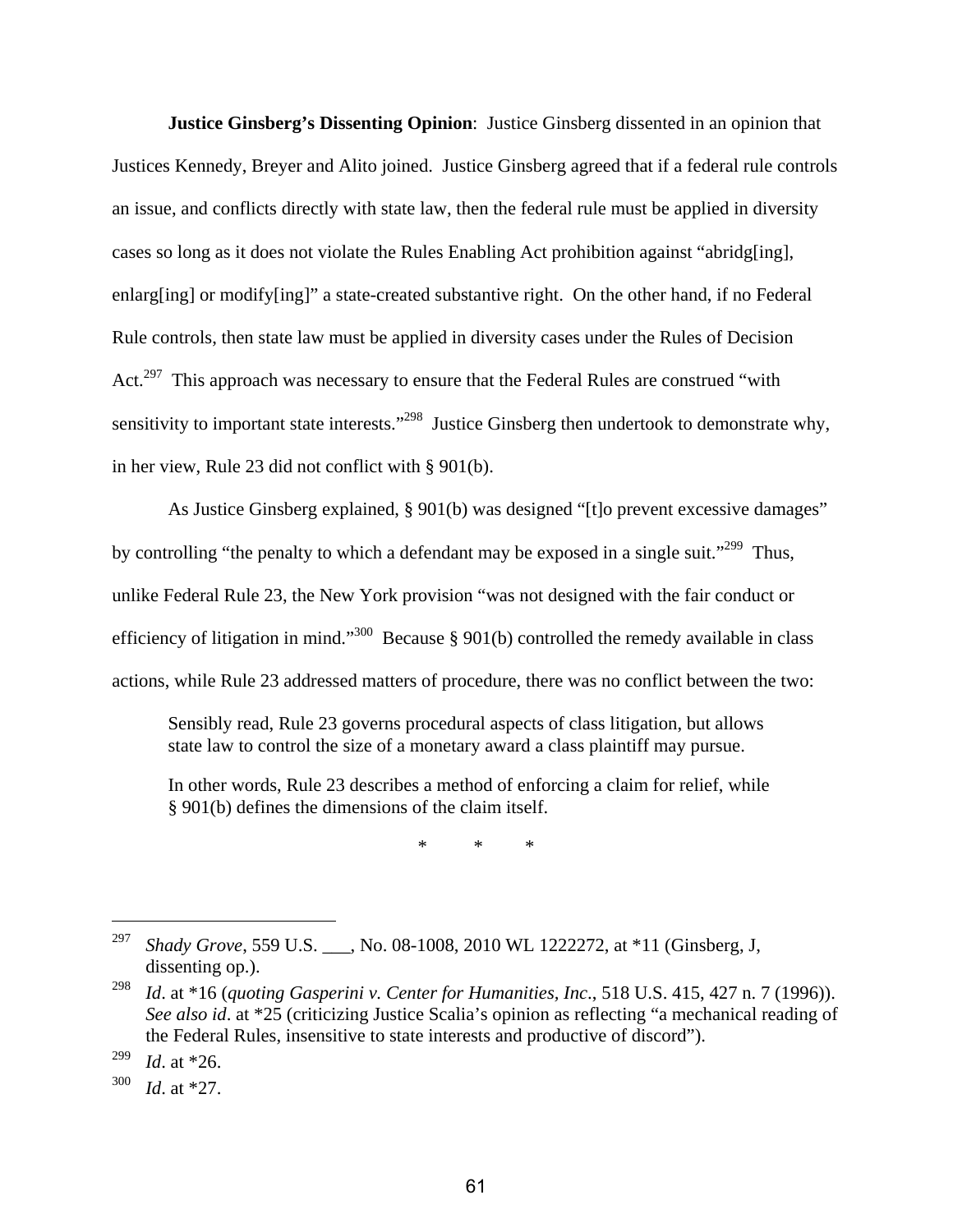**Justice Ginsberg's Dissenting Opinion**: Justice Ginsberg dissented in an opinion that Justices Kennedy, Breyer and Alito joined. Justice Ginsberg agreed that if a federal rule controls an issue, and conflicts directly with state law, then the federal rule must be applied in diversity cases so long as it does not violate the Rules Enabling Act prohibition against "abridg[ing], enlarg[ing] or modify[ing]" a state-created substantive right. On the other hand, if no Federal Rule controls, then state law must be applied in diversity cases under the Rules of Decision Act.[297] This approach was necessary to ensure that the Federal Rules are construed "with sensitivity to important state interests."[298] Justice Ginsberg then undertook to demonstrate why, in her view, Rule 23 did not conflict with § 901(b).

As Justice Ginsberg explained, § 901(b) was designed "[t]o prevent excessive damages" by controlling "the penalty to which a defendant may be exposed in a single suit."[299] Thus, unlike Federal Rule 23, the New York provision "was not designed with the fair conduct or efficiency of litigation in mind."[300] Because § 901(b) controlled the remedy available in class actions, while Rule 23 addressed matters of procedure, there was no conflict between the two:

> Sensibly read, Rule 23 governs procedural aspects of class litigation, but allows state law to control the size of a monetary award a class plaintiff may pursue.
>
> In other words, Rule 23 describes a method of enforcing a claim for relief, while § 901(b) defines the dimensions of the claim itself.
>
> \* \* \*

---

[297] *Shady Grove*, 559 U.S. ___, No. 08-1008, 2010 WL 1222272, at *11 (Ginsberg, J, dissenting op.).

[298] *Id*. at *16 (*quoting Gasperini v. Center for Humanities, Inc*., 518 U.S. 415, 427 n. 7 (1996)). *See also id*. at *25 (criticizing Justice Scalia's opinion as reflecting "a mechanical reading of the Federal Rules, insensitive to state interests and productive of discord").

[299] *Id*. at *26.

[300] *Id*. at *27.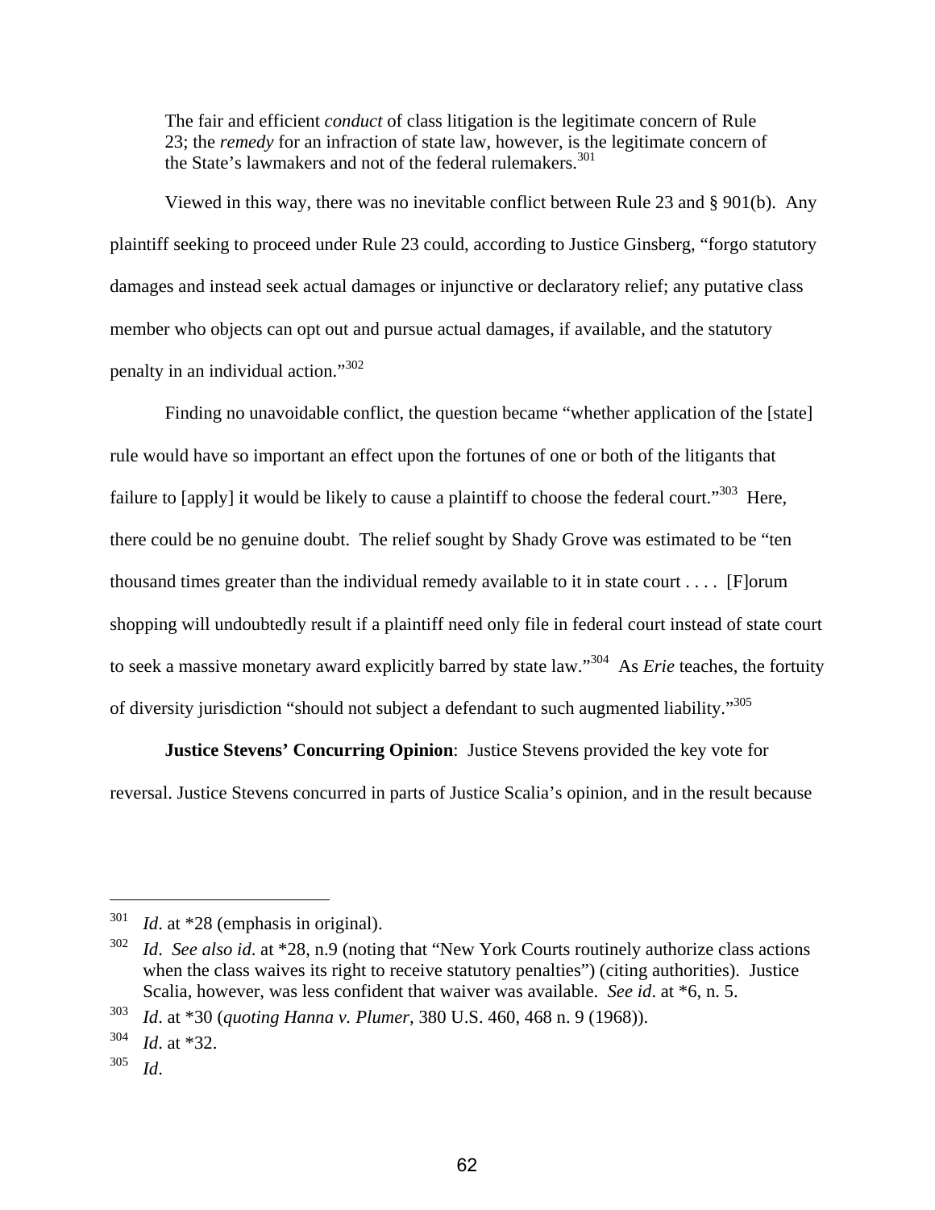> The fair and efficient *conduct* of class litigation is the legitimate concern of Rule 23; the *remedy* for an infraction of state law, however, is the legitimate concern of the State's lawmakers and not of the federal rulemakers.[301]

Viewed in this way, there was no inevitable conflict between Rule 23 and § 901(b). Any plaintiff seeking to proceed under Rule 23 could, according to Justice Ginsberg, "forgo statutory damages and instead seek actual damages or injunctive or declaratory relief; any putative class member who objects can opt out and pursue actual damages, if available, and the statutory penalty in an individual action."[302]

Finding no unavoidable conflict, the question became "whether application of the [state] rule would have so important an effect upon the fortunes of one or both of the litigants that failure to [apply] it would be likely to cause a plaintiff to choose the federal court."[303] Here, there could be no genuine doubt. The relief sought by Shady Grove was estimated to be "ten thousand times greater than the individual remedy available to it in state court . . . . [F]orum shopping will undoubtedly result if a plaintiff need only file in federal court instead of state court to seek a massive monetary award explicitly barred by state law."[304] As *Erie* teaches, the fortuity of diversity jurisdiction "should not subject a defendant to such augmented liability."[305]

**Justice Stevens' Concurring Opinion**: Justice Stevens provided the key vote for reversal. Justice Stevens concurred in parts of Justice Scalia's opinion, and in the result because

---

[301] *Id*. at *28 (emphasis in original).

[302] *Id*. *See also id*. at *28, n.9 (noting that "New York Courts routinely authorize class actions when the class waives its right to receive statutory penalties") (citing authorities). Justice Scalia, however, was less confident that waiver was available. *See id*. at *6, n. 5.

[303] *Id*. at *30 (*quoting Hanna v. Plumer*, 380 U.S. 460, 468 n. 9 (1968)).

[304] *Id*. at *32.

[305] *Id*.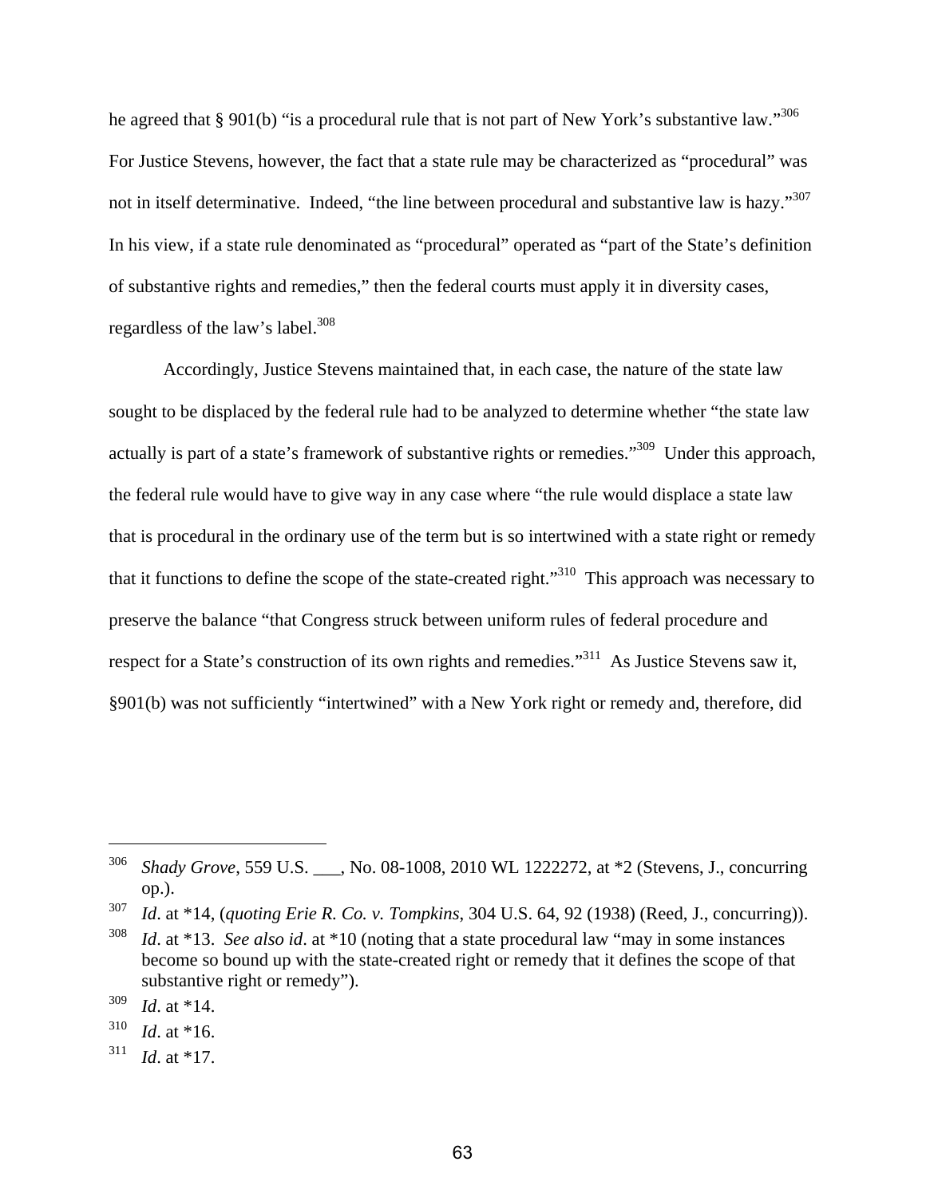he agreed that § 901(b) "is a procedural rule that is not part of New York's substantive law."[306] For Justice Stevens, however, the fact that a state rule may be characterized as "procedural" was not in itself determinative. Indeed, "the line between procedural and substantive law is hazy."[307] In his view, if a state rule denominated as "procedural" operated as "part of the State's definition of substantive rights and remedies," then the federal courts must apply it in diversity cases, regardless of the law's label.[308]

Accordingly, Justice Stevens maintained that, in each case, the nature of the state law sought to be displaced by the federal rule had to be analyzed to determine whether "the state law actually is part of a state's framework of substantive rights or remedies."[309] Under this approach, the federal rule would have to give way in any case where "the rule would displace a state law that is procedural in the ordinary use of the term but is so intertwined with a state right or remedy that it functions to define the scope of the state-created right."[310] This approach was necessary to preserve the balance "that Congress struck between uniform rules of federal procedure and respect for a State's construction of its own rights and remedies."[311] As Justice Stevens saw it, §901(b) was not sufficiently "intertwined" with a New York right or remedy and, therefore, did

---

[306] *Shady Grove*, 559 U.S. ___, No. 08-1008, 2010 WL 1222272, at *2 (Stevens, J., concurring op.).

[307] *Id*. at *14, (*quoting Erie R. Co. v. Tompkins*, 304 U.S. 64, 92 (1938) (Reed, J., concurring)).

[308] *Id*. at *13. *See also id*. at *10 (noting that a state procedural law "may in some instances become so bound up with the state-created right or remedy that it defines the scope of that substantive right or remedy").

[309] *Id*. at *14.

[310] *Id*. at *16.

[311] *Id*. at *17.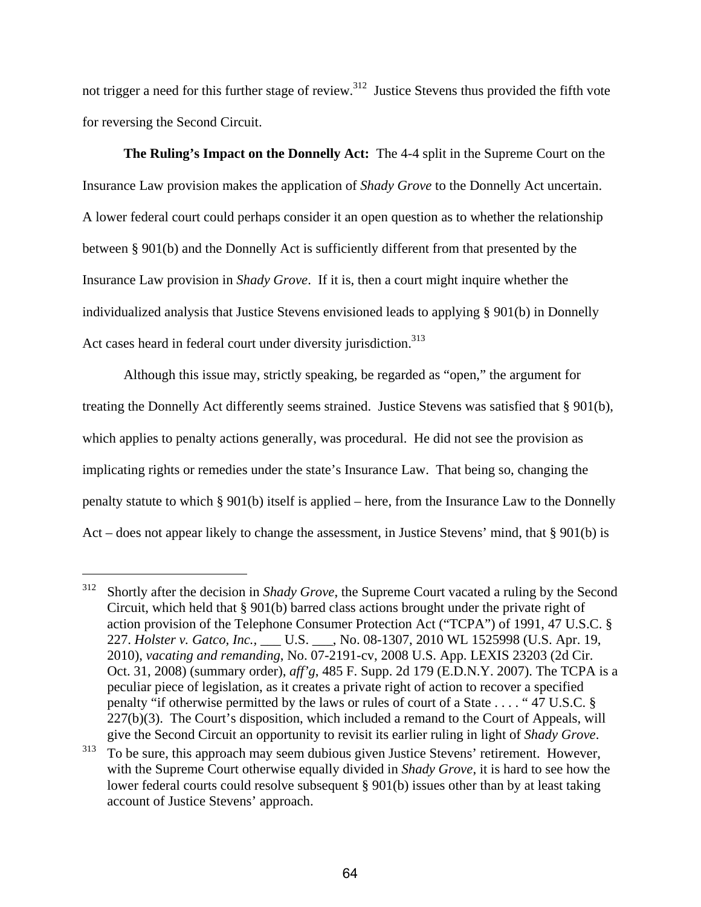not trigger a need for this further stage of review.[312] Justice Stevens thus provided the fifth vote for reversing the Second Circuit.

**The Ruling's Impact on the Donnelly Act:** The 4-4 split in the Supreme Court on the Insurance Law provision makes the application of *Shady Grove* to the Donnelly Act uncertain. A lower federal court could perhaps consider it an open question as to whether the relationship between § 901(b) and the Donnelly Act is sufficiently different from that presented by the Insurance Law provision in *Shady Grove*. If it is, then a court might inquire whether the individualized analysis that Justice Stevens envisioned leads to applying § 901(b) in Donnelly Act cases heard in federal court under diversity jurisdiction.[313]

Although this issue may, strictly speaking, be regarded as "open," the argument for treating the Donnelly Act differently seems strained. Justice Stevens was satisfied that § 901(b), which applies to penalty actions generally, was procedural. He did not see the provision as implicating rights or remedies under the state's Insurance Law. That being so, changing the penalty statute to which § 901(b) itself is applied – here, from the Insurance Law to the Donnelly Act – does not appear likely to change the assessment, in Justice Stevens' mind, that § 901(b) is

---

[312] Shortly after the decision in *Shady Grove*, the Supreme Court vacated a ruling by the Second Circuit, which held that § 901(b) barred class actions brought under the private right of action provision of the Telephone Consumer Protection Act ("TCPA") of 1991, 47 U.S.C. § 227. *Holster v. Gatco, Inc.*, ___ U.S. ___, No. 08-1307, 2010 WL 1525998 (U.S. Apr. 19, 2010), *vacating and remanding*, No. 07-2191-cv, 2008 U.S. App. LEXIS 23203 (2d Cir. Oct. 31, 2008) (summary order), *aff'g*, 485 F. Supp. 2d 179 (E.D.N.Y. 2007). The TCPA is a peculiar piece of legislation, as it creates a private right of action to recover a specified penalty "if otherwise permitted by the laws or rules of court of a State . . . . " 47 U.S.C. § 227(b)(3). The Court's disposition, which included a remand to the Court of Appeals, will give the Second Circuit an opportunity to revisit its earlier ruling in light of *Shady Grove*.

[313] To be sure, this approach may seem dubious given Justice Stevens' retirement. However, with the Supreme Court otherwise equally divided in *Shady Grove*, it is hard to see how the lower federal courts could resolve subsequent § 901(b) issues other than by at least taking account of Justice Stevens' approach.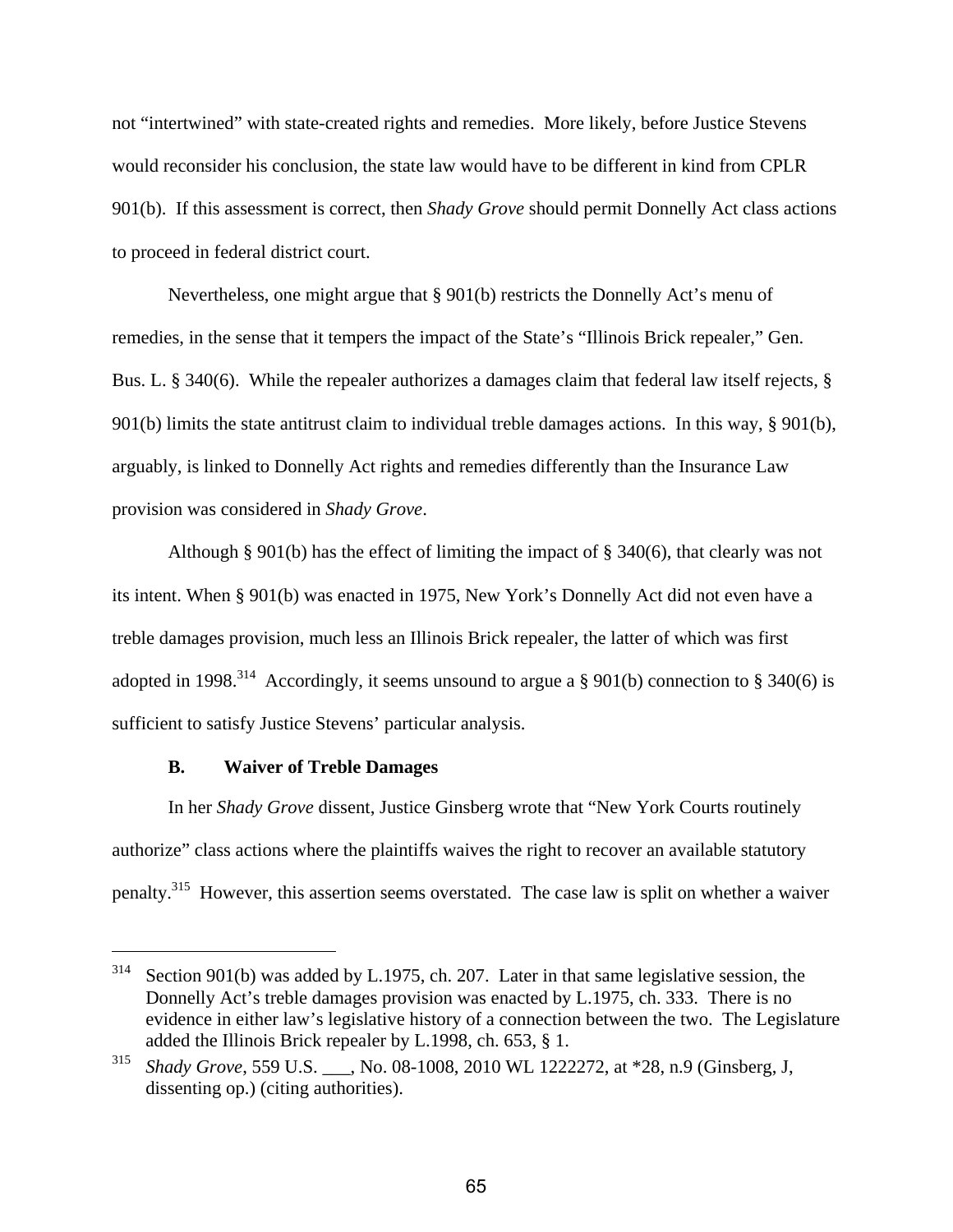not "intertwined" with state-created rights and remedies. More likely, before Justice Stevens would reconsider his conclusion, the state law would have to be different in kind from CPLR 901(b). If this assessment is correct, then *Shady Grove* should permit Donnelly Act class actions to proceed in federal district court.

Nevertheless, one might argue that § 901(b) restricts the Donnelly Act's menu of remedies, in the sense that it tempers the impact of the State's "Illinois Brick repealer," Gen. Bus. L. § 340(6). While the repealer authorizes a damages claim that federal law itself rejects, § 901(b) limits the state antitrust claim to individual treble damages actions. In this way, § 901(b), arguably, is linked to Donnelly Act rights and remedies differently than the Insurance Law provision was considered in *Shady Grove*.

Although § 901(b) has the effect of limiting the impact of § 340(6), that clearly was not its intent. When § 901(b) was enacted in 1975, New York's Donnelly Act did not even have a treble damages provision, much less an Illinois Brick repealer, the latter of which was first adopted in 1998.[314] Accordingly, it seems unsound to argue a § 901(b) connection to § 340(6) is sufficient to satisfy Justice Stevens' particular analysis.

### B. Waiver of Treble Damages

In her *Shady Grove* dissent, Justice Ginsberg wrote that "New York Courts routinely authorize" class actions where the plaintiffs waives the right to recover an available statutory penalty.[315] However, this assertion seems overstated. The case law is split on whether a waiver

---

[314] Section 901(b) was added by L.1975, ch. 207. Later in that same legislative session, the Donnelly Act's treble damages provision was enacted by L.1975, ch. 333. There is no evidence in either law's legislative history of a connection between the two. The Legislature added the Illinois Brick repealer by L.1998, ch. 653, § 1.

[315] *Shady Grove*, 559 U.S. ___, No. 08-1008, 2010 WL 1222272, at *28, n.9 (Ginsberg, J, dissenting op.) (citing authorities).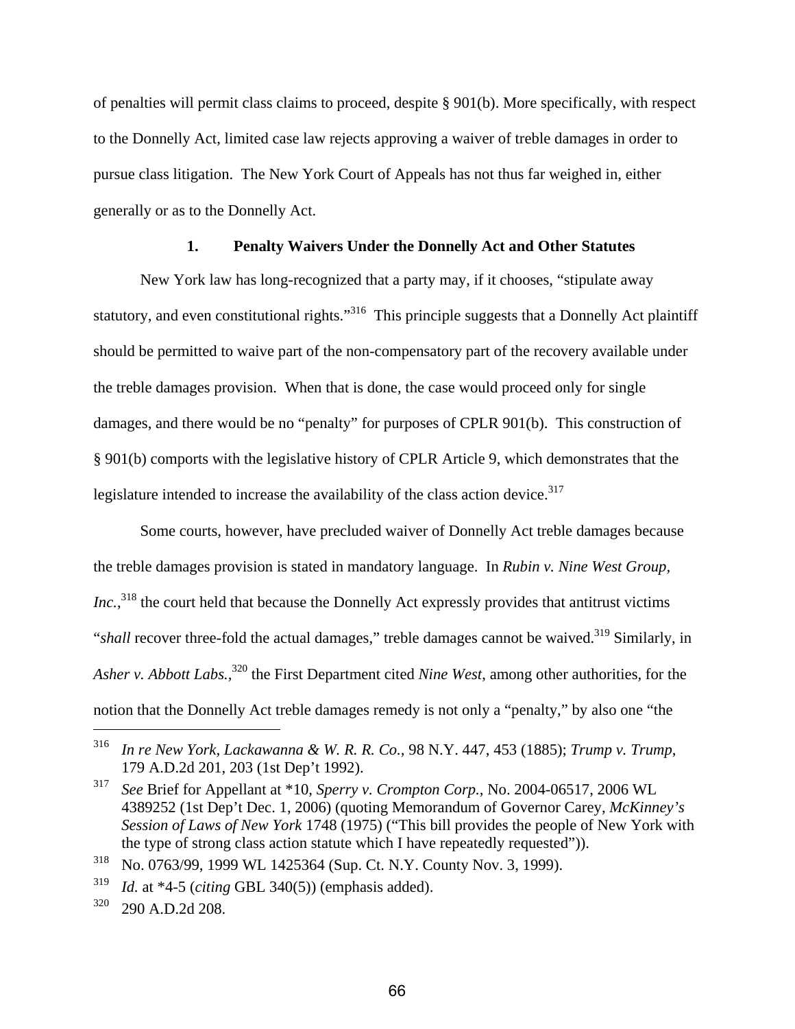of penalties will permit class claims to proceed, despite § 901(b). More specifically, with respect to the Donnelly Act, limited case law rejects approving a waiver of treble damages in order to pursue class litigation. The New York Court of Appeals has not thus far weighed in, either generally or as to the Donnelly Act.

### 1. Penalty Waivers Under the Donnelly Act and Other Statutes

New York law has long-recognized that a party may, if it chooses, "stipulate away statutory, and even constitutional rights."[316] This principle suggests that a Donnelly Act plaintiff should be permitted to waive part of the non-compensatory part of the recovery available under the treble damages provision. When that is done, the case would proceed only for single damages, and there would be no "penalty" for purposes of CPLR 901(b). This construction of § 901(b) comports with the legislative history of CPLR Article 9, which demonstrates that the legislature intended to increase the availability of the class action device.[317]

Some courts, however, have precluded waiver of Donnelly Act treble damages because the treble damages provision is stated in mandatory language. In *Rubin v. Nine West Group, Inc.*,[318] the court held that because the Donnelly Act expressly provides that antitrust victims "*shall* recover three-fold the actual damages," treble damages cannot be waived.[319] Similarly, in *Asher v. Abbott Labs.*,[320] the First Department cited *Nine West*, among other authorities, for the notion that the Donnelly Act treble damages remedy is not only a "penalty," by also one "the

---

[316] *In re New York, Lackawanna & W. R. R. Co.*, 98 N.Y. 447, 453 (1885); *Trump v. Trump*, 179 A.D.2d 201, 203 (1st Dep't 1992).

[317] *See* Brief for Appellant at *10, *Sperry v. Crompton Corp.*, No. 2004-06517, 2006 WL 4389252 (1st Dep't Dec. 1, 2006) (quoting Memorandum of Governor Carey, *McKinney's Session of Laws of New York* 1748 (1975) ("This bill provides the people of New York with the type of strong class action statute which I have repeatedly requested")).

[318] No. 0763/99, 1999 WL 1425364 (Sup. Ct. N.Y. County Nov. 3, 1999).

[319] *Id.* at *4-5 (*citing* GBL 340(5)) (emphasis added).

[320] 290 A.D.2d 208.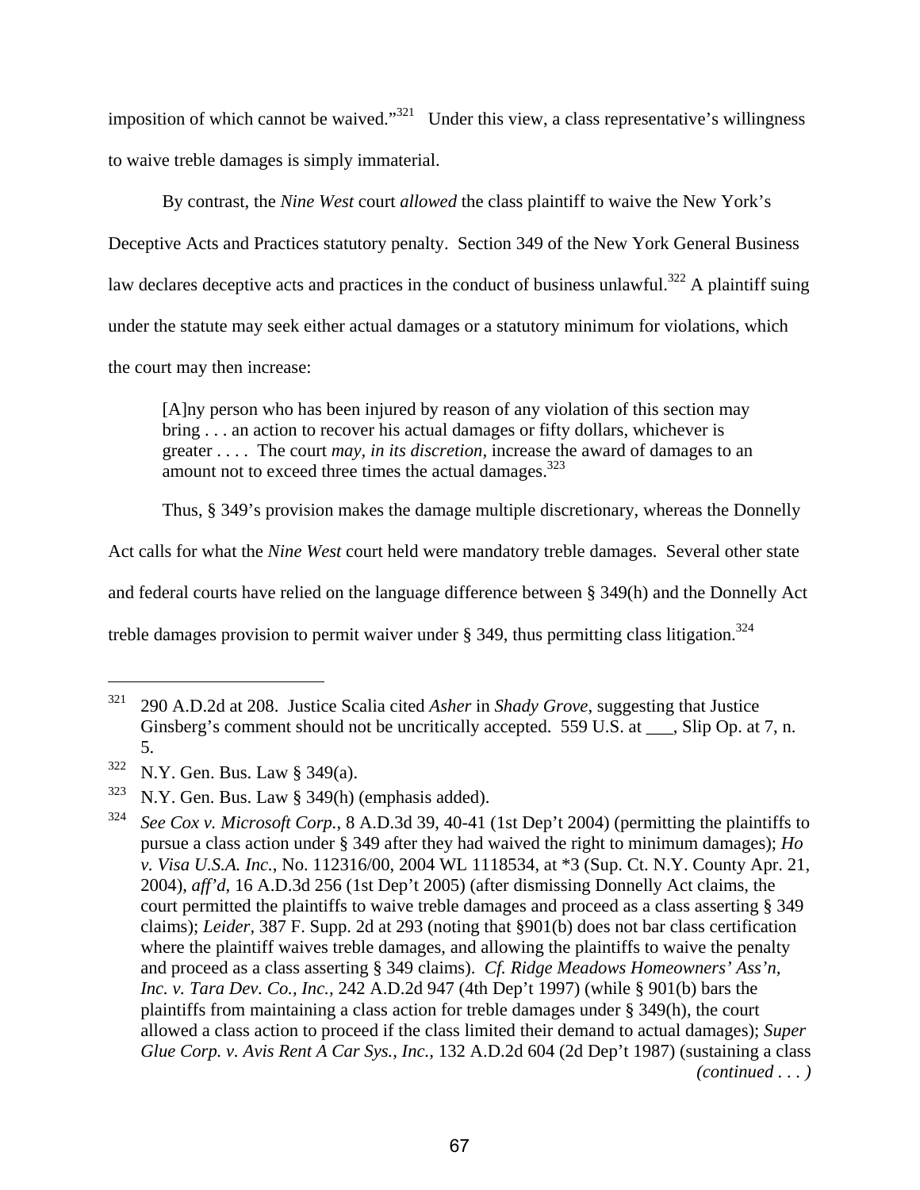imposition of which cannot be waived."[321] Under this view, a class representative's willingness to waive treble damages is simply immaterial.

By contrast, the *Nine West* court *allowed* the class plaintiff to waive the New York's Deceptive Acts and Practices statutory penalty. Section 349 of the New York General Business law declares deceptive acts and practices in the conduct of business unlawful.[322] A plaintiff suing under the statute may seek either actual damages or a statutory minimum for violations, which the court may then increase:

> [A]ny person who has been injured by reason of any violation of this section may bring . . . an action to recover his actual damages or fifty dollars, whichever is greater . . . . The court *may, in its discretion*, increase the award of damages to an amount not to exceed three times the actual damages.[323]

Thus, § 349's provision makes the damage multiple discretionary, whereas the Donnelly Act calls for what the *Nine West* court held were mandatory treble damages. Several other state and federal courts have relied on the language difference between § 349(h) and the Donnelly Act treble damages provision to permit waiver under § 349, thus permitting class litigation.[324]

---

[321] 290 A.D.2d at 208. Justice Scalia cited *Asher* in *Shady Grove*, suggesting that Justice Ginsberg's comment should not be uncritically accepted. 559 U.S. at ___, Slip Op. at 7, n. 5.

[322] N.Y. Gen. Bus. Law § 349(a).

[323] N.Y. Gen. Bus. Law § 349(h) (emphasis added).

[324] *See Cox v. Microsoft Corp.*, 8 A.D.3d 39, 40-41 (1st Dep't 2004) (permitting the plaintiffs to pursue a class action under § 349 after they had waived the right to minimum damages); *Ho v. Visa U.S.A. Inc.*, No. 112316/00, 2004 WL 1118534, at *3 (Sup. Ct. N.Y. County Apr. 21, 2004), *aff'd*, 16 A.D.3d 256 (1st Dep't 2005) (after dismissing Donnelly Act claims, the court permitted the plaintiffs to waive treble damages and proceed as a class asserting § 349 claims); *Leider*, 387 F. Supp. 2d at 293 (noting that §901(b) does not bar class certification where the plaintiff waives treble damages, and allowing the plaintiffs to waive the penalty and proceed as a class asserting § 349 claims). *Cf. Ridge Meadows Homeowners' Ass'n, Inc. v. Tara Dev. Co., Inc.*, 242 A.D.2d 947 (4th Dep't 1997) (while § 901(b) bars the plaintiffs from maintaining a class action for treble damages under § 349(h), the court allowed a class action to proceed if the class limited their demand to actual damages); *Super Glue Corp. v. Avis Rent A Car Sys., Inc.*, 132 A.D.2d 604 (2d Dep't 1987) (sustaining a class *(continued . . . )*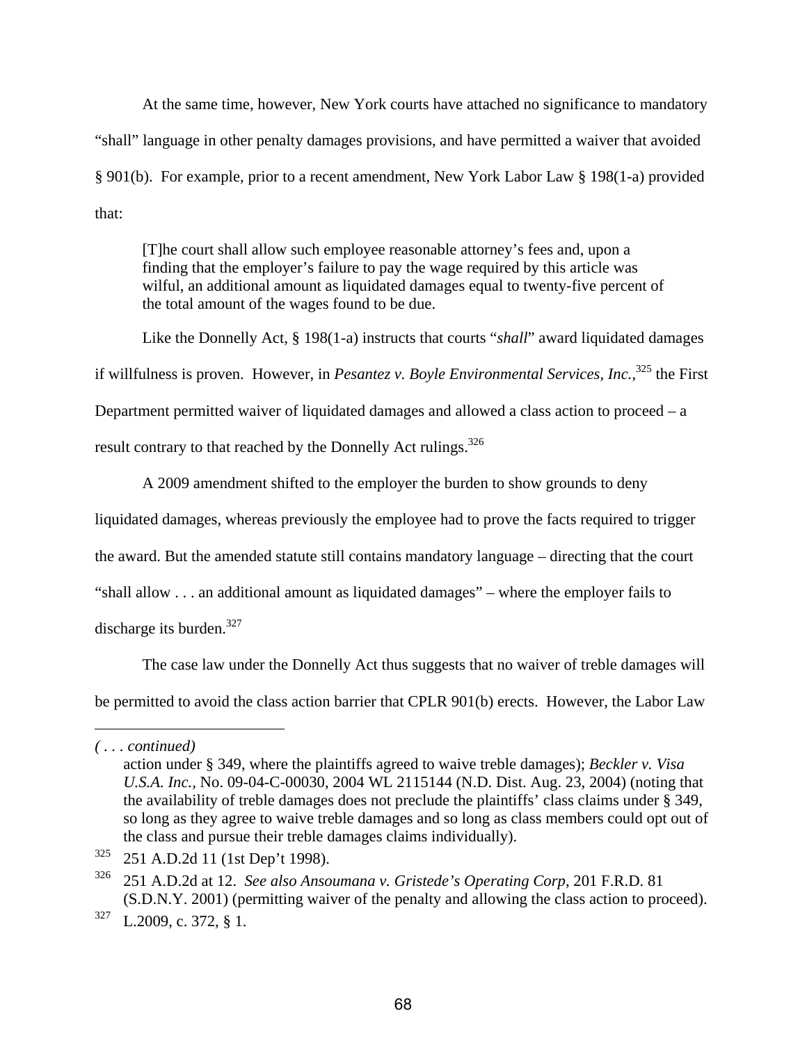At the same time, however, New York courts have attached no significance to mandatory "shall" language in other penalty damages provisions, and have permitted a waiver that avoided § 901(b). For example, prior to a recent amendment, New York Labor Law § 198(1-a) provided that:

> [T]he court shall allow such employee reasonable attorney's fees and, upon a finding that the employer's failure to pay the wage required by this article was wilful, an additional amount as liquidated damages equal to twenty-five percent of the total amount of the wages found to be due.

Like the Donnelly Act, § 198(1-a) instructs that courts "*shall*" award liquidated damages if willfulness is proven. However, in *Pesantez v. Boyle Environmental Services, Inc.*,[325] the First Department permitted waiver of liquidated damages and allowed a class action to proceed – a result contrary to that reached by the Donnelly Act rulings.[326]

A 2009 amendment shifted to the employer the burden to show grounds to deny liquidated damages, whereas previously the employee had to prove the facts required to trigger the award. But the amended statute still contains mandatory language – directing that the court "shall allow . . . an additional amount as liquidated damages" – where the employer fails to discharge its burden.[327]

The case law under the Donnelly Act thus suggests that no waiver of treble damages will be permitted to avoid the class action barrier that CPLR 901(b) erects. However, the Labor Law

---

*( . . . continued)*

action under § 349, where the plaintiffs agreed to waive treble damages); *Beckler v. Visa U.S.A. Inc.*, No. 09-04-C-00030, 2004 WL 2115144 (N.D. Dist. Aug. 23, 2004) (noting that the availability of treble damages does not preclude the plaintiffs' class claims under § 349, so long as they agree to waive treble damages and so long as class members could opt out of the class and pursue their treble damages claims individually).

[325] 251 A.D.2d 11 (1st Dep't 1998).

[326] 251 A.D.2d at 12. *See also Ansoumana v. Gristede's Operating Corp*, 201 F.R.D. 81 (S.D.N.Y. 2001) (permitting waiver of the penalty and allowing the class action to proceed).

[327] L.2009, c. 372, § 1.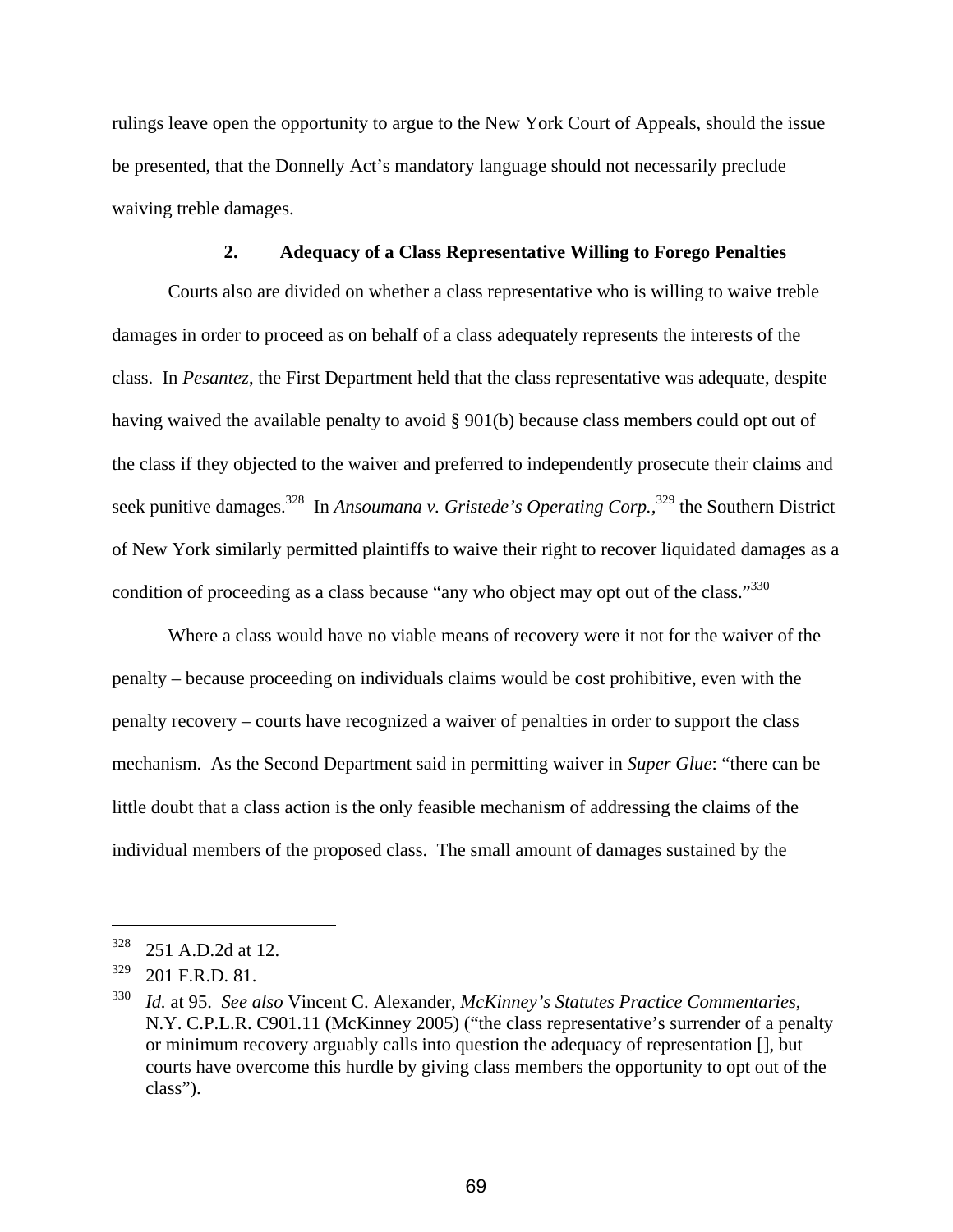rulings leave open the opportunity to argue to the New York Court of Appeals, should the issue be presented, that the Donnelly Act's mandatory language should not necessarily preclude waiving treble damages.

### 2. Adequacy of a Class Representative Willing to Forego Penalties

Courts also are divided on whether a class representative who is willing to waive treble damages in order to proceed as on behalf of a class adequately represents the interests of the class. In *Pesantez*, the First Department held that the class representative was adequate, despite having waived the available penalty to avoid § 901(b) because class members could opt out of the class if they objected to the waiver and preferred to independently prosecute their claims and seek punitive damages.[328] In *Ansoumana v. Gristede's Operating Corp.*,[329] the Southern District of New York similarly permitted plaintiffs to waive their right to recover liquidated damages as a condition of proceeding as a class because "any who object may opt out of the class."[330]

Where a class would have no viable means of recovery were it not for the waiver of the penalty – because proceeding on individuals claims would be cost prohibitive, even with the penalty recovery – courts have recognized a waiver of penalties in order to support the class mechanism. As the Second Department said in permitting waiver in *Super Glue*: "there can be little doubt that a class action is the only feasible mechanism of addressing the claims of the individual members of the proposed class. The small amount of damages sustained by the

---

[328] 251 A.D.2d at 12.

[329] 201 F.R.D. 81.

[330] *Id.* at 95. *See also* Vincent C. Alexander, *McKinney's Statutes Practice Commentaries*, N.Y. C.P.L.R. C901.11 (McKinney 2005) ("the class representative's surrender of a penalty or minimum recovery arguably calls into question the adequacy of representation [], but courts have overcome this hurdle by giving class members the opportunity to opt out of the class").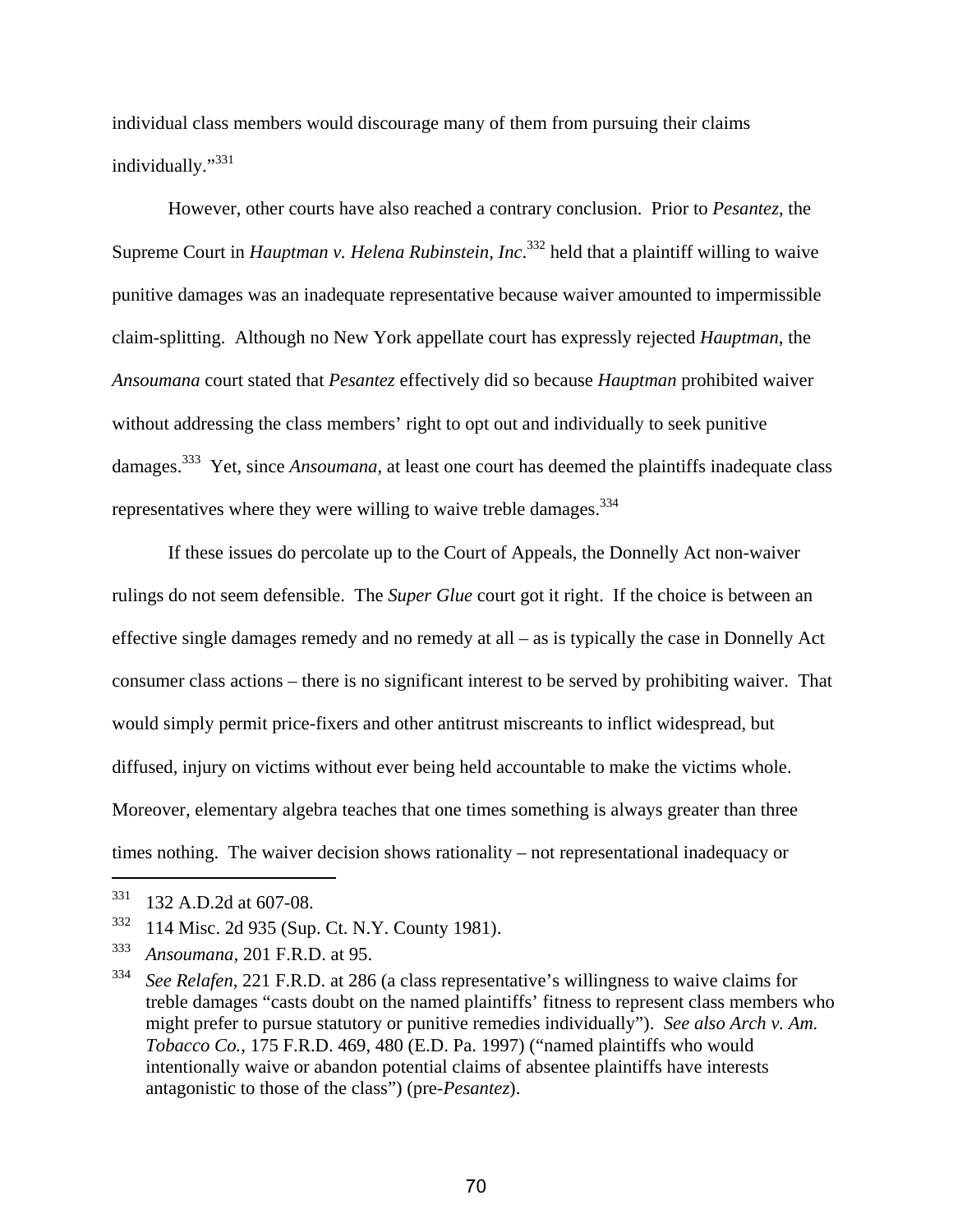individual class members would discourage many of them from pursuing their claims individually."[331]

However, other courts have also reached a contrary conclusion. Prior to *Pesantez*, the Supreme Court in *Hauptman v. Helena Rubinstein, Inc.*[332] held that a plaintiff willing to waive punitive damages was an inadequate representative because waiver amounted to impermissible claim-splitting. Although no New York appellate court has expressly rejected *Hauptman*, the *Ansoumana* court stated that *Pesantez* effectively did so because *Hauptman* prohibited waiver without addressing the class members' right to opt out and individually to seek punitive damages.[333] Yet, since *Ansoumana*, at least one court has deemed the plaintiffs inadequate class representatives where they were willing to waive treble damages.[334]

If these issues do percolate up to the Court of Appeals, the Donnelly Act non-waiver rulings do not seem defensible. The *Super Glue* court got it right. If the choice is between an effective single damages remedy and no remedy at all – as is typically the case in Donnelly Act consumer class actions – there is no significant interest to be served by prohibiting waiver. That would simply permit price-fixers and other antitrust miscreants to inflict widespread, but diffused, injury on victims without ever being held accountable to make the victims whole. Moreover, elementary algebra teaches that one times something is always greater than three times nothing. The waiver decision shows rationality – not representational inadequacy or

---

[331] 132 A.D.2d at 607-08.

[332] 114 Misc. 2d 935 (Sup. Ct. N.Y. County 1981).

[333] *Ansoumana*, 201 F.R.D. at 95.

[334] *See Relafen*, 221 F.R.D. at 286 (a class representative's willingness to waive claims for treble damages "casts doubt on the named plaintiffs' fitness to represent class members who might prefer to pursue statutory or punitive remedies individually"). *See also Arch v. Am. Tobacco Co.*, 175 F.R.D. 469, 480 (E.D. Pa. 1997) ("named plaintiffs who would intentionally waive or abandon potential claims of absentee plaintiffs have interests antagonistic to those of the class") (pre-*Pesantez*).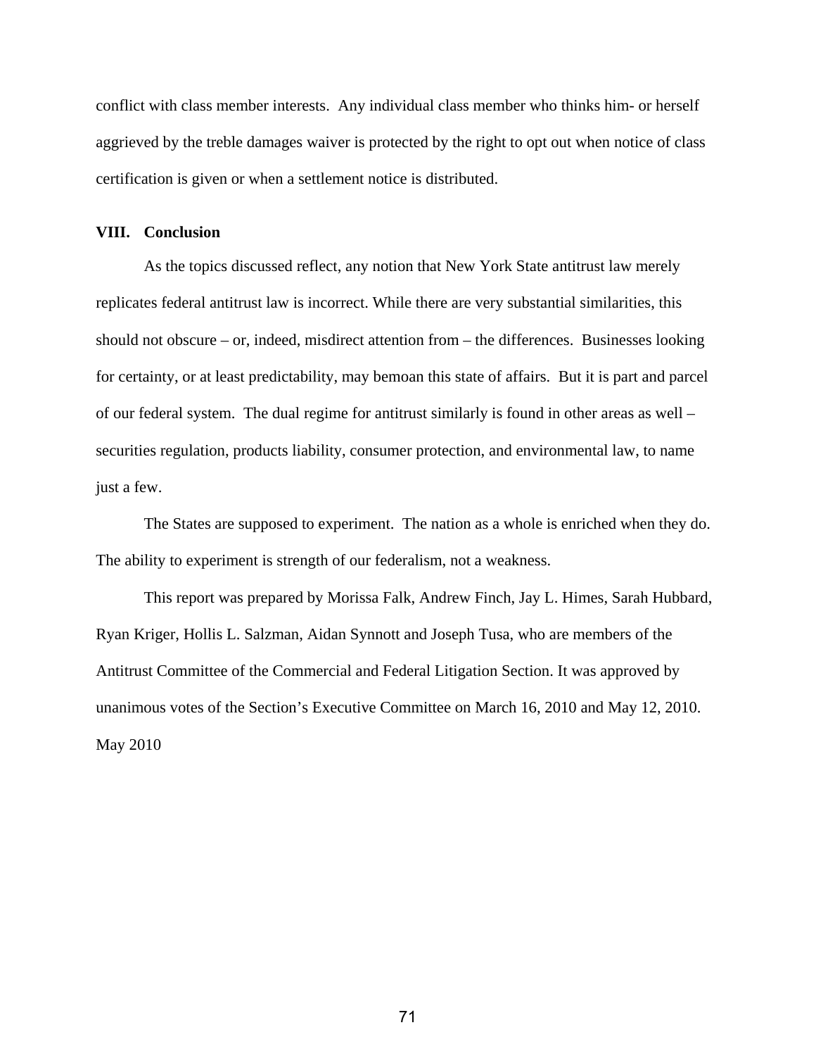conflict with class member interests. Any individual class member who thinks him- or herself aggrieved by the treble damages waiver is protected by the right to opt out when notice of class certification is given or when a settlement notice is distributed.

## VIII. Conclusion

As the topics discussed reflect, any notion that New York State antitrust law merely replicates federal antitrust law is incorrect. While there are very substantial similarities, this should not obscure – or, indeed, misdirect attention from – the differences. Businesses looking for certainty, or at least predictability, may bemoan this state of affairs. But it is part and parcel of our federal system. The dual regime for antitrust similarly is found in other areas as well – securities regulation, products liability, consumer protection, and environmental law, to name just a few.

The States are supposed to experiment. The nation as a whole is enriched when they do. The ability to experiment is strength of our federalism, not a weakness.

This report was prepared by Morissa Falk, Andrew Finch, Jay L. Himes, Sarah Hubbard, Ryan Kriger, Hollis L. Salzman, Aidan Synnott and Joseph Tusa, who are members of the Antitrust Committee of the Commercial and Federal Litigation Section. It was approved by unanimous votes of the Section's Executive Committee on March 16, 2010 and May 12, 2010.

May 2010